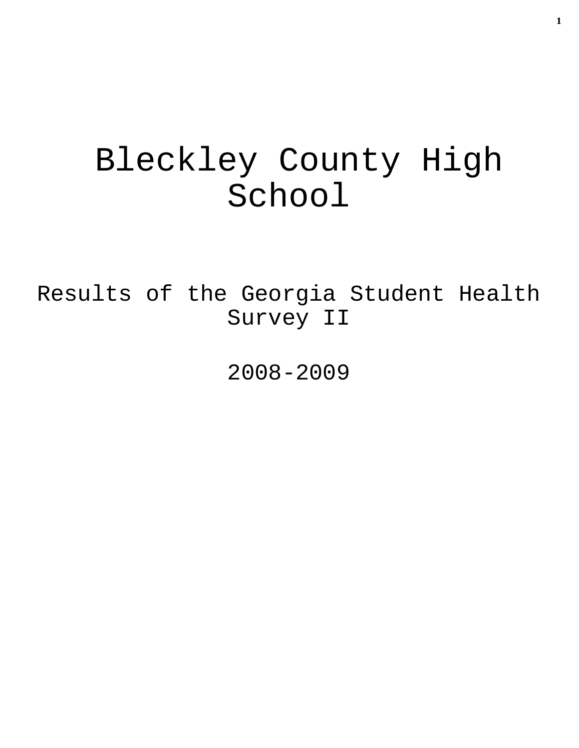# Bleckley County High School

## Results of the Georgia Student Health Survey II

## 2008-2009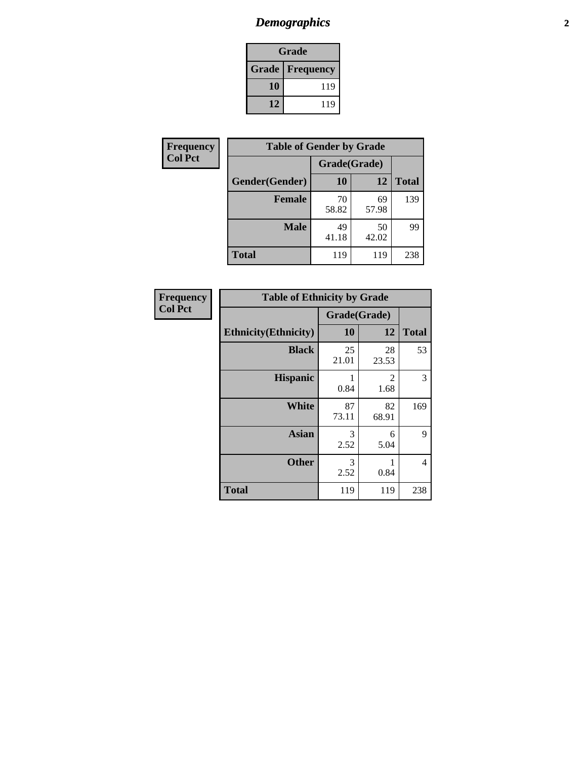# Demographics

| Grade | |
|---|---|
| **Grade** | **Frequency** |
| **10** | 119 |
| **12** | 119 |

**Frequency**
**Col Pct**

| Table of Gender by Grade | | | |
|---|---|---|---|
| | Grade(Grade) | | |
| **Gender(Gender)** | **10** | **12** | **Total** |
| **Female** | 70<br>58.82 | 69<br>57.98 | 139 |
| **Male** | 49<br>41.18 | 50<br>42.02 | 99 |
| **Total** | 119 | 119 | 238 |

**Frequency**
**Col Pct**

| Table of Ethnicity by Grade | | | |
|---|---|---|---|
| | Grade(Grade) | | |
| **Ethnicity(Ethnicity)** | **10** | **12** | **Total** |
| **Black** | 25<br>21.01 | 28<br>23.53 | 53 |
| **Hispanic** | 1<br>0.84 | 2<br>1.68 | 3 |
| **White** | 87<br>73.11 | 82<br>68.91 | 169 |
| **Asian** | 3<br>2.52 | 6<br>5.04 | 9 |
| **Other** | 3<br>2.52 | 1<br>0.84 | 4 |
| **Total** | 119 | 119 | 238 |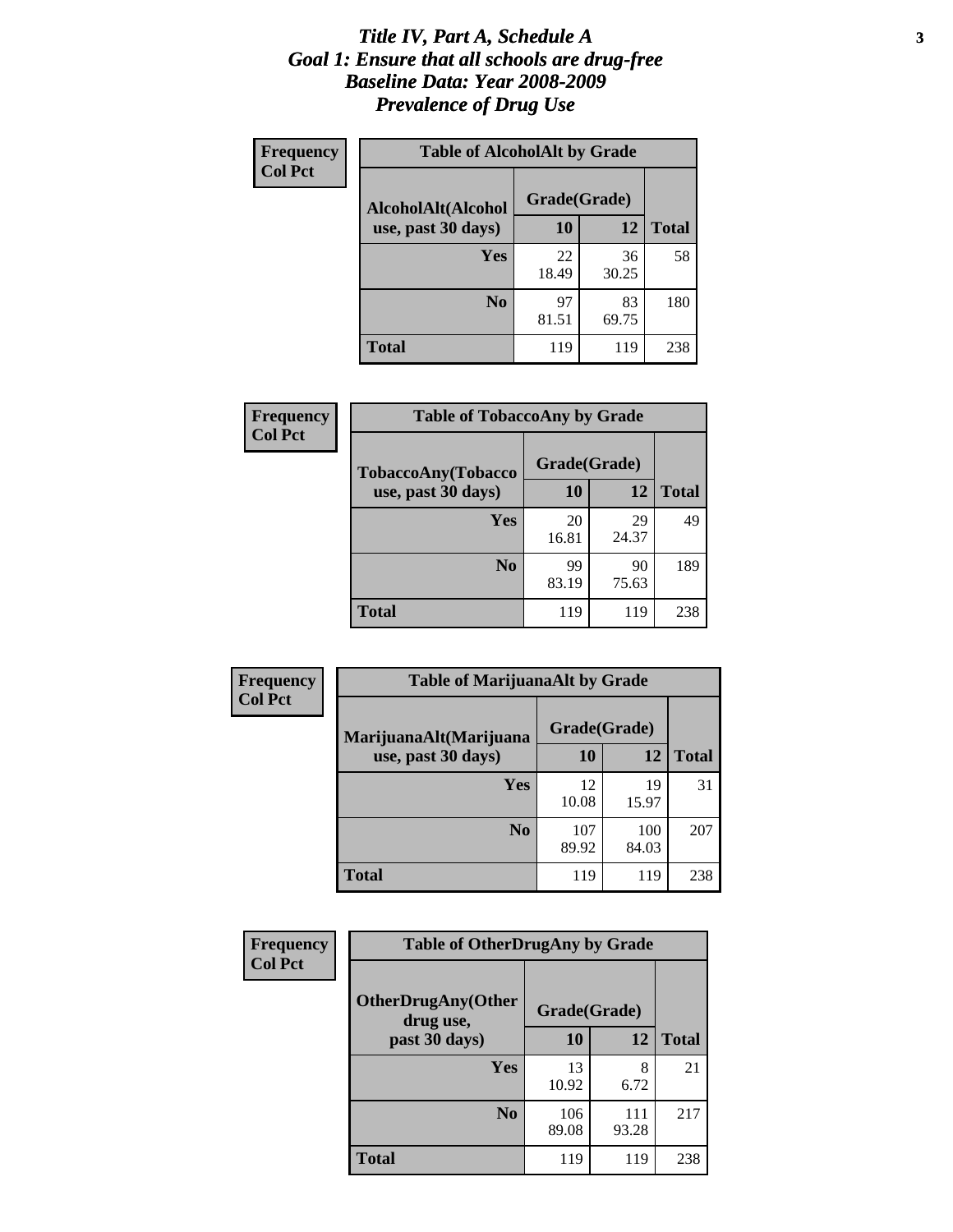# *Title IV, Part A, Schedule A*
# *Goal 1: Ensure that all schools are drug-free*
# *Baseline Data: Year 2008-2009*
# *Prevalence of Drug Use*

**Frequency**
**Col Pct**

| Table of AlcoholAlt by Grade | | | |
|---|---|---|---|
| **AlcoholAlt(Alcohol use, past 30 days)** | **Grade(Grade)** | | |
| | **10** | **12** | **Total** |
| **Yes** | 22<br>18.49 | 36<br>30.25 | 58 |
| **No** | 97<br>81.51 | 83<br>69.75 | 180 |
| **Total** | 119 | 119 | 238 |

**Frequency**
**Col Pct**

| Table of TobaccoAny by Grade | | | |
|---|---|---|---|
| **TobaccoAny(Tobacco use, past 30 days)** | **Grade(Grade)** | | |
| | **10** | **12** | **Total** |
| **Yes** | 20<br>16.81 | 29<br>24.37 | 49 |
| **No** | 99<br>83.19 | 90<br>75.63 | 189 |
| **Total** | 119 | 119 | 238 |

**Frequency**
**Col Pct**

| Table of MarijuanaAlt by Grade | | | |
|---|---|---|---|
| **MarijuanaAlt(Marijuana use, past 30 days)** | **Grade(Grade)** | | |
| | **10** | **12** | **Total** |
| **Yes** | 12<br>10.08 | 19<br>15.97 | 31 |
| **No** | 107<br>89.92 | 100<br>84.03 | 207 |
| **Total** | 119 | 119 | 238 |

**Frequency**
**Col Pct**

| Table of OtherDrugAny by Grade | | | |
|---|---|---|---|
| **OtherDrugAny(Other drug use, past 30 days)** | **Grade(Grade)** | | |
| | **10** | **12** | **Total** |
| **Yes** | 13<br>10.92 | 8<br>6.72 | 21 |
| **No** | 106<br>89.08 | 111<br>93.28 | 217 |
| **Total** | 119 | 119 | 238 |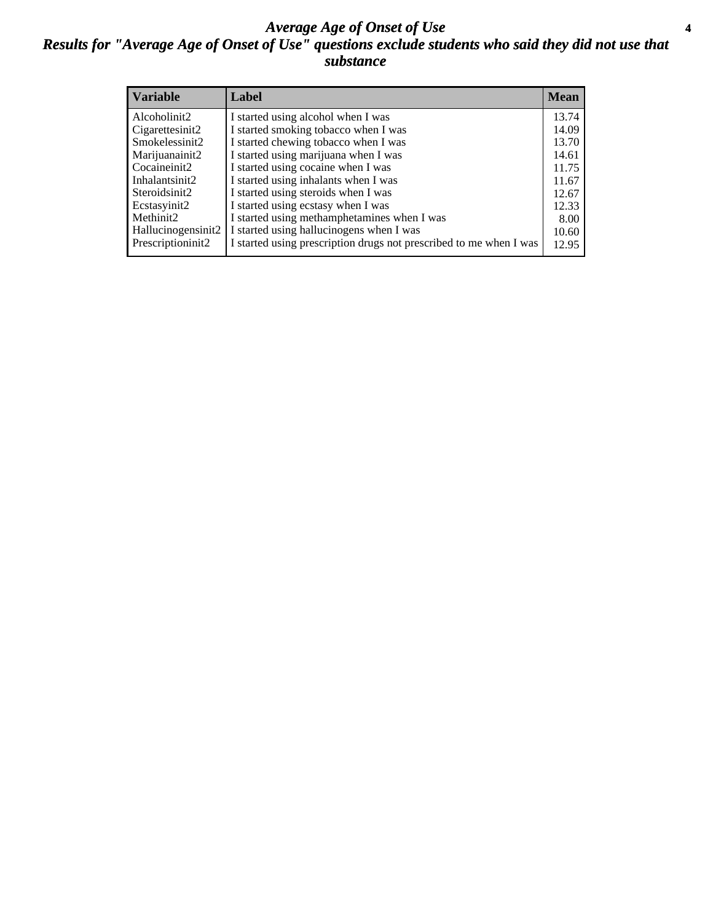# *Average Age of Onset of Use*

## *Results for "Average Age of Onset of Use" questions exclude students who said they did not use that substance*

| Variable | Label | Mean |
|---|---|---|
| Alcoholinit2 | I started using alcohol when I was | 13.74 |
| Cigarettesinit2 | I started smoking tobacco when I was | 14.09 |
| Smokelessinit2 | I started chewing tobacco when I was | 13.70 |
| Marijuanainit2 | I started using marijuana when I was | 14.61 |
| Cocaineinit2 | I started using cocaine when I was | 11.75 |
| Inhalantsinit2 | I started using inhalants when I was | 11.67 |
| Steroidsinit2 | I started using steroids when I was | 12.67 |
| Ecstasyinit2 | I started using ecstasy when I was | 12.33 |
| Methinit2 | I started using methamphetamines when I was | 8.00 |
| Hallucinogensinit2 | I started using hallucinogens when I was | 10.60 |
| Prescriptioninit2 | I started using prescription drugs not prescribed to me when I was | 12.95 |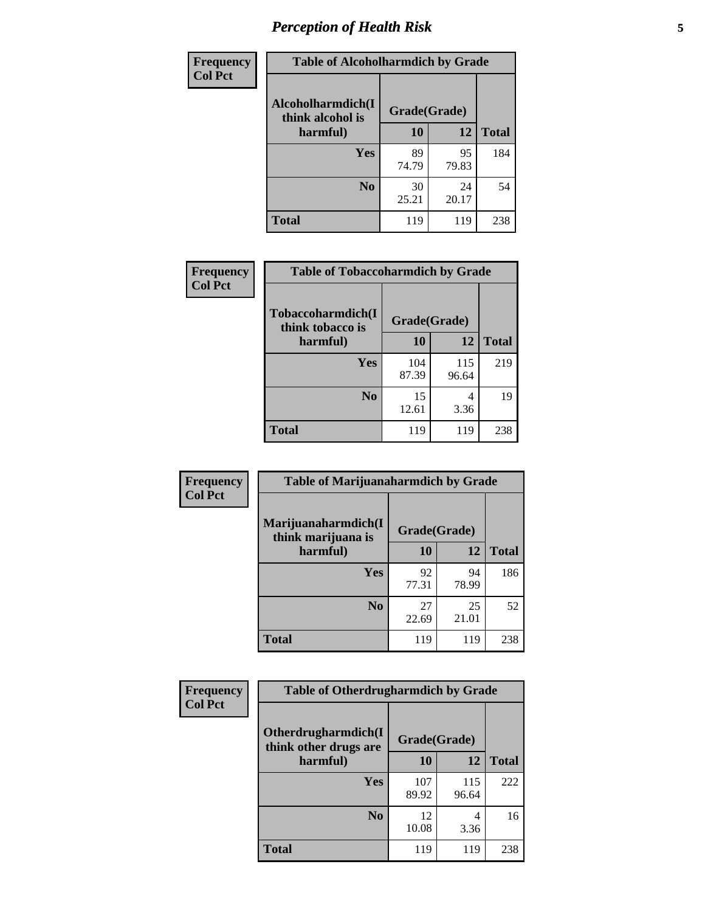# Perception of Health Risk

| Frequency<br>Col Pct | Table of Alcoholharmdich by Grade | | |
|---|---|---|---|
| Alcoholharmdich(I think alcohol is harmful) | Grade(Grade) | | |
| | 10 | 12 | Total |
| Yes | 89<br>74.79 | 95<br>79.83 | 184 |
| No | 30<br>25.21 | 24<br>20.17 | 54 |
| Total | 119 | 119 | 238 |

| Frequency<br>Col Pct | Table of Tobaccoharmdich by Grade | | |
|---|---|---|---|
| Tobaccoharmdich(I think tobacco is harmful) | Grade(Grade) | | |
| | 10 | 12 | Total |
| Yes | 104<br>87.39 | 115<br>96.64 | 219 |
| No | 15<br>12.61 | 4<br>3.36 | 19 |
| Total | 119 | 119 | 238 |

| Frequency<br>Col Pct | Table of Marijuanaharmdich by Grade | | |
|---|---|---|---|
| Marijuanaharmdich(I think marijuana is harmful) | Grade(Grade) | | |
| | 10 | 12 | Total |
| Yes | 92<br>77.31 | 94<br>78.99 | 186 |
| No | 27<br>22.69 | 25<br>21.01 | 52 |
| Total | 119 | 119 | 238 |

| Frequency<br>Col Pct | Table of Otherdrugharmdich by Grade | | |
|---|---|---|---|
| Otherdrugharmdich(I think other drugs are harmful) | Grade(Grade) | | |
| | 10 | 12 | Total |
| Yes | 107<br>89.92 | 115<br>96.64 | 222 |
| No | 12<br>10.08 | 4<br>3.36 | 16 |
| Total | 119 | 119 | 238 |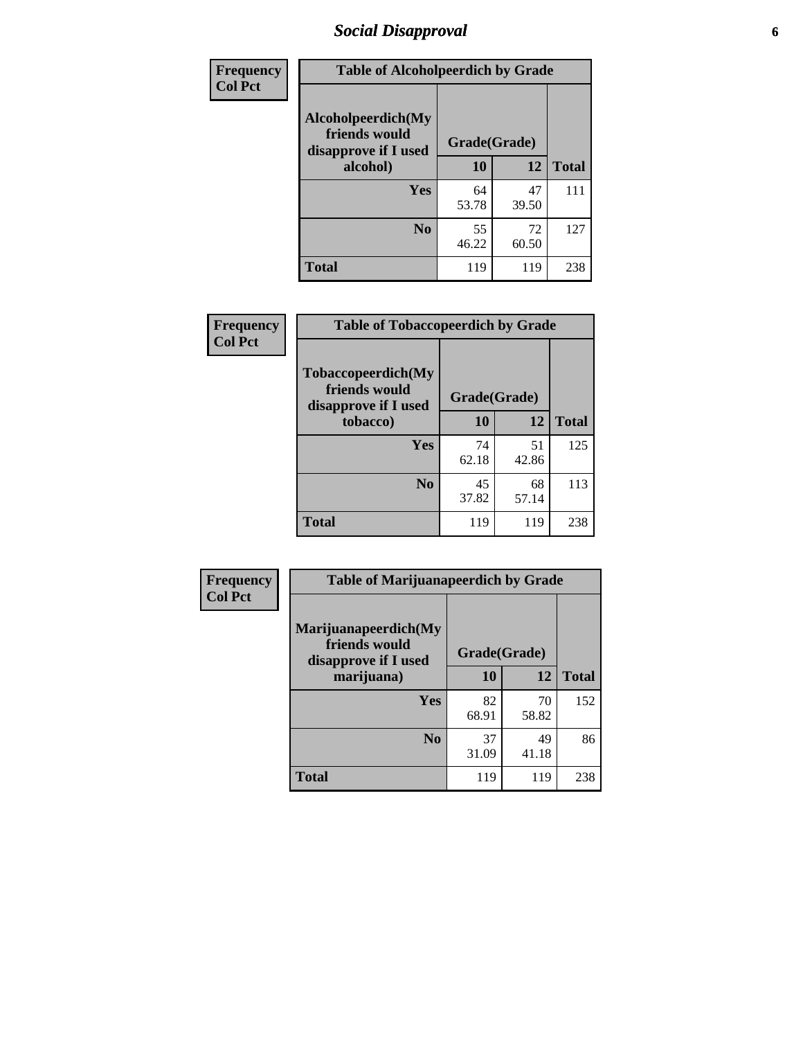## Social Disapproval

**Frequency**
**Col Pct**

| Table of Alcoholpeerdich by Grade | | | |
|---|---|---|---|
| Alcoholpeerdich(My friends would disapprove if I used alcohol) | Grade(Grade) | | |
| | 10 | 12 | Total |
| Yes | 64<br>53.78 | 47<br>39.50 | 111 |
| No | 55<br>46.22 | 72<br>60.50 | 127 |
| Total | 119 | 119 | 238 |

**Frequency**
**Col Pct**

| Table of Tobaccopeerdich by Grade | | | |
|---|---|---|---|
| Tobaccopeerdich(My friends would disapprove if I used tobacco) | Grade(Grade) | | |
| | 10 | 12 | Total |
| Yes | 74<br>62.18 | 51<br>42.86 | 125 |
| No | 45<br>37.82 | 68<br>57.14 | 113 |
| Total | 119 | 119 | 238 |

**Frequency**
**Col Pct**

| Table of Marijuanapeerdich by Grade | | | |
|---|---|---|---|
| Marijuanapeerdich(My friends would disapprove if I used marijuana) | Grade(Grade) | | |
| | 10 | 12 | Total |
| Yes | 82<br>68.91 | 70<br>58.82 | 152 |
| No | 37<br>31.09 | 49<br>41.18 | 86 |
| Total | 119 | 119 | 238 |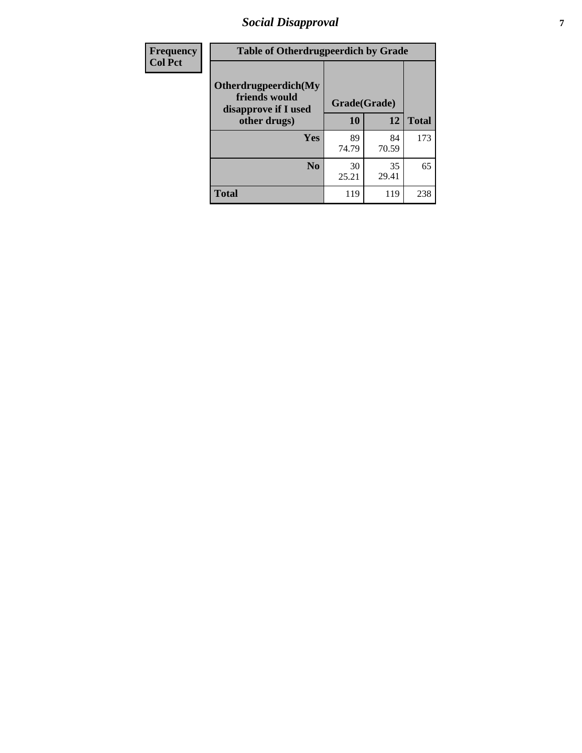| Frequency<br>Col Pct |
|---|

**Table of Otherdrugpeerdich by Grade**

| Otherdrugpeerdich(My friends would disapprove if I used other drugs) | Grade(Grade) | | Total |
|---|---|---|---|
| | 10 | 12 | |
| Yes | 89<br>74.79 | 84<br>70.59 | 173 |
| No | 30<br>25.21 | 35<br>29.41 | 65 |
| Total | 119 | 119 | 238 |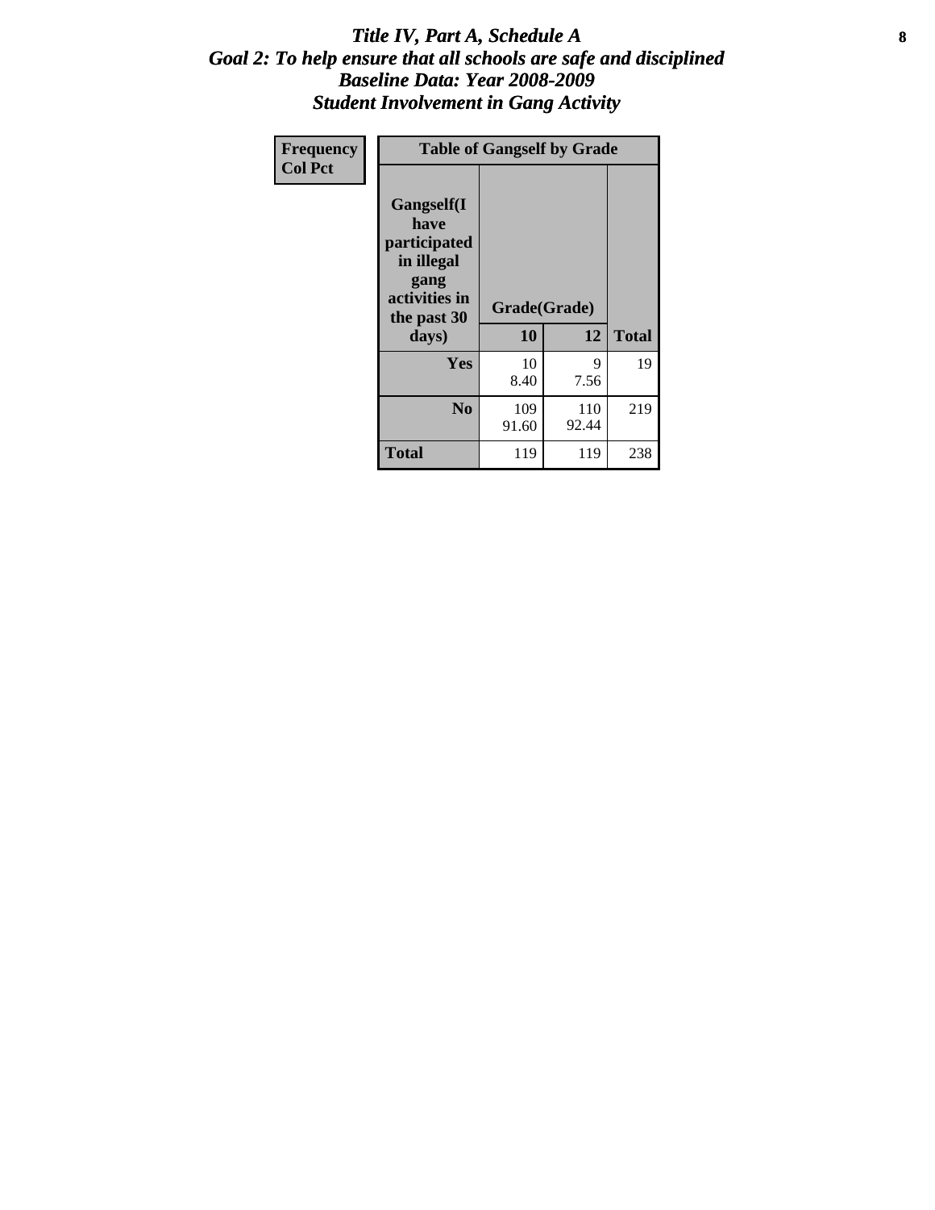# *Title IV, Part A, Schedule A*
## *Goal 2: To help ensure that all schools are safe and disciplined*
## *Baseline Data: Year 2008-2009*
## *Student Involvement in Gang Activity*

| Frequency<br>Col Pct | Table of Gangself by Grade | | |
|---|---|---|---|
| Gangself(I have participated in illegal gang activities in the past 30 days) | Grade(Grade) | | |
| | 10 | 12 | Total |
| Yes | 10<br>8.40 | 9<br>7.56 | 19 |
| No | 109<br>91.60 | 110<br>92.44 | 219 |
| Total | 119 | 119 | 238 |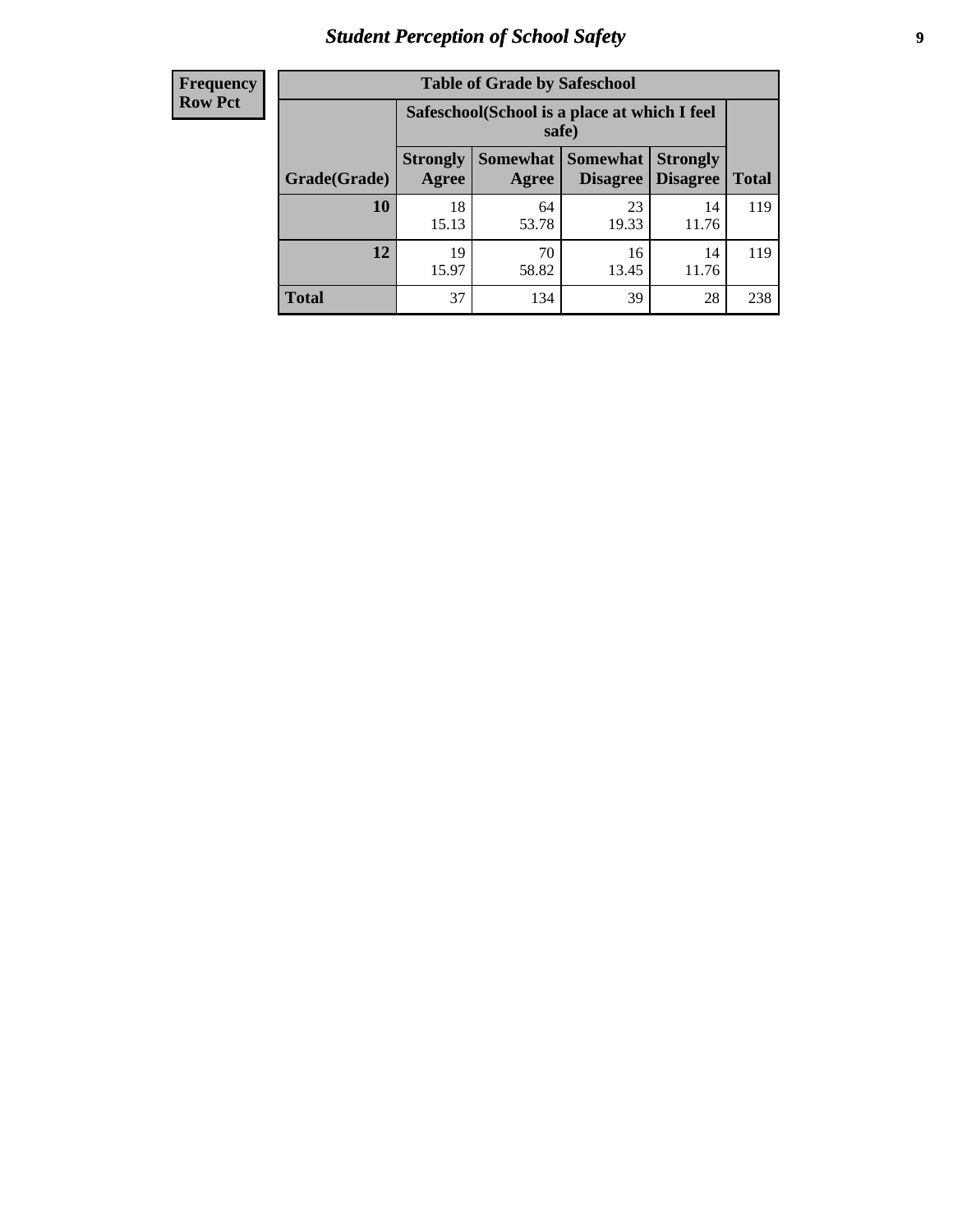## Student Perception of School Safety

| Frequency Row Pct |
|---|

**Table of Grade by Safeschool**

| | Safeschool(School is a place at which I feel safe) | | | | |
|---|---|---|---|---|---|
| **Grade(Grade)** | **Strongly Agree** | **Somewhat Agree** | **Somewhat Disagree** | **Strongly Disagree** | **Total** |
| **10** | 18<br>15.13 | 64<br>53.78 | 23<br>19.33 | 14<br>11.76 | 119 |
| **12** | 19<br>15.97 | 70<br>58.82 | 16<br>13.45 | 14<br>11.76 | 119 |
| **Total** | 37 | 134 | 39 | 28 | 238 |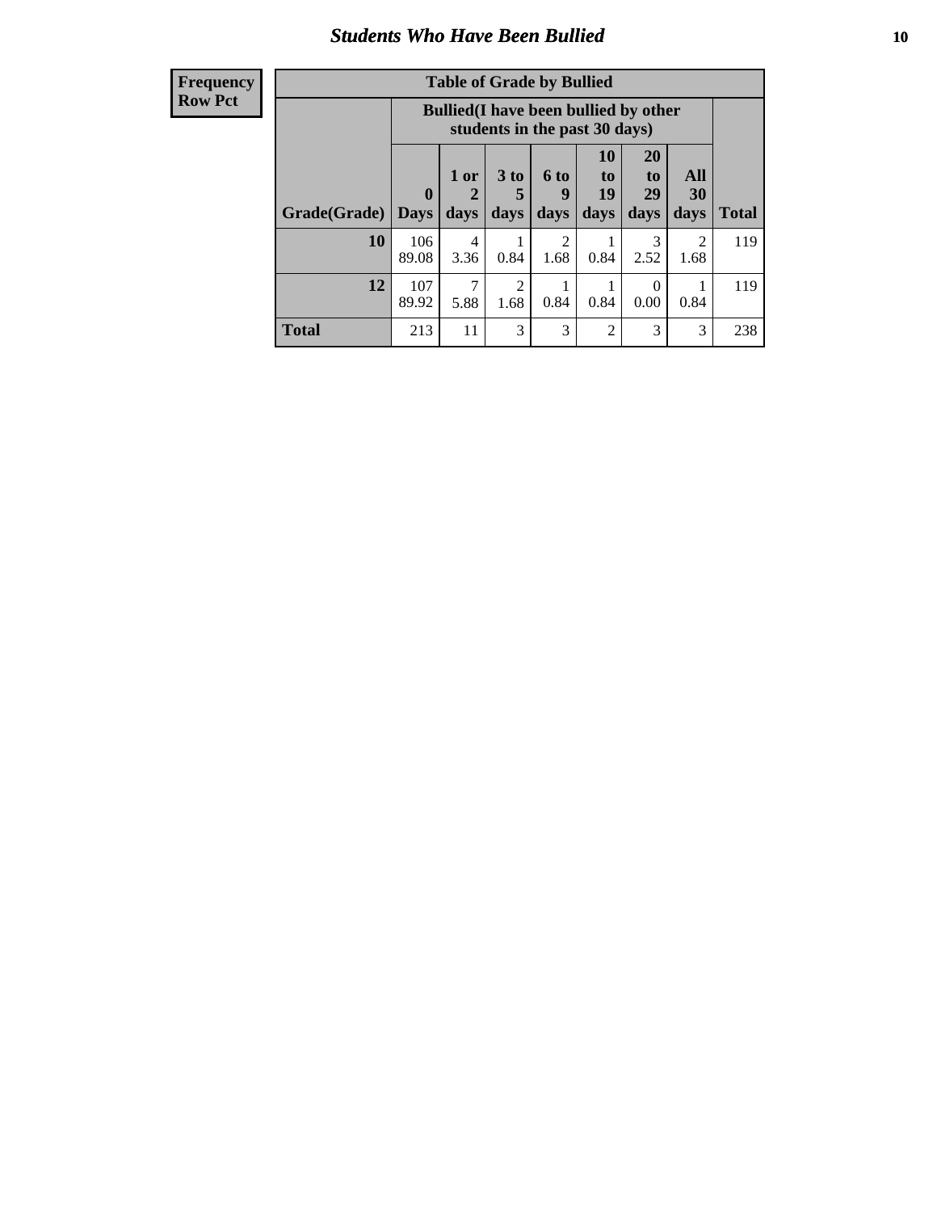| Frequency Row Pct |
|---|

**Table of Grade by Bullied**

| Grade(Grade) | Bullied(I have been bullied by other students in the past 30 days) | | | | | | | Total |
|---|---|---|---|---|---|---|---|---|
| | 0 Days | 1 or 2 days | 3 to 5 days | 6 to 9 days | 10 to 19 days | 20 to 29 days | All 30 days | |
| **10** | 106 89.08 | 4 3.36 | 1 0.84 | 2 1.68 | 1 0.84 | 3 2.52 | 2 1.68 | 119 |
| **12** | 107 89.92 | 7 5.88 | 2 1.68 | 1 0.84 | 1 0.84 | 0 0.00 | 1 0.84 | 119 |
| **Total** | 213 | 11 | 3 | 3 | 2 | 3 | 3 | 238 |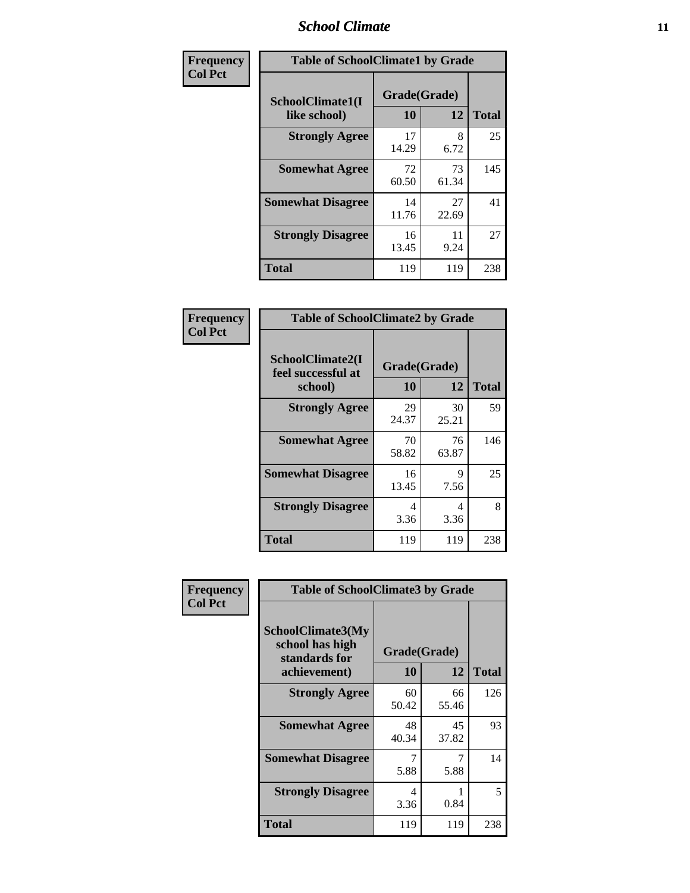| Frequency Col Pct | Table of SchoolClimate1 by Grade | | |
|---|---|---|---|
| SchoolClimate1(I like school) | Grade(Grade) | | Total |
| | 10 | 12 | |
| Strongly Agree | 17<br>14.29 | 8<br>6.72 | 25 |
| Somewhat Agree | 72<br>60.50 | 73<br>61.34 | 145 |
| Somewhat Disagree | 14<br>11.76 | 27<br>22.69 | 41 |
| Strongly Disagree | 16<br>13.45 | 11<br>9.24 | 27 |
| Total | 119 | 119 | 238 |

| Frequency Col Pct | Table of SchoolClimate2 by Grade | | |
|---|---|---|---|
| SchoolClimate2(I feel successful at school) | Grade(Grade) | | Total |
| | 10 | 12 | |
| Strongly Agree | 29<br>24.37 | 30<br>25.21 | 59 |
| Somewhat Agree | 70<br>58.82 | 76<br>63.87 | 146 |
| Somewhat Disagree | 16<br>13.45 | 9<br>7.56 | 25 |
| Strongly Disagree | 4<br>3.36 | 4<br>3.36 | 8 |
| Total | 119 | 119 | 238 |

| Frequency Col Pct | Table of SchoolClimate3 by Grade | | |
|---|---|---|---|
| SchoolClimate3(My school has high standards for achievement) | Grade(Grade) | | Total |
| | 10 | 12 | |
| Strongly Agree | 60<br>50.42 | 66<br>55.46 | 126 |
| Somewhat Agree | 48<br>40.34 | 45<br>37.82 | 93 |
| Somewhat Disagree | 7<br>5.88 | 7<br>5.88 | 14 |
| Strongly Disagree | 4<br>3.36 | 1<br>0.84 | 5 |
| Total | 119 | 119 | 238 |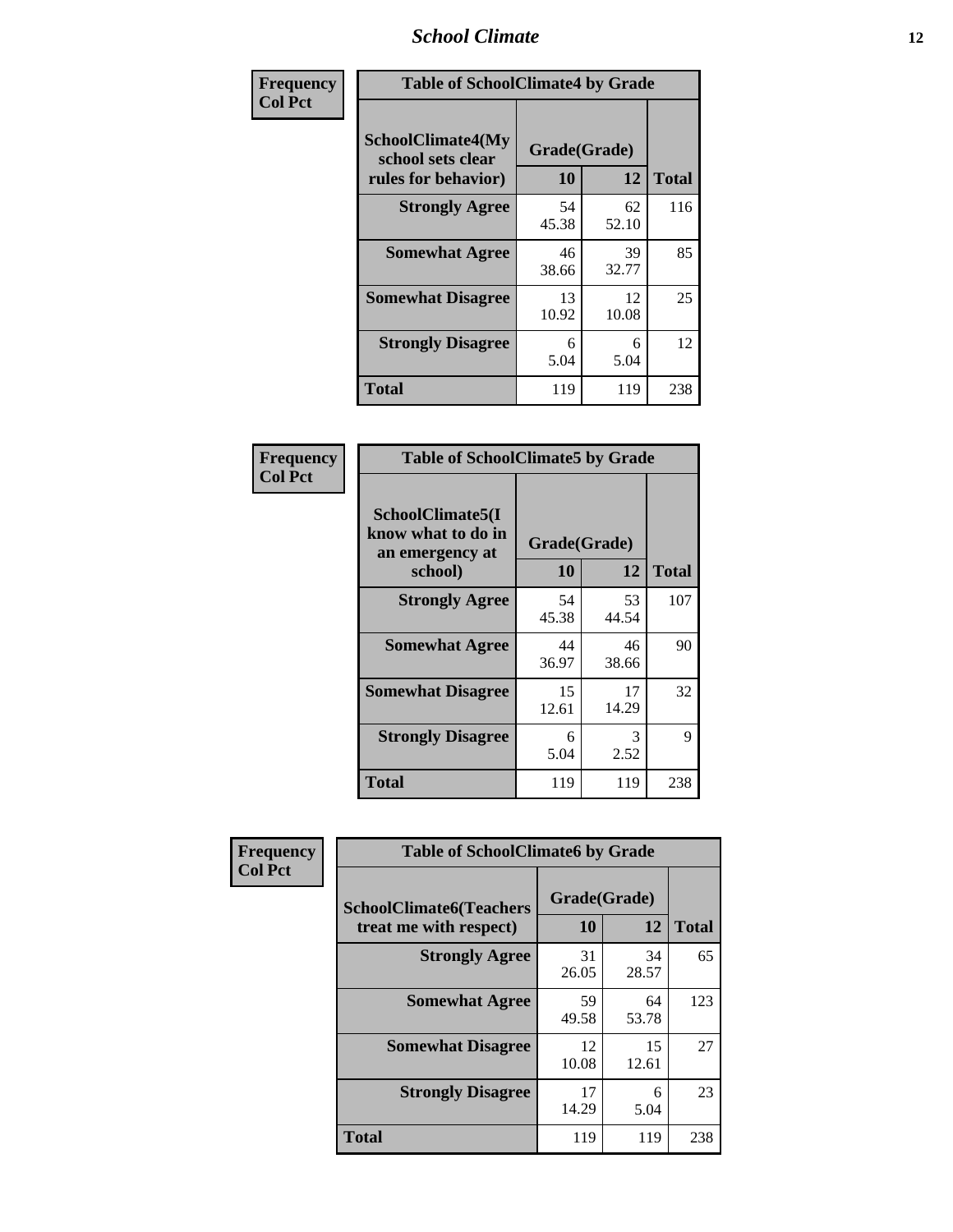| Frequency<br>Col Pct | | | |
|---|---|---|---|

**Table of SchoolClimate4 by Grade**

| SchoolClimate4(My school sets clear rules for behavior) | Grade(Grade) 10 | 12 | Total |
|---|---|---|---|
| Strongly Agree | 54<br>45.38 | 62<br>52.10 | 116 |
| Somewhat Agree | 46<br>38.66 | 39<br>32.77 | 85 |
| Somewhat Disagree | 13<br>10.92 | 12<br>10.08 | 25 |
| Strongly Disagree | 6<br>5.04 | 6<br>5.04 | 12 |
| Total | 119 | 119 | 238 |

Frequency
Col Pct

**Table of SchoolClimate5 by Grade**

| SchoolClimate5(I know what to do in an emergency at school) | Grade(Grade) 10 | 12 | Total |
|---|---|---|---|
| Strongly Agree | 54<br>45.38 | 53<br>44.54 | 107 |
| Somewhat Agree | 44<br>36.97 | 46<br>38.66 | 90 |
| Somewhat Disagree | 15<br>12.61 | 17<br>14.29 | 32 |
| Strongly Disagree | 6<br>5.04 | 3<br>2.52 | 9 |
| Total | 119 | 119 | 238 |

Frequency
Col Pct

**Table of SchoolClimate6 by Grade**

| SchoolClimate6(Teachers treat me with respect) | Grade(Grade) 10 | 12 | Total |
|---|---|---|---|
| Strongly Agree | 31<br>26.05 | 34<br>28.57 | 65 |
| Somewhat Agree | 59<br>49.58 | 64<br>53.78 | 123 |
| Somewhat Disagree | 12<br>10.08 | 15<br>12.61 | 27 |
| Strongly Disagree | 17<br>14.29 | 6<br>5.04 | 23 |
| Total | 119 | 119 | 238 |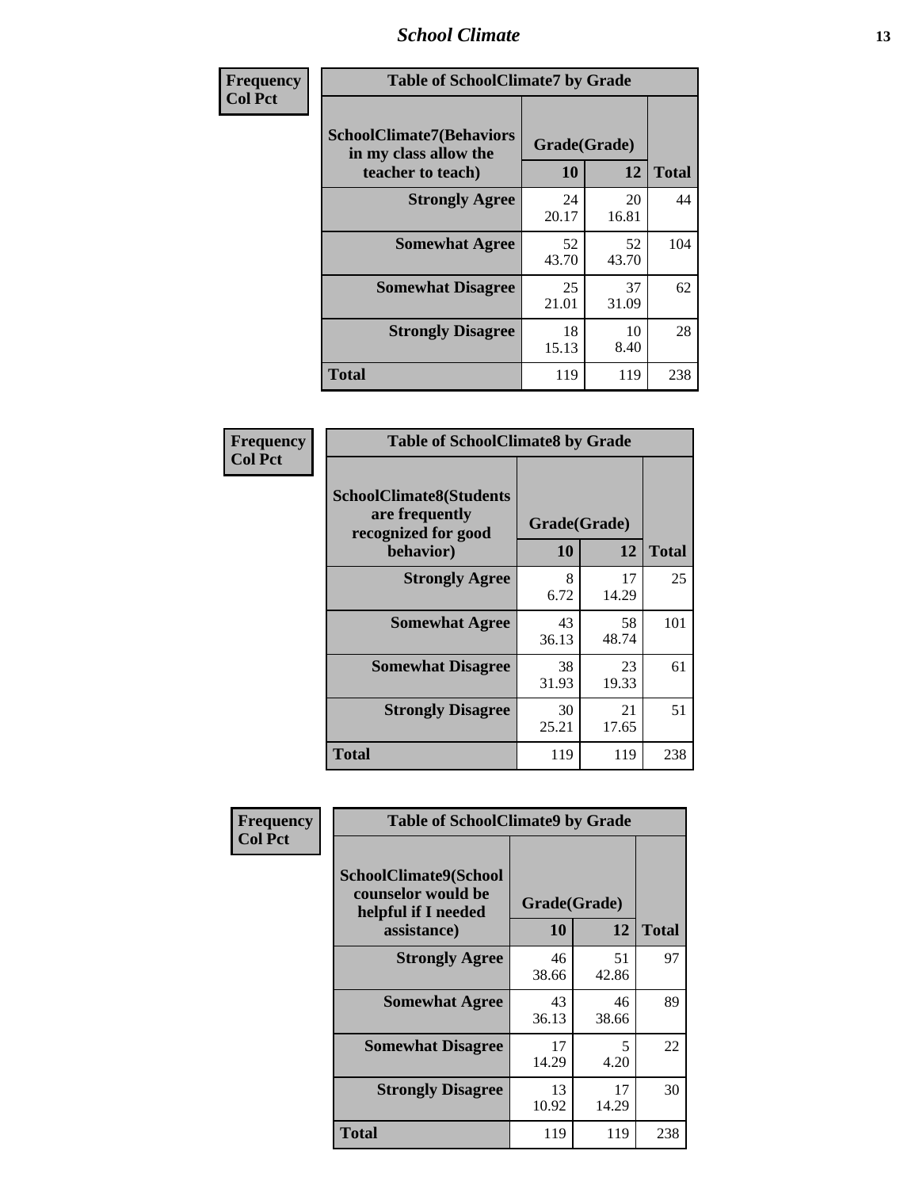| Frequency<br>Col Pct | | | |
|---|---|---|---|

**Table of SchoolClimate7 by Grade**

| SchoolClimate7(Behaviors in my class allow the teacher to teach) | Grade(Grade) | | Total |
|---|---|---|---|
| | 10 | 12 | |
| Strongly Agree | 24<br>20.17 | 20<br>16.81 | 44 |
| Somewhat Agree | 52<br>43.70 | 52<br>43.70 | 104 |
| Somewhat Disagree | 25<br>21.01 | 37<br>31.09 | 62 |
| Strongly Disagree | 18<br>15.13 | 10<br>8.40 | 28 |
| Total | 119 | 119 | 238 |

| Frequency<br>Col Pct | | | |
|---|---|---|---|

**Table of SchoolClimate8 by Grade**

| SchoolClimate8(Students are frequently recognized for good behavior) | Grade(Grade) | | Total |
|---|---|---|---|
| | 10 | 12 | |
| Strongly Agree | 8<br>6.72 | 17<br>14.29 | 25 |
| Somewhat Agree | 43<br>36.13 | 58<br>48.74 | 101 |
| Somewhat Disagree | 38<br>31.93 | 23<br>19.33 | 61 |
| Strongly Disagree | 30<br>25.21 | 21<br>17.65 | 51 |
| Total | 119 | 119 | 238 |

| Frequency<br>Col Pct | | | |
|---|---|---|---|

**Table of SchoolClimate9 by Grade**

| SchoolClimate9(School counselor would be helpful if I needed assistance) | Grade(Grade) | | Total |
|---|---|---|---|
| | 10 | 12 | |
| Strongly Agree | 46<br>38.66 | 51<br>42.86 | 97 |
| Somewhat Agree | 43<br>36.13 | 46<br>38.66 | 89 |
| Somewhat Disagree | 17<br>14.29 | 5<br>4.20 | 22 |
| Strongly Disagree | 13<br>10.92 | 17<br>14.29 | 30 |
| Total | 119 | 119 | 238 |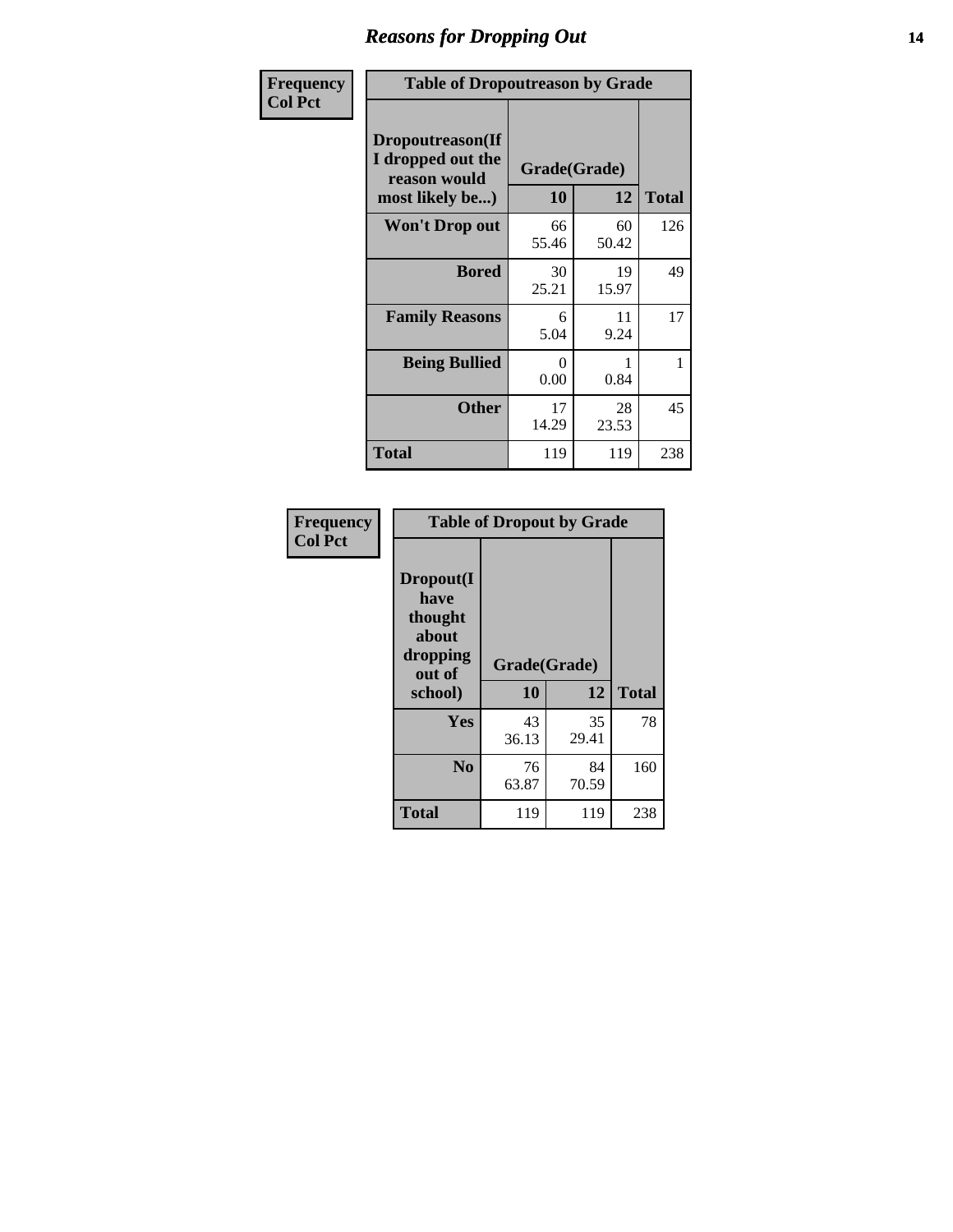# Reasons for Dropping Out

**Frequency**
**Col Pct**

| Table of Dropoutreason by Grade | | | |
|---|---|---|---|
| Dropoutreason(If I dropped out the reason would most likely be...) | Grade(Grade) | | |
| | 10 | 12 | Total |
| **Won't Drop out** | 66<br>55.46 | 60<br>50.42 | 126 |
| **Bored** | 30<br>25.21 | 19<br>15.97 | 49 |
| **Family Reasons** | 6<br>5.04 | 11<br>9.24 | 17 |
| **Being Bullied** | 0<br>0.00 | 1<br>0.84 | 1 |
| **Other** | 17<br>14.29 | 28<br>23.53 | 45 |
| **Total** | 119 | 119 | 238 |

**Frequency**
**Col Pct**

| Table of Dropout by Grade | | | |
|---|---|---|---|
| Dropout(I have thought about dropping out of school) | Grade(Grade) | | |
| | 10 | 12 | Total |
| **Yes** | 43<br>36.13 | 35<br>29.41 | 78 |
| **No** | 76<br>63.87 | 84<br>70.59 | 160 |
| **Total** | 119 | 119 | 238 |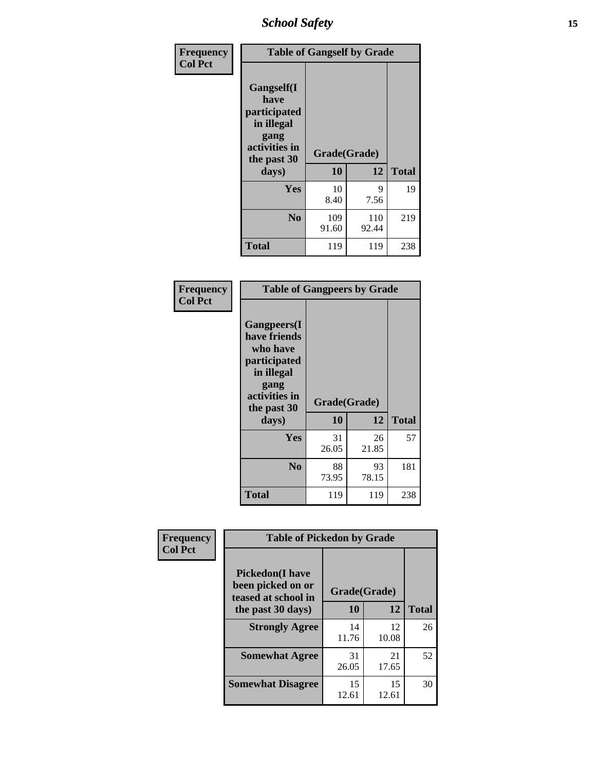| Frequency<br>Col Pct | Table of Gangself by Grade | | |
|---|---|---|---|
| Gangself(I have participated in illegal gang activities in the past 30 days) | Grade(Grade) | | |
| | 10 | 12 | Total |
| Yes | 10<br>8.40 | 9<br>7.56 | 19 |
| No | 109<br>91.60 | 110<br>92.44 | 219 |
| Total | 119 | 119 | 238 |

| Frequency<br>Col Pct | Table of Gangpeers by Grade | | |
|---|---|---|---|
| Gangpeers(I have friends who have participated in illegal gang activities in the past 30 days) | Grade(Grade) | | |
| | 10 | 12 | Total |
| Yes | 31<br>26.05 | 26<br>21.85 | 57 |
| No | 88<br>73.95 | 93<br>78.15 | 181 |
| Total | 119 | 119 | 238 |

| Frequency<br>Col Pct | Table of Pickedon by Grade | | |
|---|---|---|---|
| Pickedon(I have been picked on or teased at school in the past 30 days) | Grade(Grade) | | |
| | 10 | 12 | Total |
| Strongly Agree | 14<br>11.76 | 12<br>10.08 | 26 |
| Somewhat Agree | 31<br>26.05 | 21<br>17.65 | 52 |
| Somewhat Disagree | 15<br>12.61 | 15<br>12.61 | 30 |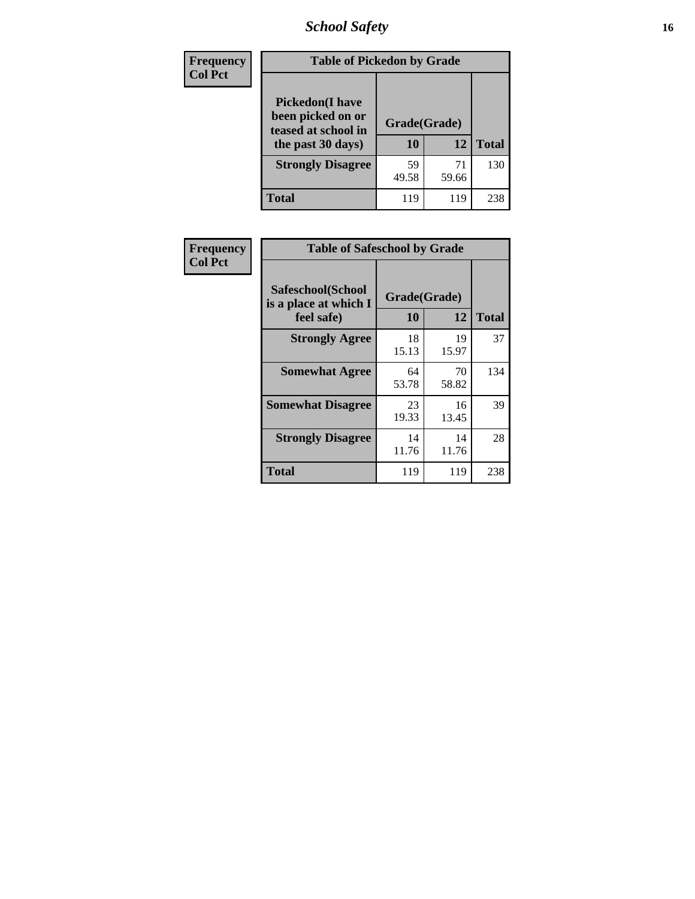# School Safety

| Frequency<br>Col Pct | Table of Pickedon by Grade | | |
|---|---|---|---|
| **Pickedon(I have been picked on or teased at school in the past 30 days)** | **Grade(Grade)** | | |
| | **10** | **12** | **Total** |
| **Strongly Disagree** | 59<br>49.58 | 71<br>59.66 | 130 |
| **Total** | 119 | 119 | 238 |

| Frequency<br>Col Pct | Table of Safeschool by Grade | | |
|---|---|---|---|
| **Safeschool(School is a place at which I feel safe)** | **Grade(Grade)** | | |
| | **10** | **12** | **Total** |
| **Strongly Agree** | 18<br>15.13 | 19<br>15.97 | 37 |
| **Somewhat Agree** | 64<br>53.78 | 70<br>58.82 | 134 |
| **Somewhat Disagree** | 23<br>19.33 | 16<br>13.45 | 39 |
| **Strongly Disagree** | 14<br>11.76 | 14<br>11.76 | 28 |
| **Total** | 119 | 119 | 238 |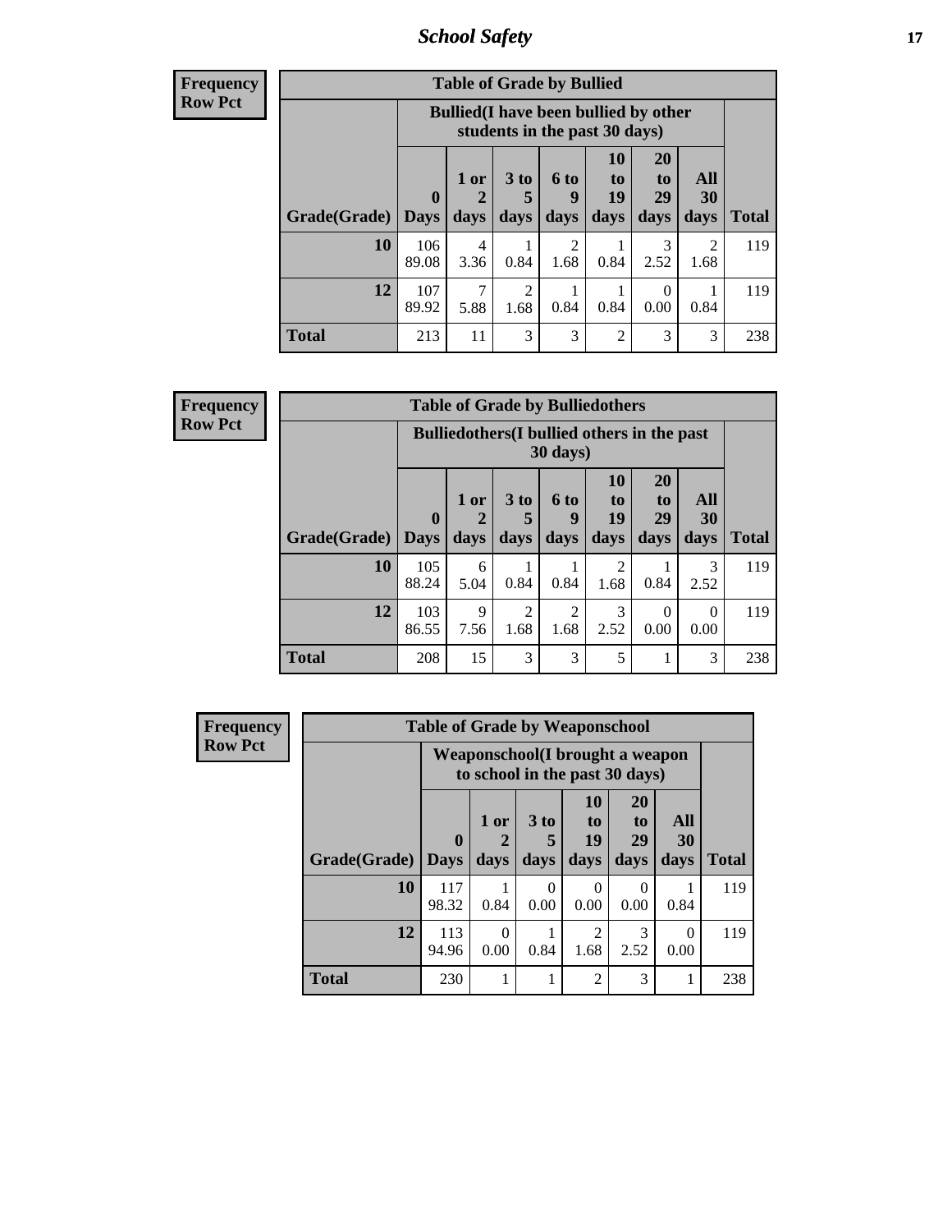# School Safety

**Frequency**
**Row Pct**

| Table of Grade by Bullied | | | | | | | | |
|---|---|---|---|---|---|---|---|---|
| | Bullied(I have been bullied by other students in the past 30 days) | | | | | | | |
| Grade(Grade) | 0 Days | 1 or 2 days | 3 to 5 days | 6 to 9 days | 10 to 19 days | 20 to 29 days | All 30 days | Total |
| **10** | 106<br>89.08 | 4<br>3.36 | 1<br>0.84 | 2<br>1.68 | 1<br>0.84 | 3<br>2.52 | 2<br>1.68 | 119 |
| **12** | 107<br>89.92 | 7<br>5.88 | 2<br>1.68 | 1<br>0.84 | 1<br>0.84 | 0<br>0.00 | 1<br>0.84 | 119 |
| **Total** | 213 | 11 | 3 | 3 | 2 | 3 | 3 | 238 |

**Frequency**
**Row Pct**

| Table of Grade by Bulliedothers | | | | | | | | |
|---|---|---|---|---|---|---|---|---|
| | Bulliedothers(I bullied others in the past 30 days) | | | | | | | |
| Grade(Grade) | 0 Days | 1 or 2 days | 3 to 5 days | 6 to 9 days | 10 to 19 days | 20 to 29 days | All 30 days | Total |
| **10** | 105<br>88.24 | 6<br>5.04 | 1<br>0.84 | 1<br>0.84 | 2<br>1.68 | 1<br>0.84 | 3<br>2.52 | 119 |
| **12** | 103<br>86.55 | 9<br>7.56 | 2<br>1.68 | 2<br>1.68 | 3<br>2.52 | 0<br>0.00 | 0<br>0.00 | 119 |
| **Total** | 208 | 15 | 3 | 3 | 5 | 1 | 3 | 238 |

**Frequency**
**Row Pct**

| Table of Grade by Weaponschool | | | | | | | |
|---|---|---|---|---|---|---|---|
| | Weaponschool(I brought a weapon to school in the past 30 days) | | | | | | |
| Grade(Grade) | 0 Days | 1 or 2 days | 3 to 5 days | 10 to 19 days | 20 to 29 days | All 30 days | Total |
| **10** | 117<br>98.32 | 1<br>0.84 | 0<br>0.00 | 0<br>0.00 | 0<br>0.00 | 1<br>0.84 | 119 |
| **12** | 113<br>94.96 | 0<br>0.00 | 1<br>0.84 | 2<br>1.68 | 3<br>2.52 | 0<br>0.00 | 119 |
| **Total** | 230 | 1 | 1 | 2 | 3 | 1 | 238 |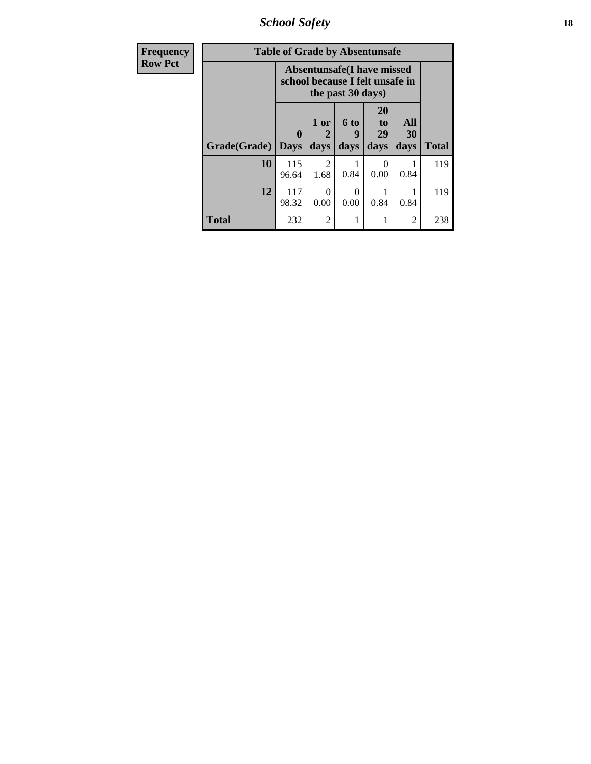| Frequency<br>Row Pct | Table of Grade by Absentunsafe | | | | | |
|---|---|---|---|---|---|---|
| | Absentunsafe(I have missed school because I felt unsafe in the past 30 days) | | | | | |
| Grade(Grade) | 0 Days | 1 or 2 days | 6 to 9 days | 20 to 29 days | All 30 days | Total |
| 10 | 115<br>96.64 | 2<br>1.68 | 1<br>0.84 | 0<br>0.00 | 1<br>0.84 | 119 |
| 12 | 117<br>98.32 | 0<br>0.00 | 0<br>0.00 | 1<br>0.84 | 1<br>0.84 | 119 |
| Total | 232 | 2 | 1 | 1 | 2 | 238 |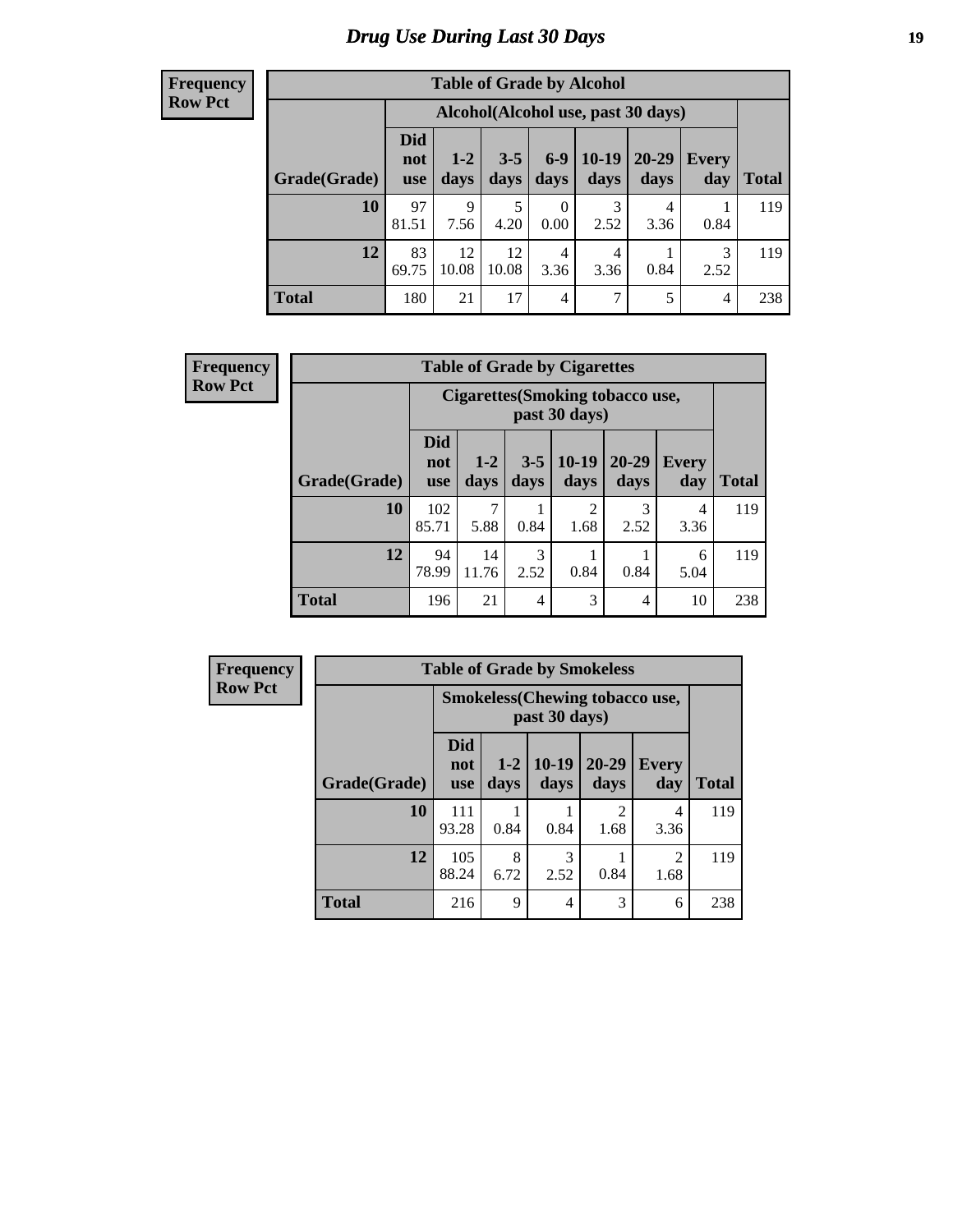# Drug Use During Last 30 Days

**Frequency**
**Row Pct**

| Table of Grade by Alcohol | | | | | | | | |
|---|---|---|---|---|---|---|---|---|
| | Alcohol(Alcohol use, past 30 days) | | | | | | | |
| Grade(Grade) | Did not use | 1-2 days | 3-5 days | 6-9 days | 10-19 days | 20-29 days | Every day | Total |
| 10 | 97<br>81.51 | 9<br>7.56 | 5<br>4.20 | 0<br>0.00 | 3<br>2.52 | 4<br>3.36 | 1<br>0.84 | 119 |
| 12 | 83<br>69.75 | 12<br>10.08 | 12<br>10.08 | 4<br>3.36 | 4<br>3.36 | 1<br>0.84 | 3<br>2.52 | 119 |
| Total | 180 | 21 | 17 | 4 | 7 | 5 | 4 | 238 |

**Frequency**
**Row Pct**

| Table of Grade by Cigarettes | | | | | | | |
|---|---|---|---|---|---|---|---|
| | Cigarettes(Smoking tobacco use, past 30 days) | | | | | | |
| Grade(Grade) | Did not use | 1-2 days | 3-5 days | 10-19 days | 20-29 days | Every day | Total |
| 10 | 102<br>85.71 | 7<br>5.88 | 1<br>0.84 | 2<br>1.68 | 3<br>2.52 | 4<br>3.36 | 119 |
| 12 | 94<br>78.99 | 14<br>11.76 | 3<br>2.52 | 1<br>0.84 | 1<br>0.84 | 6<br>5.04 | 119 |
| Total | 196 | 21 | 4 | 3 | 4 | 10 | 238 |

**Frequency**
**Row Pct**

| Table of Grade by Smokeless | | | | | | |
|---|---|---|---|---|---|---|
| | Smokeless(Chewing tobacco use, past 30 days) | | | | | |
| Grade(Grade) | Did not use | 1-2 days | 10-19 days | 20-29 days | Every day | Total |
| 10 | 111<br>93.28 | 1<br>0.84 | 1<br>0.84 | 2<br>1.68 | 4<br>3.36 | 119 |
| 12 | 105<br>88.24 | 8<br>6.72 | 3<br>2.52 | 1<br>0.84 | 2<br>1.68 | 119 |
| Total | 216 | 9 | 4 | 3 | 6 | 238 |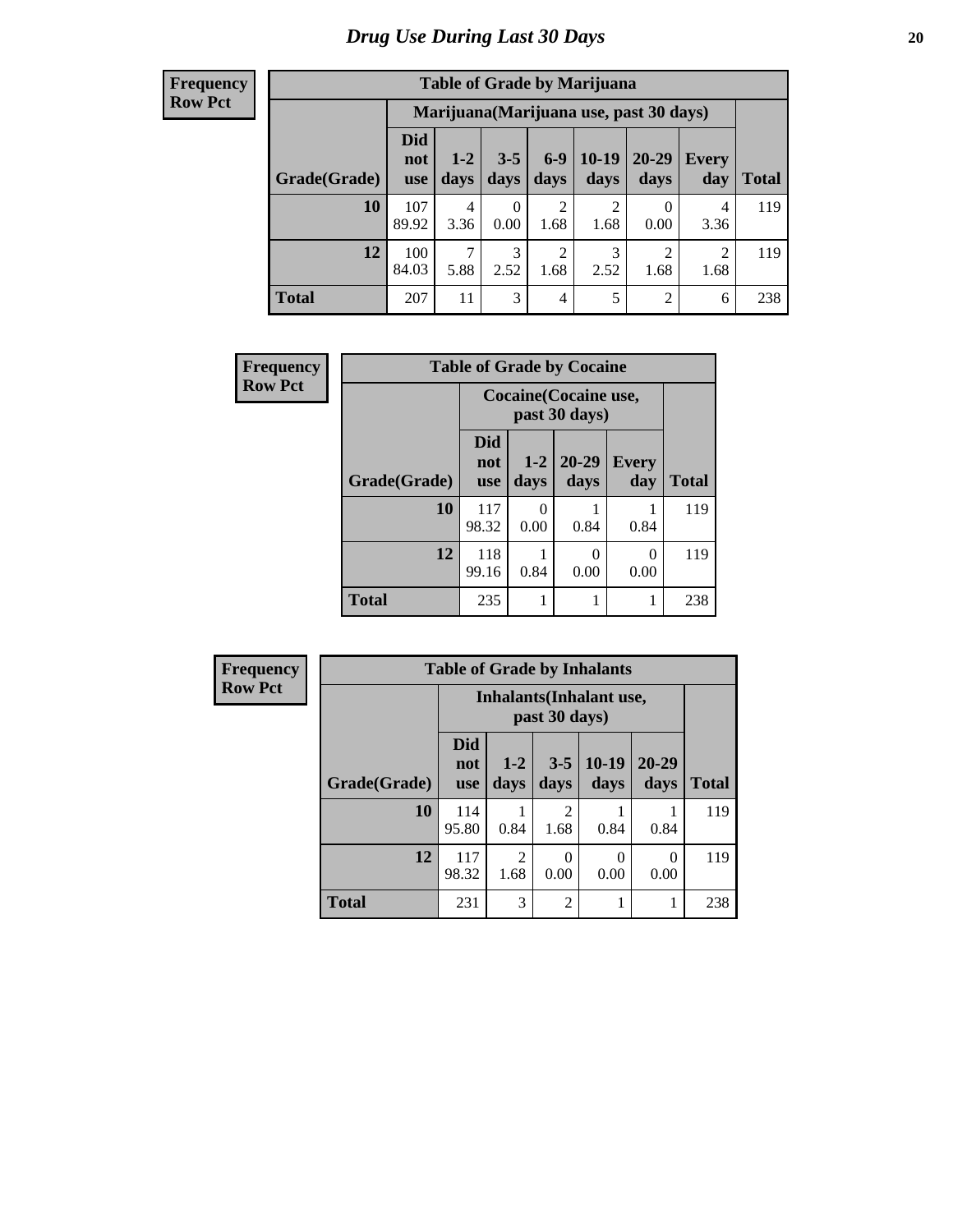# Drug Use During Last 30 Days

**Frequency**
**Row Pct**

| Table of Grade by Marijuana | | | | | | | | |
|---|---|---|---|---|---|---|---|---|
| | Marijuana(Marijuana use, past 30 days) | | | | | | | |
| Grade(Grade) | Did not use | 1-2 days | 3-5 days | 6-9 days | 10-19 days | 20-29 days | Every day | Total |
| **10** | 107<br>89.92 | 4<br>3.36 | 0<br>0.00 | 2<br>1.68 | 2<br>1.68 | 0<br>0.00 | 4<br>3.36 | 119 |
| **12** | 100<br>84.03 | 7<br>5.88 | 3<br>2.52 | 2<br>1.68 | 3<br>2.52 | 2<br>1.68 | 2<br>1.68 | 119 |
| **Total** | 207 | 11 | 3 | 4 | 5 | 2 | 6 | 238 |

**Frequency**
**Row Pct**

| Table of Grade by Cocaine | | | | | |
|---|---|---|---|---|---|
| | Cocaine(Cocaine use, past 30 days) | | | | |
| Grade(Grade) | Did not use | 1-2 days | 20-29 days | Every day | Total |
| **10** | 117<br>98.32 | 0<br>0.00 | 1<br>0.84 | 1<br>0.84 | 119 |
| **12** | 118<br>99.16 | 1<br>0.84 | 0<br>0.00 | 0<br>0.00 | 119 |
| **Total** | 235 | 1 | 1 | 1 | 238 |

**Frequency**
**Row Pct**

| Table of Grade by Inhalants | | | | | | |
|---|---|---|---|---|---|---|
| | Inhalants(Inhalant use, past 30 days) | | | | | |
| Grade(Grade) | Did not use | 1-2 days | 3-5 days | 10-19 days | 20-29 days | Total |
| **10** | 114<br>95.80 | 1<br>0.84 | 2<br>1.68 | 1<br>0.84 | 1<br>0.84 | 119 |
| **12** | 117<br>98.32 | 2<br>1.68 | 0<br>0.00 | 0<br>0.00 | 0<br>0.00 | 119 |
| **Total** | 231 | 3 | 2 | 1 | 1 | 238 |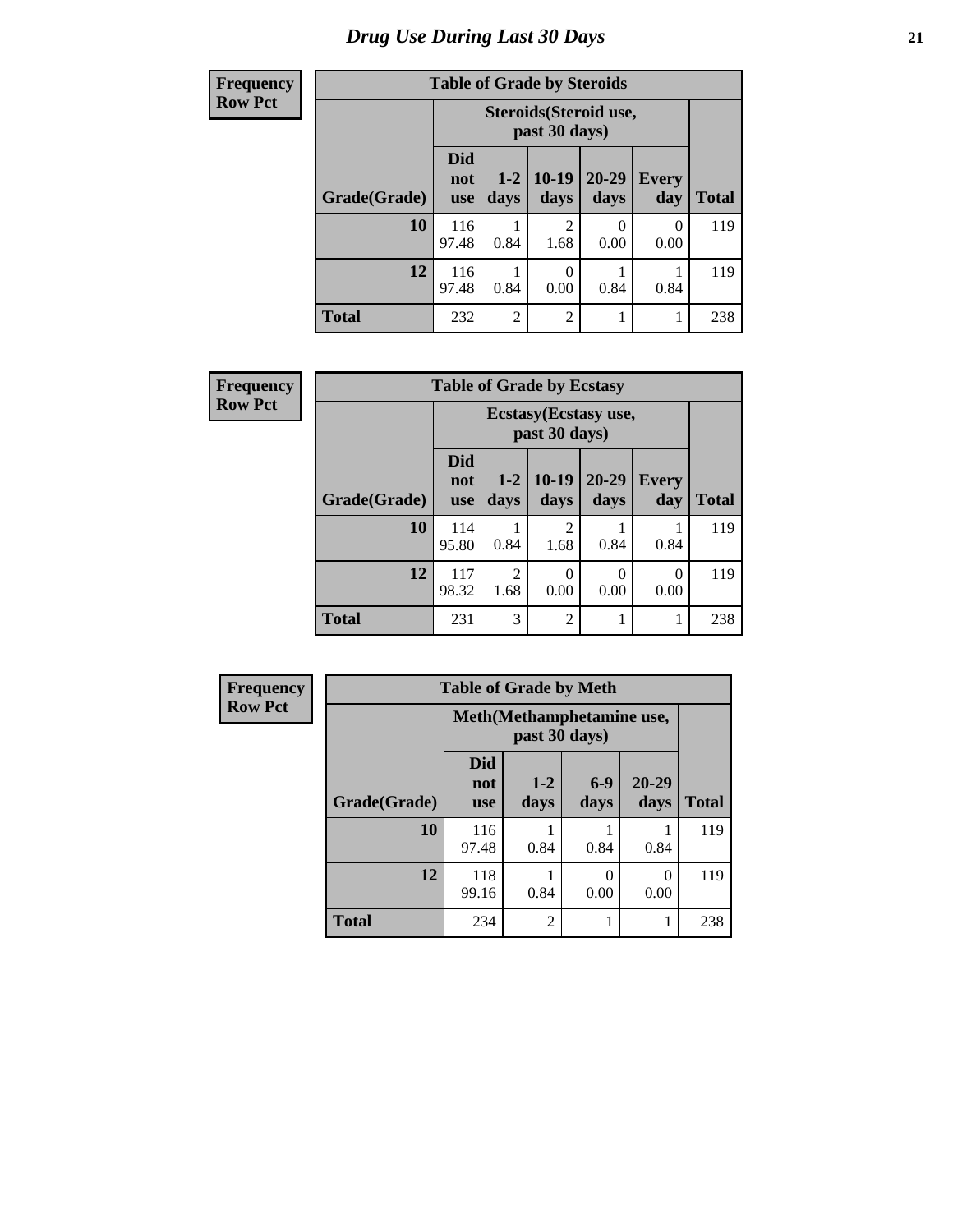# Drug Use During Last 30 Days

| Frequency Row Pct | | | | | | |
|---|---|---|---|---|---|---|
| **Table of Grade by Steroids** | | | | | | |
| | **Steroids(Steroid use, past 30 days)** | | | | | |
| **Grade(Grade)** | **Did not use** | **1-2 days** | **10-19 days** | **20-29 days** | **Every day** | **Total** |
| **10** | 116<br>97.48 | 1<br>0.84 | 2<br>1.68 | 0<br>0.00 | 0<br>0.00 | 119 |
| **12** | 116<br>97.48 | 1<br>0.84 | 0<br>0.00 | 1<br>0.84 | 1<br>0.84 | 119 |
| **Total** | 232 | 2 | 2 | 1 | 1 | 238 |

| Frequency Row Pct | | | | | | |
|---|---|---|---|---|---|---|
| **Table of Grade by Ecstasy** | | | | | | |
| | **Ecstasy(Ecstasy use, past 30 days)** | | | | | |
| **Grade(Grade)** | **Did not use** | **1-2 days** | **10-19 days** | **20-29 days** | **Every day** | **Total** |
| **10** | 114<br>95.80 | 1<br>0.84 | 2<br>1.68 | 1<br>0.84 | 1<br>0.84 | 119 |
| **12** | 117<br>98.32 | 2<br>1.68 | 0<br>0.00 | 0<br>0.00 | 0<br>0.00 | 119 |
| **Total** | 231 | 3 | 2 | 1 | 1 | 238 |

| Frequency Row Pct | | | | | |
|---|---|---|---|---|---|
| **Table of Grade by Meth** | | | | | |
| | **Meth(Methamphetamine use, past 30 days)** | | | | |
| **Grade(Grade)** | **Did not use** | **1-2 days** | **6-9 days** | **20-29 days** | **Total** |
| **10** | 116<br>97.48 | 1<br>0.84 | 1<br>0.84 | 1<br>0.84 | 119 |
| **12** | 118<br>99.16 | 1<br>0.84 | 0<br>0.00 | 0<br>0.00 | 119 |
| **Total** | 234 | 2 | 1 | 1 | 238 |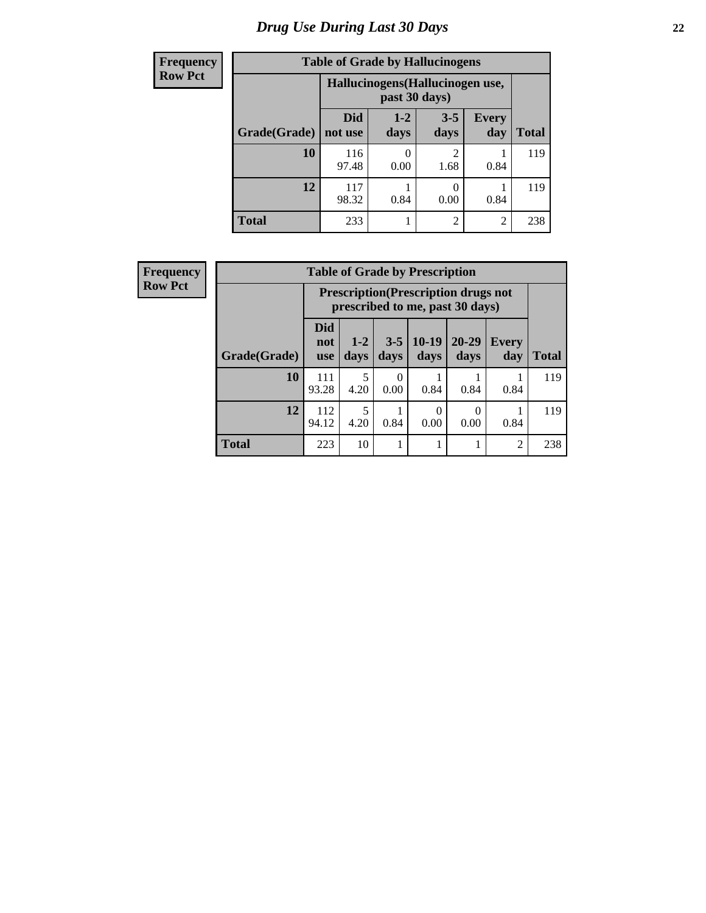# Drug Use During Last 30 Days

**Frequency / Row Pct**

**Table of Grade by Hallucinogens**

| Grade(Grade) | Hallucinogens(Hallucinogen use, past 30 days): Did not use | 1-2 days | 3-5 days | Every day | Total |
|---|---|---|---|---|---|
| 10 | 116<br>97.48 | 0<br>0.00 | 2<br>1.68 | 1<br>0.84 | 119 |
| 12 | 117<br>98.32 | 1<br>0.84 | 0<br>0.00 | 1<br>0.84 | 119 |
| Total | 233 | 1 | 2 | 2 | 238 |

**Frequency / Row Pct**

**Table of Grade by Prescription**

| Grade(Grade) | Prescription(Prescription drugs not prescribed to me, past 30 days): Did not use | 1-2 days | 3-5 days | 10-19 days | 20-29 days | Every day | Total |
|---|---|---|---|---|---|---|---|
| 10 | 111<br>93.28 | 5<br>4.20 | 0<br>0.00 | 1<br>0.84 | 1<br>0.84 | 1<br>0.84 | 119 |
| 12 | 112<br>94.12 | 5<br>4.20 | 1<br>0.84 | 0<br>0.00 | 0<br>0.00 | 1<br>0.84 | 119 |
| Total | 223 | 10 | 1 | 1 | 1 | 2 | 238 |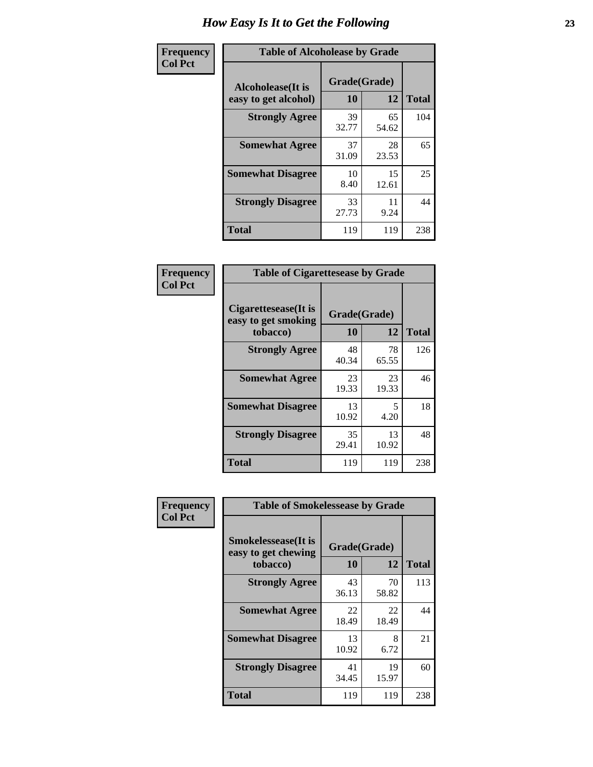# How Easy Is It to Get the Following

**Frequency**
**Col Pct**

| Table of Alcoholease by Grade | | | |
|---|---|---|---|
| Alcoholease(It is easy to get alcohol) | Grade(Grade) | | Total |
| | 10 | 12 | |
| **Strongly Agree** | 39<br>32.77 | 65<br>54.62 | 104 |
| **Somewhat Agree** | 37<br>31.09 | 28<br>23.53 | 65 |
| **Somewhat Disagree** | 10<br>8.40 | 15<br>12.61 | 25 |
| **Strongly Disagree** | 33<br>27.73 | 11<br>9.24 | 44 |
| **Total** | 119 | 119 | 238 |

**Frequency**
**Col Pct**

| Table of Cigarettesease by Grade | | | |
|---|---|---|---|
| Cigarettesease(It is easy to get smoking tobacco) | Grade(Grade) | | Total |
| | 10 | 12 | |
| **Strongly Agree** | 48<br>40.34 | 78<br>65.55 | 126 |
| **Somewhat Agree** | 23<br>19.33 | 23<br>19.33 | 46 |
| **Somewhat Disagree** | 13<br>10.92 | 5<br>4.20 | 18 |
| **Strongly Disagree** | 35<br>29.41 | 13<br>10.92 | 48 |
| **Total** | 119 | 119 | 238 |

**Frequency**
**Col Pct**

| Table of Smokelessease by Grade | | | |
|---|---|---|---|
| Smokelessease(It is easy to get chewing tobacco) | Grade(Grade) | | Total |
| | 10 | 12 | |
| **Strongly Agree** | 43<br>36.13 | 70<br>58.82 | 113 |
| **Somewhat Agree** | 22<br>18.49 | 22<br>18.49 | 44 |
| **Somewhat Disagree** | 13<br>10.92 | 8<br>6.72 | 21 |
| **Strongly Disagree** | 41<br>34.45 | 19<br>15.97 | 60 |
| **Total** | 119 | 119 | 238 |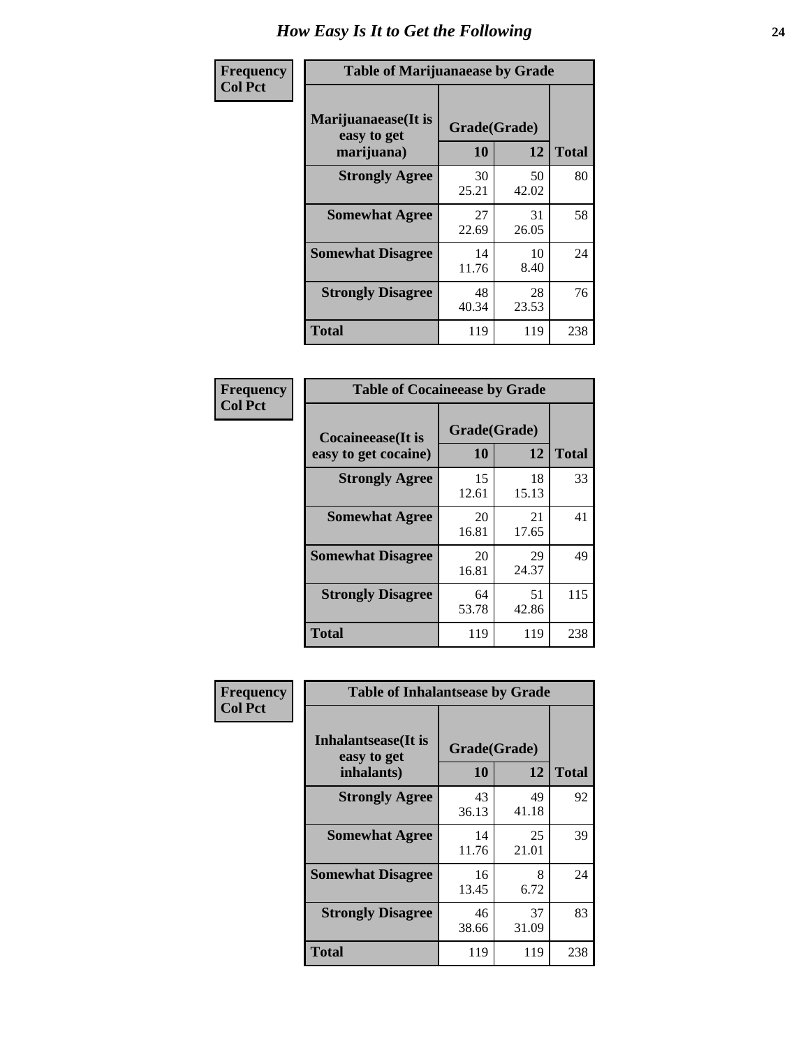# How Easy Is It to Get the Following

**Frequency**
**Col Pct**

| Table of Marijuanaease by Grade | | | |
|---|---|---|---|
| Marijuanaease(It is easy to get marijuana) | Grade(Grade) | | Total |
| | 10 | 12 | |
| Strongly Agree | 30<br>25.21 | 50<br>42.02 | 80 |
| Somewhat Agree | 27<br>22.69 | 31<br>26.05 | 58 |
| Somewhat Disagree | 14<br>11.76 | 10<br>8.40 | 24 |
| Strongly Disagree | 48<br>40.34 | 28<br>23.53 | 76 |
| Total | 119 | 119 | 238 |

**Frequency**
**Col Pct**

| Table of Cocaineease by Grade | | | |
|---|---|---|---|
| Cocaineease(It is easy to get cocaine) | Grade(Grade) | | Total |
| | 10 | 12 | |
| Strongly Agree | 15<br>12.61 | 18<br>15.13 | 33 |
| Somewhat Agree | 20<br>16.81 | 21<br>17.65 | 41 |
| Somewhat Disagree | 20<br>16.81 | 29<br>24.37 | 49 |
| Strongly Disagree | 64<br>53.78 | 51<br>42.86 | 115 |
| Total | 119 | 119 | 238 |

**Frequency**
**Col Pct**

| Table of Inhalantsease by Grade | | | |
|---|---|---|---|
| Inhalantsease(It is easy to get inhalants) | Grade(Grade) | | Total |
| | 10 | 12 | |
| Strongly Agree | 43<br>36.13 | 49<br>41.18 | 92 |
| Somewhat Agree | 14<br>11.76 | 25<br>21.01 | 39 |
| Somewhat Disagree | 16<br>13.45 | 8<br>6.72 | 24 |
| Strongly Disagree | 46<br>38.66 | 37<br>31.09 | 83 |
| Total | 119 | 119 | 238 |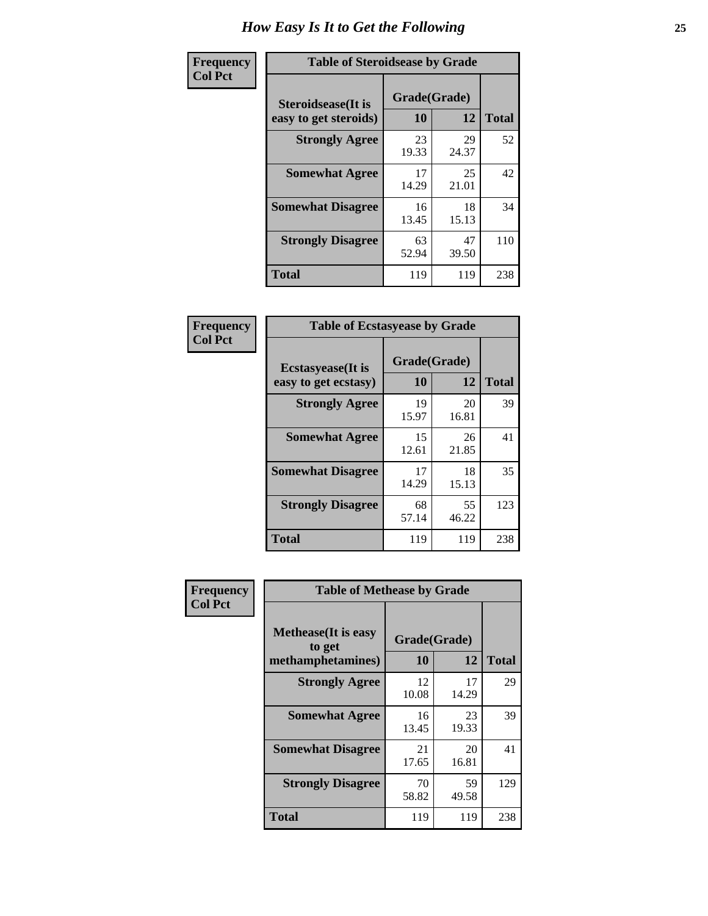# How Easy Is It to Get the Following

**Frequency**
**Col Pct**

| Table of Steroidsease by Grade | | | |
|---|---|---|---|
| **Steroidsease(It is easy to get steroids)** | **Grade(Grade)** | | **Total** |
| | **10** | **12** | |
| **Strongly Agree** | 23<br>19.33 | 29<br>24.37 | 52 |
| **Somewhat Agree** | 17<br>14.29 | 25<br>21.01 | 42 |
| **Somewhat Disagree** | 16<br>13.45 | 18<br>15.13 | 34 |
| **Strongly Disagree** | 63<br>52.94 | 47<br>39.50 | 110 |
| **Total** | 119 | 119 | 238 |

**Frequency**
**Col Pct**

| Table of Ecstasyease by Grade | | | |
|---|---|---|---|
| **Ecstasyease(It is easy to get ecstasy)** | **Grade(Grade)** | | **Total** |
| | **10** | **12** | |
| **Strongly Agree** | 19<br>15.97 | 20<br>16.81 | 39 |
| **Somewhat Agree** | 15<br>12.61 | 26<br>21.85 | 41 |
| **Somewhat Disagree** | 17<br>14.29 | 18<br>15.13 | 35 |
| **Strongly Disagree** | 68<br>57.14 | 55<br>46.22 | 123 |
| **Total** | 119 | 119 | 238 |

**Frequency**
**Col Pct**

| Table of Methease by Grade | | | |
|---|---|---|---|
| **Methease(It is easy to get methamphetamines)** | **Grade(Grade)** | | **Total** |
| | **10** | **12** | |
| **Strongly Agree** | 12<br>10.08 | 17<br>14.29 | 29 |
| **Somewhat Agree** | 16<br>13.45 | 23<br>19.33 | 39 |
| **Somewhat Disagree** | 21<br>17.65 | 20<br>16.81 | 41 |
| **Strongly Disagree** | 70<br>58.82 | 59<br>49.58 | 129 |
| **Total** | 119 | 119 | 238 |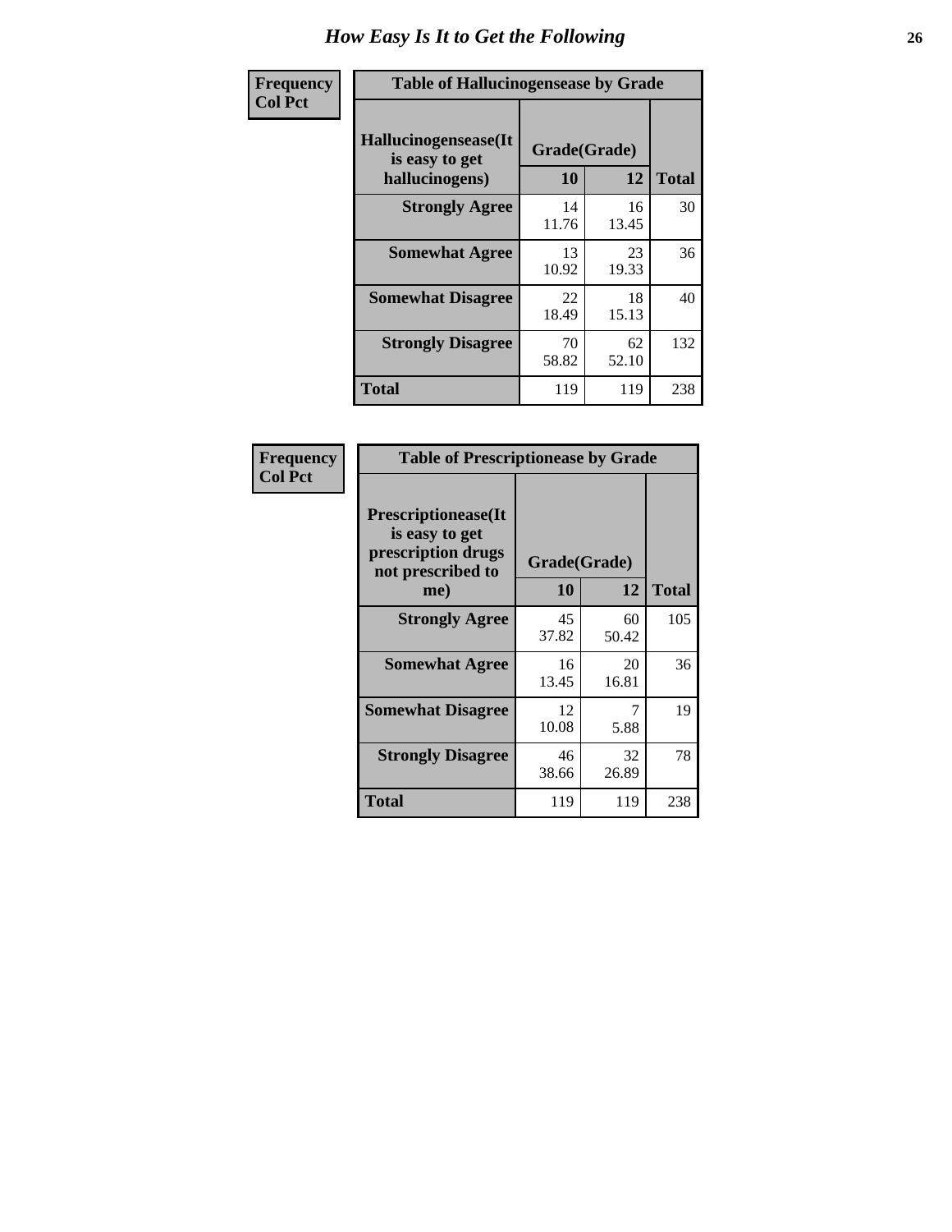# How Easy Is It to Get the Following

Frequency
Col Pct

| Table of Hallucinogensease by Grade | | | |
|---|---|---|---|
| Hallucinogensease(It is easy to get hallucinogens) | Grade(Grade) | | |
| | 10 | 12 | Total |
| Strongly Agree | 14<br>11.76 | 16<br>13.45 | 30 |
| Somewhat Agree | 13<br>10.92 | 23<br>19.33 | 36 |
| Somewhat Disagree | 22<br>18.49 | 18<br>15.13 | 40 |
| Strongly Disagree | 70<br>58.82 | 62<br>52.10 | 132 |
| Total | 119 | 119 | 238 |

Frequency
Col Pct

| Table of Prescriptionease by Grade | | | |
|---|---|---|---|
| Prescriptionease(It is easy to get prescription drugs not prescribed to me) | Grade(Grade) | | |
| | 10 | 12 | Total |
| Strongly Agree | 45<br>37.82 | 60<br>50.42 | 105 |
| Somewhat Agree | 16<br>13.45 | 20<br>16.81 | 36 |
| Somewhat Disagree | 12<br>10.08 | 7<br>5.88 | 19 |
| Strongly Disagree | 46<br>38.66 | 32<br>26.89 | 78 |
| Total | 119 | 119 | 238 |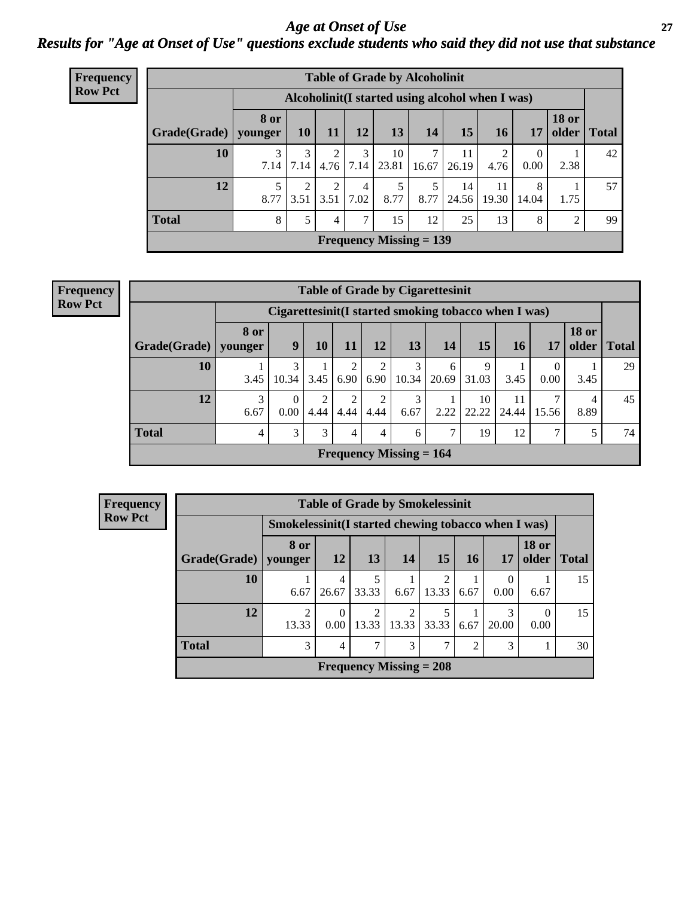# Age at Onset of Use

## Results for "Age at Onset of Use" questions exclude students who said they did not use that substance

**Frequency**
**Row Pct**

| Table of Grade by Alcoholinit | | | | | | | | | | | |
|---|---|---|---|---|---|---|---|---|---|---|---|
| | Alcoholinit(I started using alcohol when I was) | | | | | | | | | | |
| Grade(Grade) | 8 or younger | 10 | 11 | 12 | 13 | 14 | 15 | 16 | 17 | 18 or older | Total |
| 10 | 3<br>7.14 | 3<br>7.14 | 2<br>4.76 | 3<br>7.14 | 10<br>23.81 | 7<br>16.67 | 11<br>26.19 | 2<br>4.76 | 0<br>0.00 | 1<br>2.38 | 42 |
| 12 | 5<br>8.77 | 2<br>3.51 | 2<br>3.51 | 4<br>7.02 | 5<br>8.77 | 5<br>8.77 | 14<br>24.56 | 11<br>19.30 | 8<br>14.04 | 1<br>1.75 | 57 |
| Total | 8 | 5 | 4 | 7 | 15 | 12 | 25 | 13 | 8 | 2 | 99 |
| Frequency Missing = 139 | | | | | | | | | | | |

**Frequency**
**Row Pct**

| Table of Grade by Cigarettesinit | | | | | | | | | | | | |
|---|---|---|---|---|---|---|---|---|---|---|---|---|
| | Cigarettesinit(I started smoking tobacco when I was) | | | | | | | | | | | |
| Grade(Grade) | 8 or younger | 9 | 10 | 11 | 12 | 13 | 14 | 15 | 16 | 17 | 18 or older | Total |
| 10 | 1<br>3.45 | 3<br>10.34 | 1<br>3.45 | 2<br>6.90 | 2<br>6.90 | 3<br>10.34 | 6<br>20.69 | 9<br>31.03 | 1<br>3.45 | 0<br>0.00 | 1<br>3.45 | 29 |
| 12 | 3<br>6.67 | 0<br>0.00 | 2<br>4.44 | 2<br>4.44 | 2<br>4.44 | 3<br>6.67 | 1<br>2.22 | 10<br>22.22 | 11<br>24.44 | 7<br>15.56 | 4<br>8.89 | 45 |
| Total | 4 | 3 | 3 | 4 | 4 | 6 | 7 | 19 | 12 | 7 | 5 | 74 |
| Frequency Missing = 164 | | | | | | | | | | | | |

**Frequency**
**Row Pct**

| Table of Grade by Smokelessinit | | | | | | | | | |
|---|---|---|---|---|---|---|---|---|---|
| | Smokelessinit(I started chewing tobacco when I was) | | | | | | | | |
| Grade(Grade) | 8 or younger | 12 | 13 | 14 | 15 | 16 | 17 | 18 or older | Total |
| 10 | 1<br>6.67 | 4<br>26.67 | 5<br>33.33 | 1<br>6.67 | 2<br>13.33 | 1<br>6.67 | 0<br>0.00 | 1<br>6.67 | 15 |
| 12 | 2<br>13.33 | 0<br>0.00 | 2<br>13.33 | 2<br>13.33 | 5<br>33.33 | 1<br>6.67 | 3<br>20.00 | 0<br>0.00 | 15 |
| Total | 3 | 4 | 7 | 3 | 7 | 2 | 3 | 1 | 30 |
| Frequency Missing = 208 | | | | | | | | | |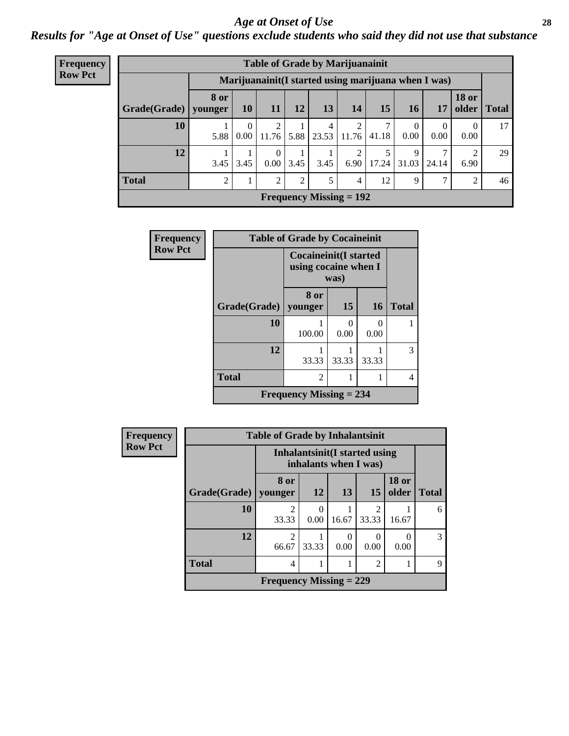## Age at Onset of Use

***Results for "Age at Onset of Use" questions exclude students who said they did not use that substance***

**Frequency**
**Row Pct**

| Table of Grade by Marijuanainit | | | | | | | | | | | |
|---|---|---|---|---|---|---|---|---|---|---|---|
| | Marijuanainit(I started using marijuana when I was) | | | | | | | | | | |
| Grade(Grade) | 8 or younger | 10 | 11 | 12 | 13 | 14 | 15 | 16 | 17 | 18 or older | Total |
| 10 | 1<br>5.88 | 0<br>0.00 | 2<br>11.76 | 1<br>5.88 | 4<br>23.53 | 2<br>11.76 | 7<br>41.18 | 0<br>0.00 | 0<br>0.00 | 0<br>0.00 | 17 |
| 12 | 1<br>3.45 | 1<br>3.45 | 0<br>0.00 | 1<br>3.45 | 1<br>3.45 | 2<br>6.90 | 5<br>17.24 | 9<br>31.03 | 7<br>24.14 | 2<br>6.90 | 29 |
| Total | 2 | 1 | 2 | 2 | 5 | 4 | 12 | 9 | 7 | 2 | 46 |
| Frequency Missing = 192 | | | | | | | | | | | |

**Frequency**
**Row Pct**

| Table of Grade by Cocaineinit | | | | |
|---|---|---|---|---|
| | Cocaineinit(I started using cocaine when I was) | | | |
| Grade(Grade) | 8 or younger | 15 | 16 | Total |
| 10 | 1<br>100.00 | 0<br>0.00 | 0<br>0.00 | 1 |
| 12 | 1<br>33.33 | 1<br>33.33 | 1<br>33.33 | 3 |
| Total | 2 | 1 | 1 | 4 |
| Frequency Missing = 234 | | | | |

**Frequency**
**Row Pct**

| Table of Grade by Inhalantsinit | | | | | | |
|---|---|---|---|---|---|---|
| | Inhalantsinit(I started using inhalants when I was) | | | | | |
| Grade(Grade) | 8 or younger | 12 | 13 | 15 | 18 or older | Total |
| 10 | 2<br>33.33 | 0<br>0.00 | 1<br>16.67 | 2<br>33.33 | 1<br>16.67 | 6 |
| 12 | 2<br>66.67 | 1<br>33.33 | 0<br>0.00 | 0<br>0.00 | 0<br>0.00 | 3 |
| Total | 4 | 1 | 1 | 2 | 1 | 9 |
| Frequency Missing = 229 | | | | | | |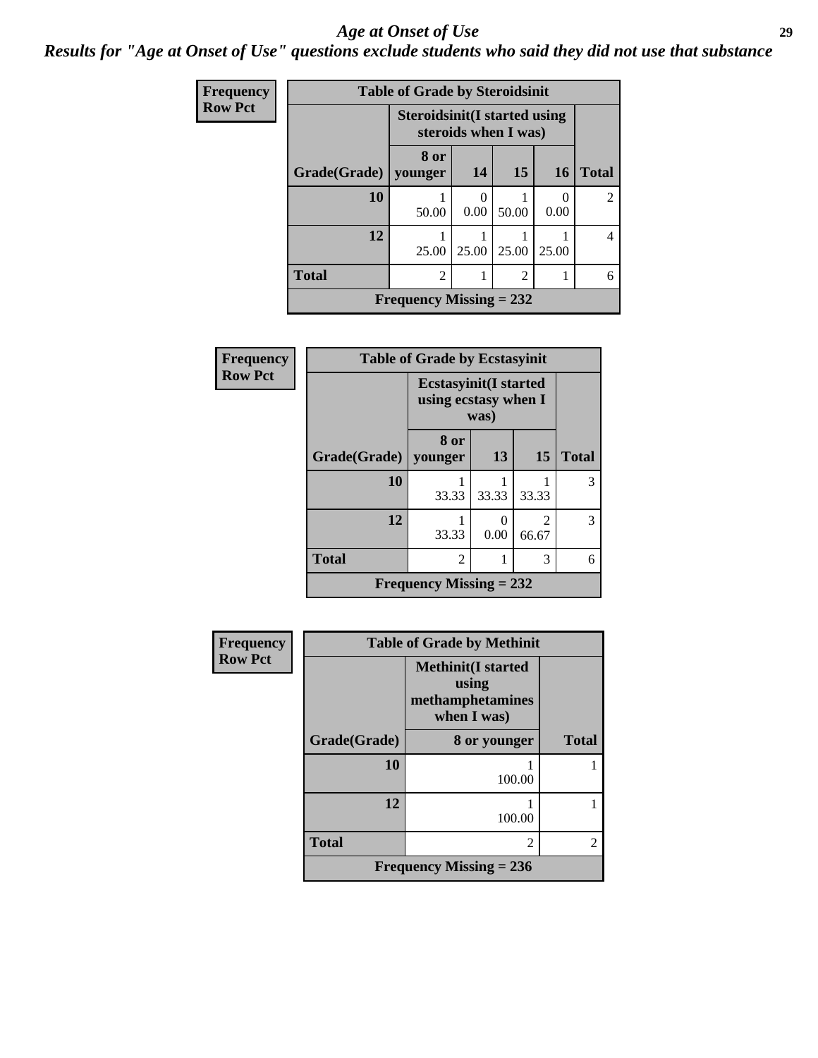## *Age at Onset of Use*

***Results for "Age at Onset of Use" questions exclude students who said they did not use that substance***

**Frequency**
**Row Pct**

| Table of Grade by Steroidsinit | | | | | |
|---|---|---|---|---|---|
| | Steroidsinit(I started using steroids when I was) | | | | |
| Grade(Grade) | 8 or younger | 14 | 15 | 16 | Total |
| 10 | 1<br>50.00 | 0<br>0.00 | 1<br>50.00 | 0<br>0.00 | 2 |
| 12 | 1<br>25.00 | 1<br>25.00 | 1<br>25.00 | 1<br>25.00 | 4 |
| Total | 2 | 1 | 2 | 1 | 6 |
| Frequency Missing = 232 | | | | | |

**Frequency**
**Row Pct**

| Table of Grade by Ecstasyinit | | | | |
|---|---|---|---|---|
| | Ecstasyinit(I started using ecstasy when I was) | | | |
| Grade(Grade) | 8 or younger | 13 | 15 | Total |
| 10 | 1<br>33.33 | 1<br>33.33 | 1<br>33.33 | 3 |
| 12 | 1<br>33.33 | 0<br>0.00 | 2<br>66.67 | 3 |
| Total | 2 | 1 | 3 | 6 |
| Frequency Missing = 232 | | | | |

**Frequency**
**Row Pct**

| Table of Grade by Methinit | | |
|---|---|---|
| | Methinit(I started using methamphetamines when I was) | |
| Grade(Grade) | 8 or younger | Total |
| 10 | 1<br>100.00 | 1 |
| 12 | 1<br>100.00 | 1 |
| Total | 2 | 2 |
| Frequency Missing = 236 | | |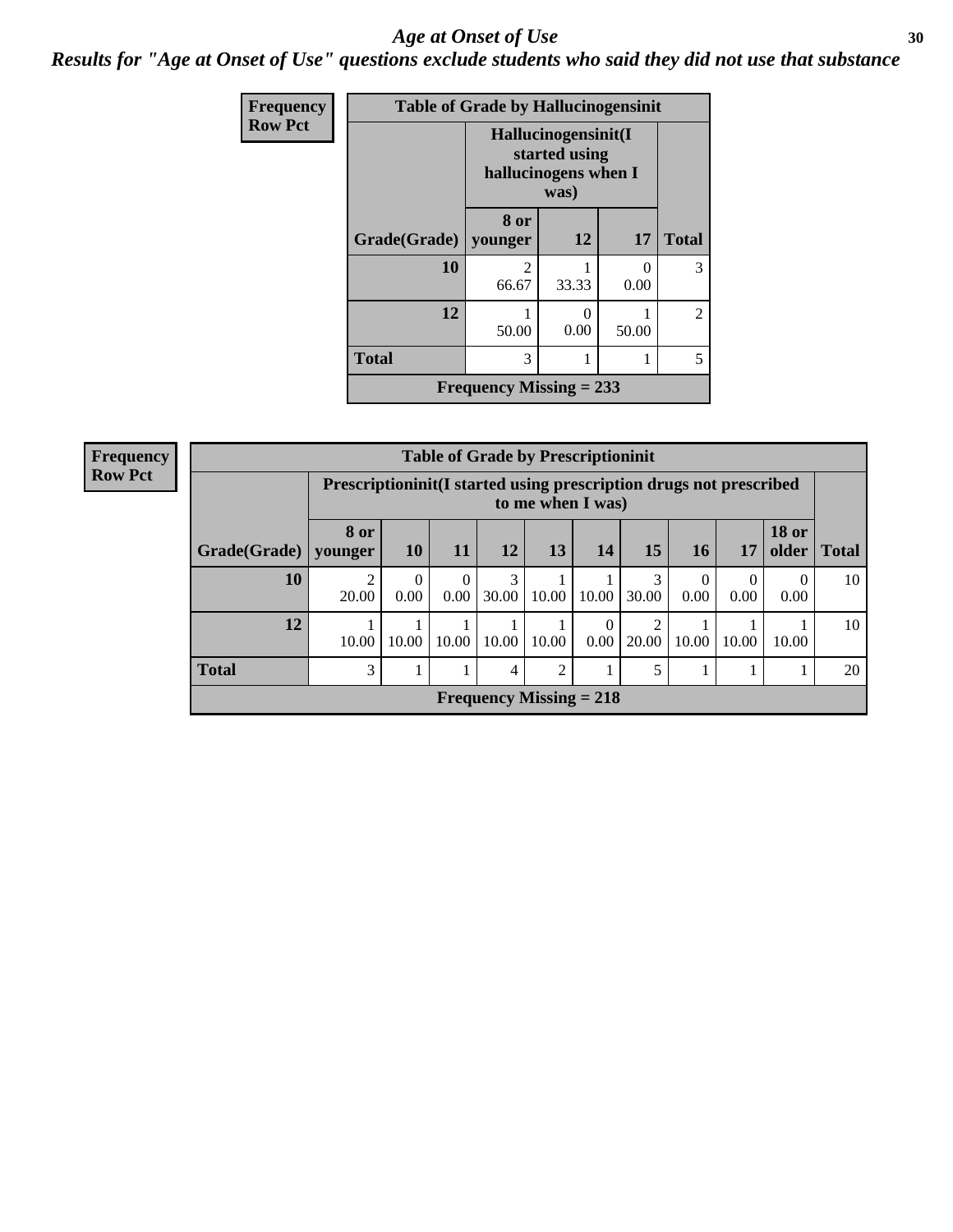# Age at Onset of Use

## *Results for "Age at Onset of Use" questions exclude students who said they did not use that substance*

**Frequency**
**Row Pct**

| Table of Grade by Hallucinogensinit | | | | |
|---|---|---|---|---|
| | Hallucinogensinit(I started using hallucinogens when I was) | | | |
| Grade(Grade) | 8 or younger | 12 | 17 | Total |
| 10 | 2<br>66.67 | 1<br>33.33 | 0<br>0.00 | 3 |
| 12 | 1<br>50.00 | 0<br>0.00 | 1<br>50.00 | 2 |
| Total | 3 | 1 | 1 | 5 |
| Frequency Missing = 233 | | | | |

**Frequency**
**Row Pct**

| Table of Grade by Prescriptioninit | | | | | | | | | | | |
|---|---|---|---|---|---|---|---|---|---|---|---|
| | Prescriptioninit(I started using prescription drugs not prescribed to me when I was) | | | | | | | | | | |
| Grade(Grade) | 8 or younger | 10 | 11 | 12 | 13 | 14 | 15 | 16 | 17 | 18 or older | Total |
| 10 | 2<br>20.00 | 0<br>0.00 | 0<br>0.00 | 3<br>30.00 | 1<br>10.00 | 1<br>10.00 | 3<br>30.00 | 0<br>0.00 | 0<br>0.00 | 0<br>0.00 | 10 |
| 12 | 1<br>10.00 | 1<br>10.00 | 1<br>10.00 | 1<br>10.00 | 1<br>10.00 | 0<br>0.00 | 2<br>20.00 | 1<br>10.00 | 1<br>10.00 | 1<br>10.00 | 10 |
| Total | 3 | 1 | 1 | 4 | 2 | 1 | 5 | 1 | 1 | 1 | 20 |
| Frequency Missing = 218 | | | | | | | | | | | |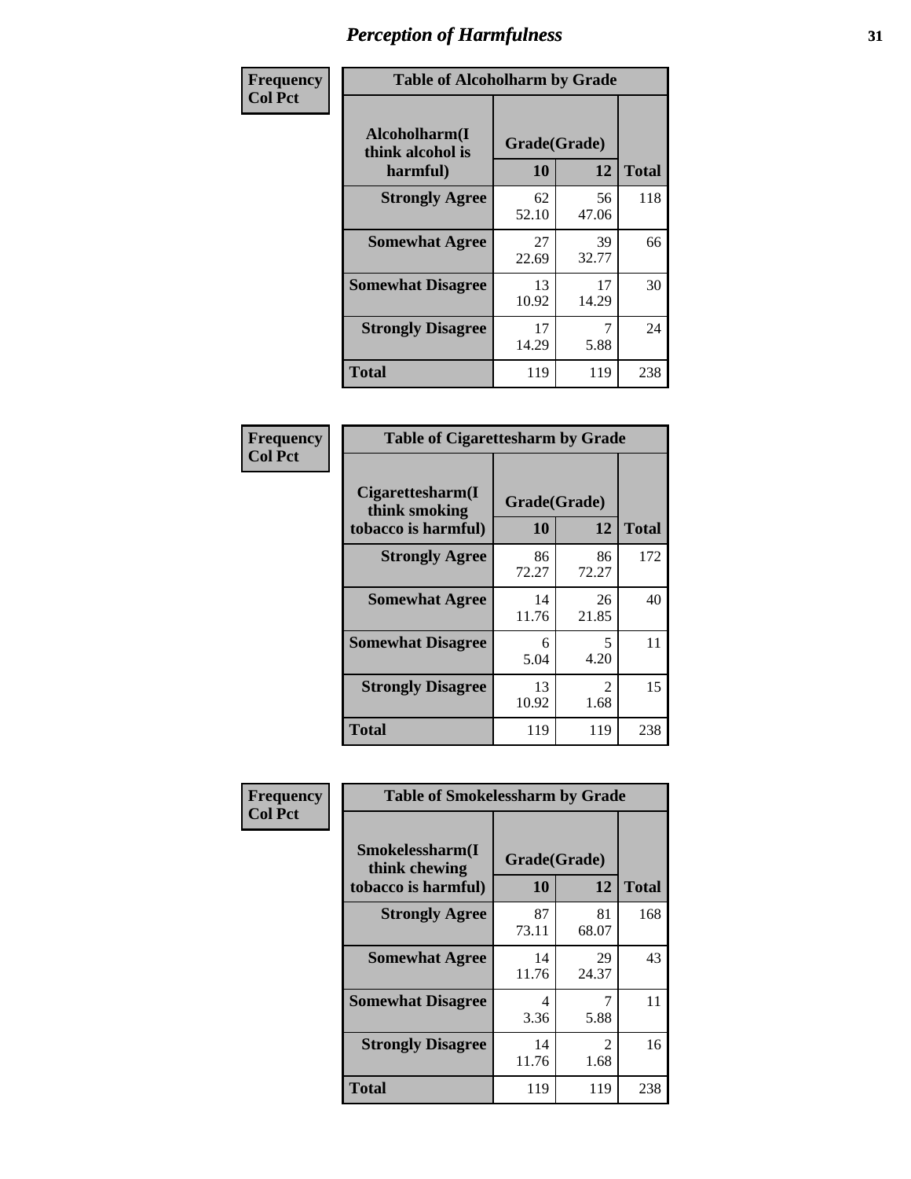# Perception of Harmfulness

| Frequency<br>Col Pct | Table of Alcoholharm by Grade | | |
|---|---|---|---|
| **Alcoholharm(I think alcohol is harmful)** | **Grade(Grade)** | | **Total** |
| | **10** | **12** | |
| **Strongly Agree** | 62<br>52.10 | 56<br>47.06 | 118 |
| **Somewhat Agree** | 27<br>22.69 | 39<br>32.77 | 66 |
| **Somewhat Disagree** | 13<br>10.92 | 17<br>14.29 | 30 |
| **Strongly Disagree** | 17<br>14.29 | 7<br>5.88 | 24 |
| **Total** | 119 | 119 | 238 |

| Frequency<br>Col Pct | Table of Cigarettesharm by Grade | | |
|---|---|---|---|
| **Cigarettesharm(I think smoking tobacco is harmful)** | **Grade(Grade)** | | **Total** |
| | **10** | **12** | |
| **Strongly Agree** | 86<br>72.27 | 86<br>72.27 | 172 |
| **Somewhat Agree** | 14<br>11.76 | 26<br>21.85 | 40 |
| **Somewhat Disagree** | 6<br>5.04 | 5<br>4.20 | 11 |
| **Strongly Disagree** | 13<br>10.92 | 2<br>1.68 | 15 |
| **Total** | 119 | 119 | 238 |

| Frequency<br>Col Pct | Table of Smokelessharm by Grade | | |
|---|---|---|---|
| **Smokelessharm(I think chewing tobacco is harmful)** | **Grade(Grade)** | | **Total** |
| | **10** | **12** | |
| **Strongly Agree** | 87<br>73.11 | 81<br>68.07 | 168 |
| **Somewhat Agree** | 14<br>11.76 | 29<br>24.37 | 43 |
| **Somewhat Disagree** | 4<br>3.36 | 7<br>5.88 | 11 |
| **Strongly Disagree** | 14<br>11.76 | 2<br>1.68 | 16 |
| **Total** | 119 | 119 | 238 |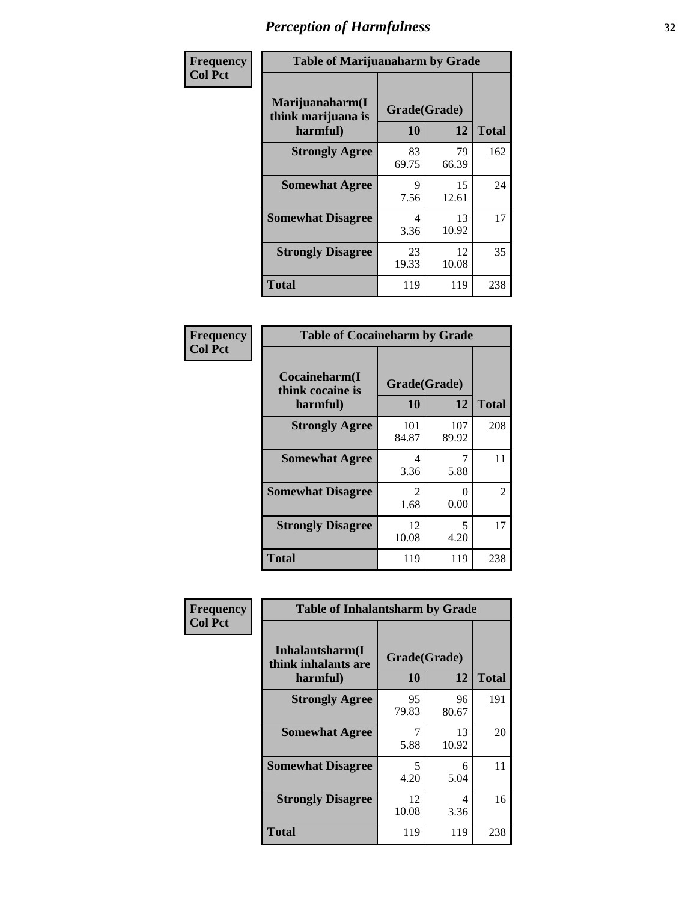# Perception of Harmfulness

**Frequency / Col Pct**

| Table of Marijuanaharm by Grade | | | |
|---|---|---|---|
| Marijuanaharm(I think marijuana is harmful) | Grade(Grade) | | Total |
| | 10 | 12 | |
| Strongly Agree | 83<br>69.75 | 79<br>66.39 | 162 |
| Somewhat Agree | 9<br>7.56 | 15<br>12.61 | 24 |
| Somewhat Disagree | 4<br>3.36 | 13<br>10.92 | 17 |
| Strongly Disagree | 23<br>19.33 | 12<br>10.08 | 35 |
| Total | 119 | 119 | 238 |

**Frequency / Col Pct**

| Table of Cocaineharm by Grade | | | |
|---|---|---|---|
| Cocaineharm(I think cocaine is harmful) | Grade(Grade) | | Total |
| | 10 | 12 | |
| Strongly Agree | 101<br>84.87 | 107<br>89.92 | 208 |
| Somewhat Agree | 4<br>3.36 | 7<br>5.88 | 11 |
| Somewhat Disagree | 2<br>1.68 | 0<br>0.00 | 2 |
| Strongly Disagree | 12<br>10.08 | 5<br>4.20 | 17 |
| Total | 119 | 119 | 238 |

**Frequency / Col Pct**

| Table of Inhalantsharm by Grade | | | |
|---|---|---|---|
| Inhalantsharm(I think inhalants are harmful) | Grade(Grade) | | Total |
| | 10 | 12 | |
| Strongly Agree | 95<br>79.83 | 96<br>80.67 | 191 |
| Somewhat Agree | 7<br>5.88 | 13<br>10.92 | 20 |
| Somewhat Disagree | 5<br>4.20 | 6<br>5.04 | 11 |
| Strongly Disagree | 12<br>10.08 | 4<br>3.36 | 16 |
| Total | 119 | 119 | 238 |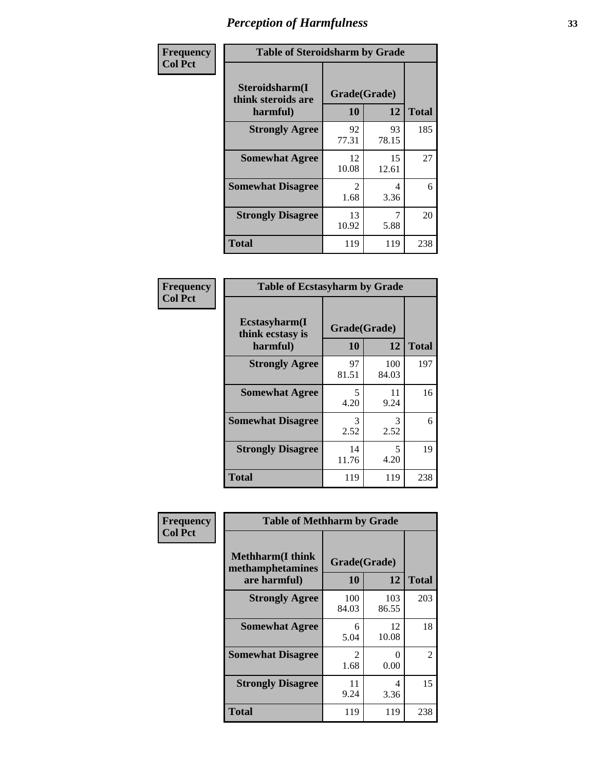# Perception of Harmfulness

Frequency
Col Pct

| Table of Steroidsharm by Grade | | | |
|---|---|---|---|
| Steroidsharm(I think steroids are harmful) | Grade(Grade) | | Total |
| | 10 | 12 | |
| Strongly Agree | 92<br>77.31 | 93<br>78.15 | 185 |
| Somewhat Agree | 12<br>10.08 | 15<br>12.61 | 27 |
| Somewhat Disagree | 2<br>1.68 | 4<br>3.36 | 6 |
| Strongly Disagree | 13<br>10.92 | 7<br>5.88 | 20 |
| Total | 119 | 119 | 238 |

Frequency
Col Pct

| Table of Ecstasyharm by Grade | | | |
|---|---|---|---|
| Ecstasyharm(I think ecstasy is harmful) | Grade(Grade) | | Total |
| | 10 | 12 | |
| Strongly Agree | 97<br>81.51 | 100<br>84.03 | 197 |
| Somewhat Agree | 5<br>4.20 | 11<br>9.24 | 16 |
| Somewhat Disagree | 3<br>2.52 | 3<br>2.52 | 6 |
| Strongly Disagree | 14<br>11.76 | 5<br>4.20 | 19 |
| Total | 119 | 119 | 238 |

Frequency
Col Pct

| Table of Methharm by Grade | | | |
|---|---|---|---|
| Methharm(I think methamphetamines are harmful) | Grade(Grade) | | Total |
| | 10 | 12 | |
| Strongly Agree | 100<br>84.03 | 103<br>86.55 | 203 |
| Somewhat Agree | 6<br>5.04 | 12<br>10.08 | 18 |
| Somewhat Disagree | 2<br>1.68 | 0<br>0.00 | 2 |
| Strongly Disagree | 11<br>9.24 | 4<br>3.36 | 15 |
| Total | 119 | 119 | 238 |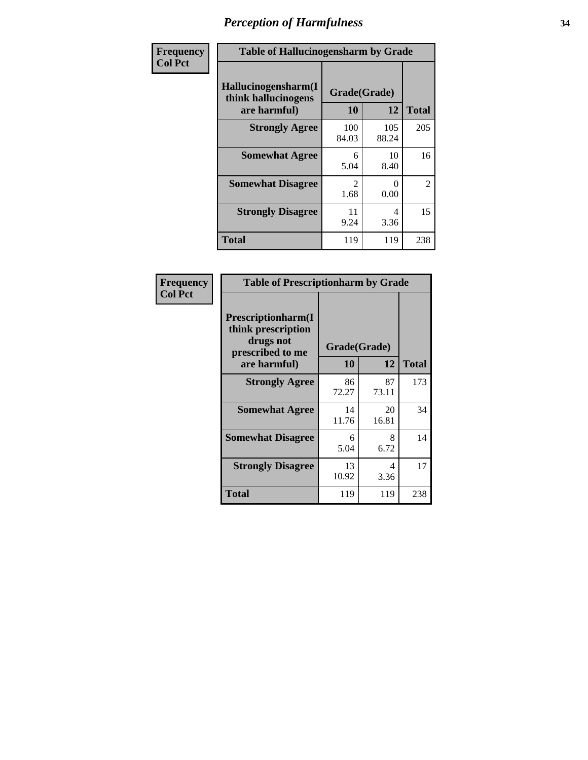# Perception of Harmfulness

| Frequency Col Pct | Table of Hallucinogensharm by Grade | | |
|---|---|---|---|
| Hallucinogensharm(I think hallucinogens are harmful) | Grade(Grade) | | |
| | 10 | 12 | Total |
| Strongly Agree | 100<br>84.03 | 105<br>88.24 | 205 |
| Somewhat Agree | 6<br>5.04 | 10<br>8.40 | 16 |
| Somewhat Disagree | 2<br>1.68 | 0<br>0.00 | 2 |
| Strongly Disagree | 11<br>9.24 | 4<br>3.36 | 15 |
| Total | 119 | 119 | 238 |

| Frequency Col Pct | Table of Prescriptionharm by Grade | | |
|---|---|---|---|
| Prescriptionharm(I think prescription drugs not prescribed to me are harmful) | Grade(Grade) | | |
| | 10 | 12 | Total |
| Strongly Agree | 86<br>72.27 | 87<br>73.11 | 173 |
| Somewhat Agree | 14<br>11.76 | 20<br>16.81 | 34 |
| Somewhat Disagree | 6<br>5.04 | 8<br>6.72 | 14 |
| Strongly Disagree | 13<br>10.92 | 4<br>3.36 | 17 |
| Total | 119 | 119 | 238 |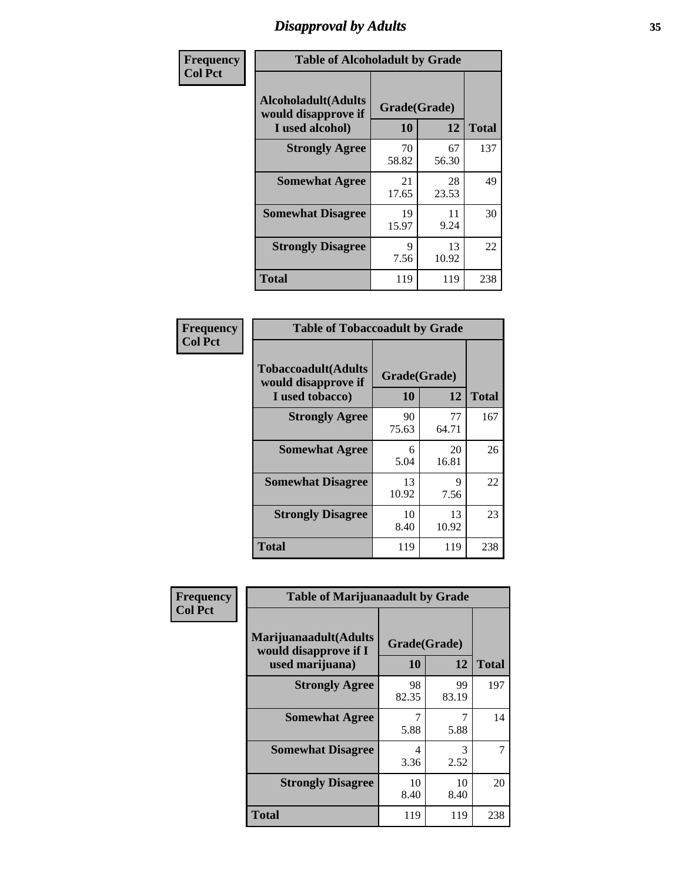# Disapproval by Adults

| Frequency Col Pct | Table of Alcoholadult by Grade | | |
|---|---|---|---|
| Alcoholadult(Adults would disapprove if I used alcohol) | Grade(Grade) | | |
| | 10 | 12 | Total |
| Strongly Agree | 70<br>58.82 | 67<br>56.30 | 137 |
| Somewhat Agree | 21<br>17.65 | 28<br>23.53 | 49 |
| Somewhat Disagree | 19<br>15.97 | 11<br>9.24 | 30 |
| Strongly Disagree | 9<br>7.56 | 13<br>10.92 | 22 |
| Total | 119 | 119 | 238 |

| Frequency Col Pct | Table of Tobaccoadult by Grade | | |
|---|---|---|---|
| Tobaccoadult(Adults would disapprove if I used tobacco) | Grade(Grade) | | |
| | 10 | 12 | Total |
| Strongly Agree | 90<br>75.63 | 77<br>64.71 | 167 |
| Somewhat Agree | 6<br>5.04 | 20<br>16.81 | 26 |
| Somewhat Disagree | 13<br>10.92 | 9<br>7.56 | 22 |
| Strongly Disagree | 10<br>8.40 | 13<br>10.92 | 23 |
| Total | 119 | 119 | 238 |

| Frequency Col Pct | Table of Marijuanaadult by Grade | | |
|---|---|---|---|
| Marijuanaadult(Adults would disapprove if I used marijuana) | Grade(Grade) | | |
| | 10 | 12 | Total |
| Strongly Agree | 98<br>82.35 | 99<br>83.19 | 197 |
| Somewhat Agree | 7<br>5.88 | 7<br>5.88 | 14 |
| Somewhat Disagree | 4<br>3.36 | 3<br>2.52 | 7 |
| Strongly Disagree | 10<br>8.40 | 10<br>8.40 | 20 |
| Total | 119 | 119 | 238 |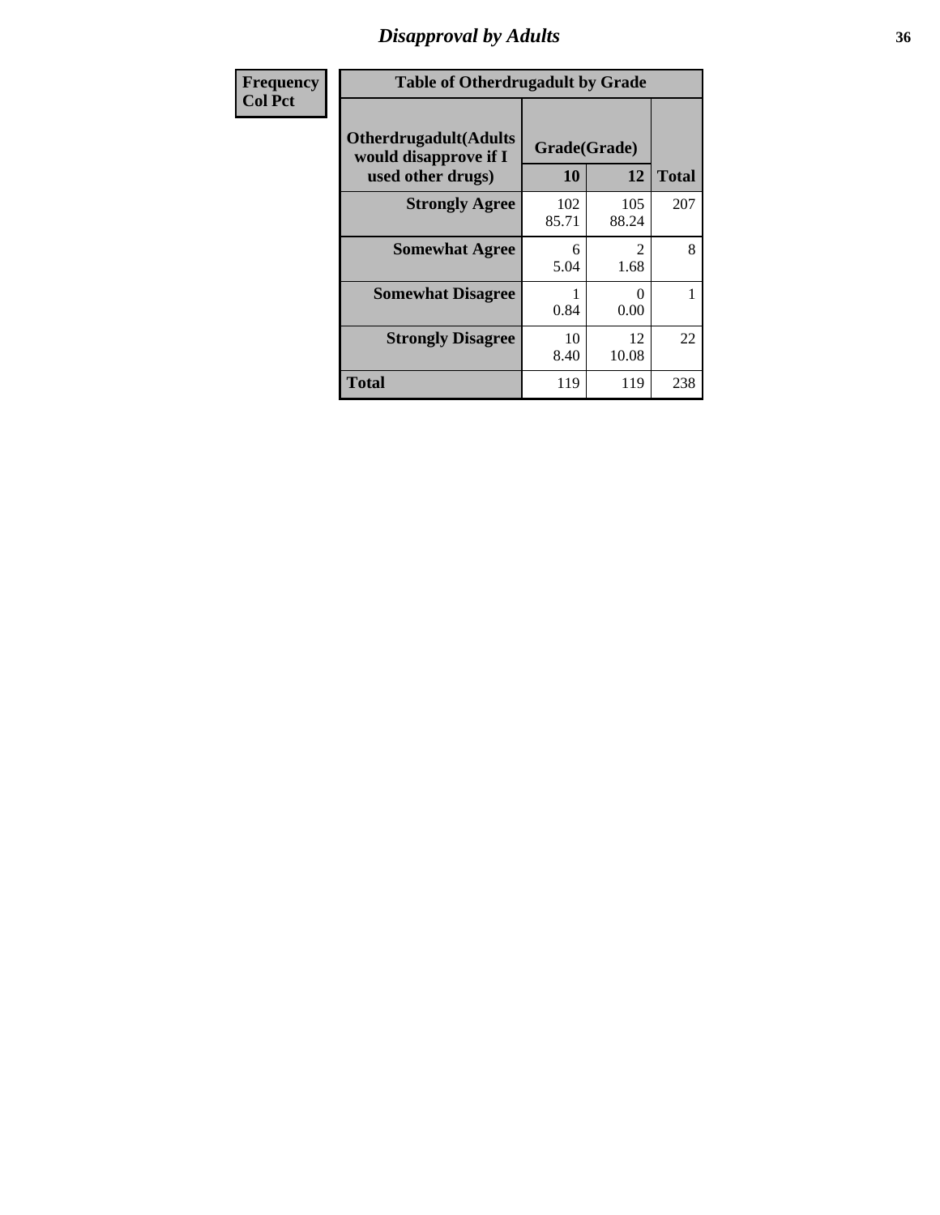# Disapproval by Adults

| Frequency Col Pct | Table of Otherdrugadult by Grade | | |
|---|---|---|---|
| Otherdrugadult(Adults would disapprove if I used other drugs) | Grade(Grade) | | |
| | 10 | 12 | Total |
| Strongly Agree | 102<br>85.71 | 105<br>88.24 | 207 |
| Somewhat Agree | 6<br>5.04 | 2<br>1.68 | 8 |
| Somewhat Disagree | 1<br>0.84 | 0<br>0.00 | 1 |
| Strongly Disagree | 10<br>8.40 | 12<br>10.08 | 22 |
| Total | 119 | 119 | 238 |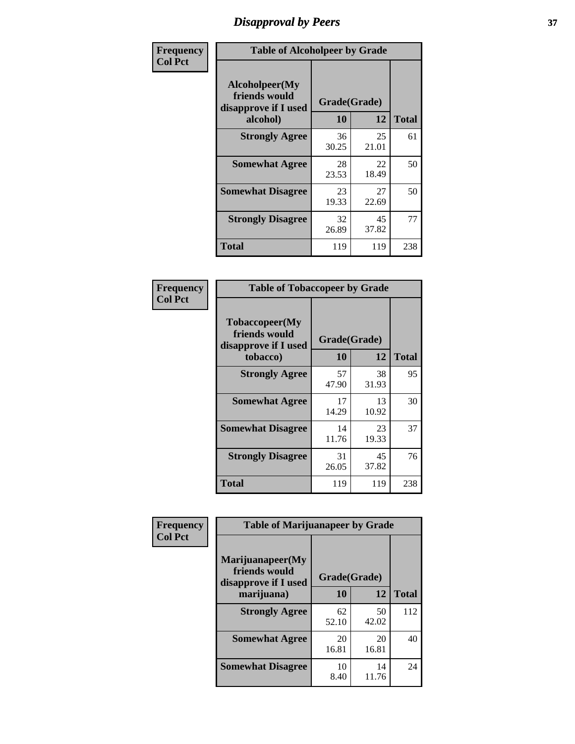# Disapproval by Peers

**Frequency**
**Col Pct**

| Table of Alcoholpeer by Grade | | | |
|---|---|---|---|
| Alcoholpeer(My friends would disapprove if I used alcohol) | Grade(Grade) | | |
| | 10 | 12 | Total |
| Strongly Agree | 36<br>30.25 | 25<br>21.01 | 61 |
| Somewhat Agree | 28<br>23.53 | 22<br>18.49 | 50 |
| Somewhat Disagree | 23<br>19.33 | 27<br>22.69 | 50 |
| Strongly Disagree | 32<br>26.89 | 45<br>37.82 | 77 |
| Total | 119 | 119 | 238 |

**Frequency**
**Col Pct**

| Table of Tobaccopeer by Grade | | | |
|---|---|---|---|
| Tobaccopeer(My friends would disapprove if I used tobacco) | Grade(Grade) | | |
| | 10 | 12 | Total |
| Strongly Agree | 57<br>47.90 | 38<br>31.93 | 95 |
| Somewhat Agree | 17<br>14.29 | 13<br>10.92 | 30 |
| Somewhat Disagree | 14<br>11.76 | 23<br>19.33 | 37 |
| Strongly Disagree | 31<br>26.05 | 45<br>37.82 | 76 |
| Total | 119 | 119 | 238 |

**Frequency**
**Col Pct**

| Table of Marijuanapeer by Grade | | | |
|---|---|---|---|
| Marijuanapeer(My friends would disapprove if I used marijuana) | Grade(Grade) | | |
| | 10 | 12 | Total |
| Strongly Agree | 62<br>52.10 | 50<br>42.02 | 112 |
| Somewhat Agree | 20<br>16.81 | 20<br>16.81 | 40 |
| Somewhat Disagree | 10<br>8.40 | 14<br>11.76 | 24 |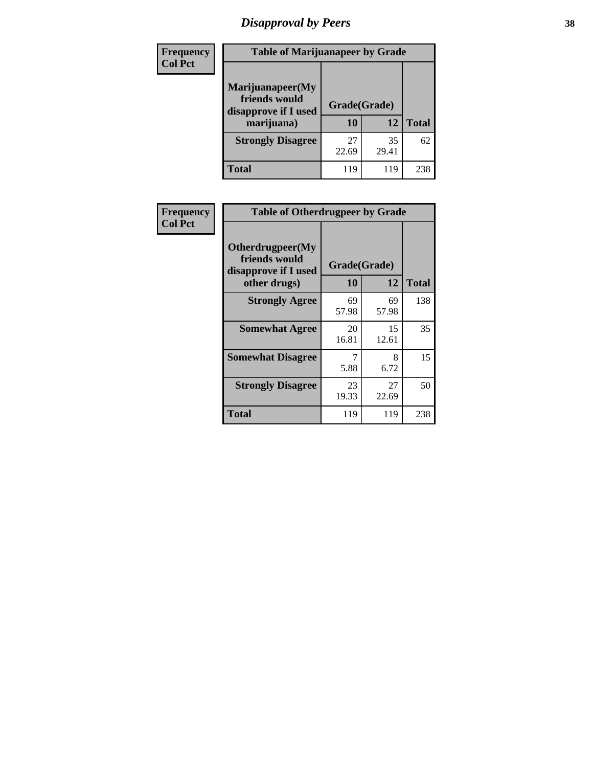# Disapproval by Peers

| Frequency Col Pct | Table of Marijuanapeer by Grade | | |
|---|---|---|---|
| Marijuanapeer(My friends would disapprove if I used marijuana) | Grade(Grade) | | |
| | 10 | 12 | Total |
| Strongly Disagree | 27<br>22.69 | 35<br>29.41 | 62 |
| Total | 119 | 119 | 238 |

| Frequency Col Pct | Table of Otherdrugpeer by Grade | | |
|---|---|---|---|
| Otherdrugpeer(My friends would disapprove if I used other drugs) | Grade(Grade) | | |
| | 10 | 12 | Total |
| Strongly Agree | 69<br>57.98 | 69<br>57.98 | 138 |
| Somewhat Agree | 20<br>16.81 | 15<br>12.61 | 35 |
| Somewhat Disagree | 7<br>5.88 | 8<br>6.72 | 15 |
| Strongly Disagree | 23<br>19.33 | 27<br>22.69 | 50 |
| Total | 119 | 119 | 238 |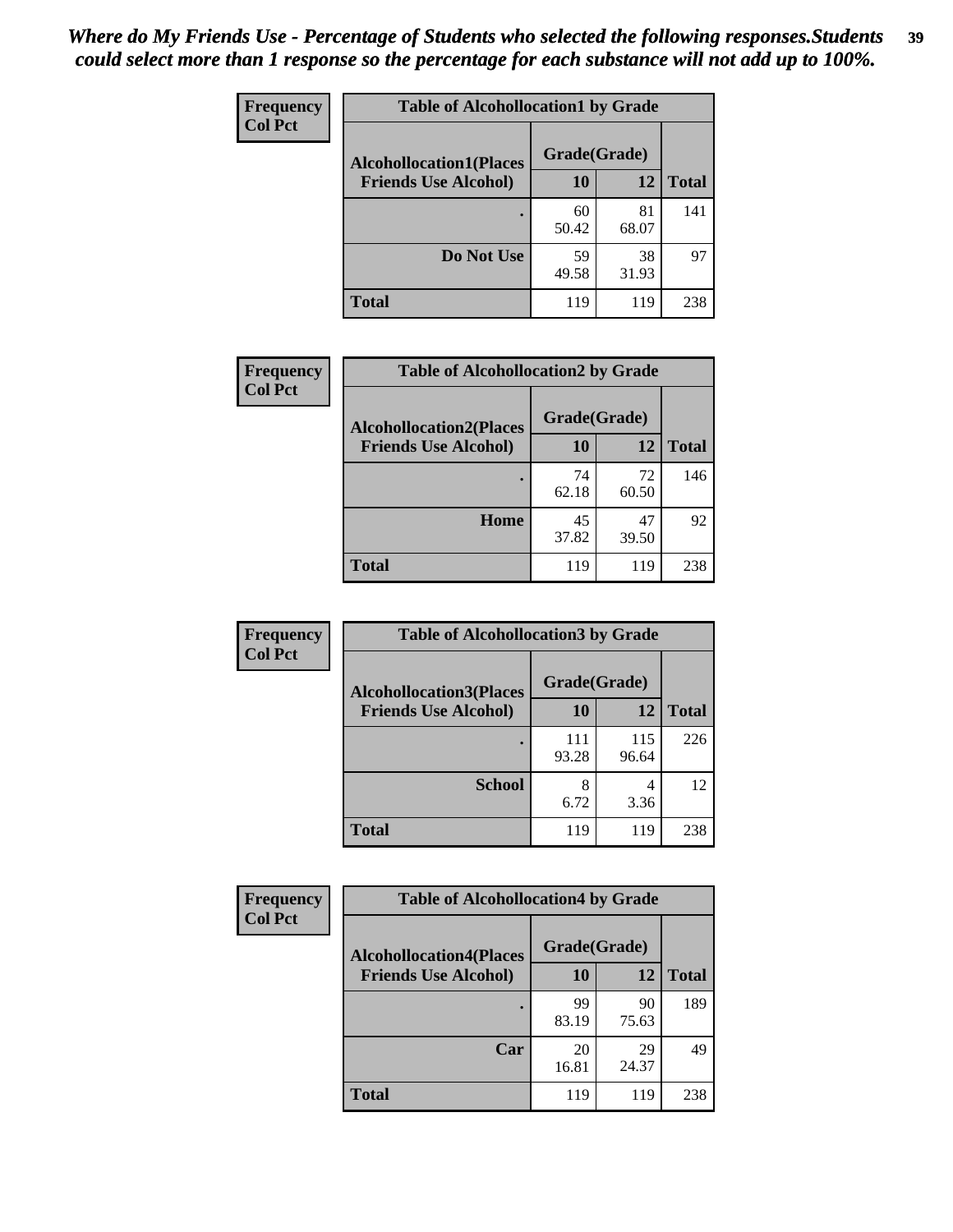*Where do My Friends Use - Percentage of Students who selected the following responses.Students could select more than 1 response so the percentage for each substance will not add up to 100%.*

| Frequency<br>Col Pct | Table of Alcohollocation1 by Grade | | |
|---|---|---|---|
| Alcohollocation1(Places Friends Use Alcohol) | Grade(Grade) | | Total |
| | 10 | 12 | |
| . | 60<br>50.42 | 81<br>68.07 | 141 |
| Do Not Use | 59<br>49.58 | 38<br>31.93 | 97 |
| Total | 119 | 119 | 238 |

| Frequency<br>Col Pct | Table of Alcohollocation2 by Grade | | |
|---|---|---|---|
| Alcohollocation2(Places Friends Use Alcohol) | Grade(Grade) | | Total |
| | 10 | 12 | |
| . | 74<br>62.18 | 72<br>60.50 | 146 |
| Home | 45<br>37.82 | 47<br>39.50 | 92 |
| Total | 119 | 119 | 238 |

| Frequency<br>Col Pct | Table of Alcohollocation3 by Grade | | |
|---|---|---|---|
| Alcohollocation3(Places Friends Use Alcohol) | Grade(Grade) | | Total |
| | 10 | 12 | |
| . | 111<br>93.28 | 115<br>96.64 | 226 |
| School | 8<br>6.72 | 4<br>3.36 | 12 |
| Total | 119 | 119 | 238 |

| Frequency<br>Col Pct | Table of Alcohollocation4 by Grade | | |
|---|---|---|---|
| Alcohollocation4(Places Friends Use Alcohol) | Grade(Grade) | | Total |
| | 10 | 12 | |
| . | 99<br>83.19 | 90<br>75.63 | 189 |
| Car | 20<br>16.81 | 29<br>24.37 | 49 |
| Total | 119 | 119 | 238 |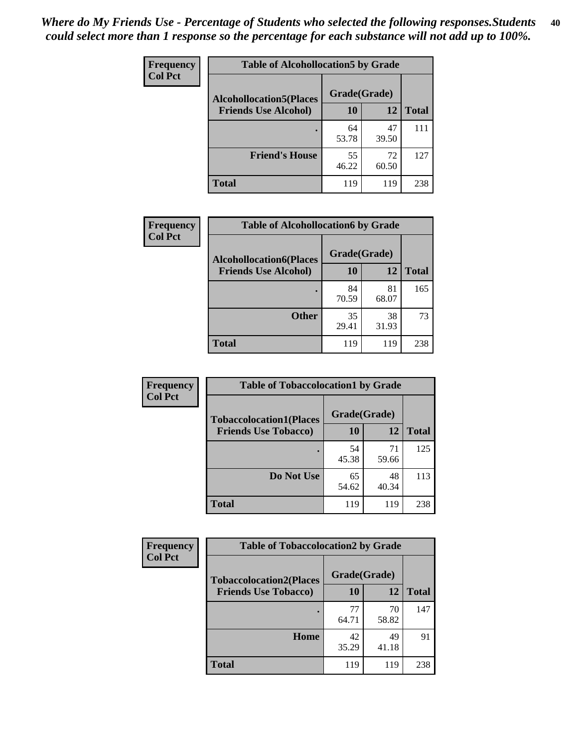*Where do My Friends Use - Percentage of Students who selected the following responses.Students could select more than 1 response so the percentage for each substance will not add up to 100%.*

| Frequency Col Pct | Table of Alcohollocation5 by Grade | | |
|---|---|---|---|
| **Alcohollocation5(Places Friends Use Alcohol)** | **Grade(Grade)** | | |
| | **10** | **12** | **Total** |
| **.** | 64 53.78 | 47 39.50 | 111 |
| **Friend's House** | 55 46.22 | 72 60.50 | 127 |
| **Total** | 119 | 119 | 238 |

| Frequency Col Pct | Table of Alcohollocation6 by Grade | | |
|---|---|---|---|
| **Alcohollocation6(Places Friends Use Alcohol)** | **Grade(Grade)** | | |
| | **10** | **12** | **Total** |
| **.** | 84 70.59 | 81 68.07 | 165 |
| **Other** | 35 29.41 | 38 31.93 | 73 |
| **Total** | 119 | 119 | 238 |

| Frequency Col Pct | Table of Tobaccolocation1 by Grade | | |
|---|---|---|---|
| **Tobaccolocation1(Places Friends Use Tobacco)** | **Grade(Grade)** | | |
| | **10** | **12** | **Total** |
| **.** | 54 45.38 | 71 59.66 | 125 |
| **Do Not Use** | 65 54.62 | 48 40.34 | 113 |
| **Total** | 119 | 119 | 238 |

| Frequency Col Pct | Table of Tobaccolocation2 by Grade | | |
|---|---|---|---|
| **Tobaccolocation2(Places Friends Use Tobacco)** | **Grade(Grade)** | | |
| | **10** | **12** | **Total** |
| **.** | 77 64.71 | 70 58.82 | 147 |
| **Home** | 42 35.29 | 49 41.18 | 91 |
| **Total** | 119 | 119 | 238 |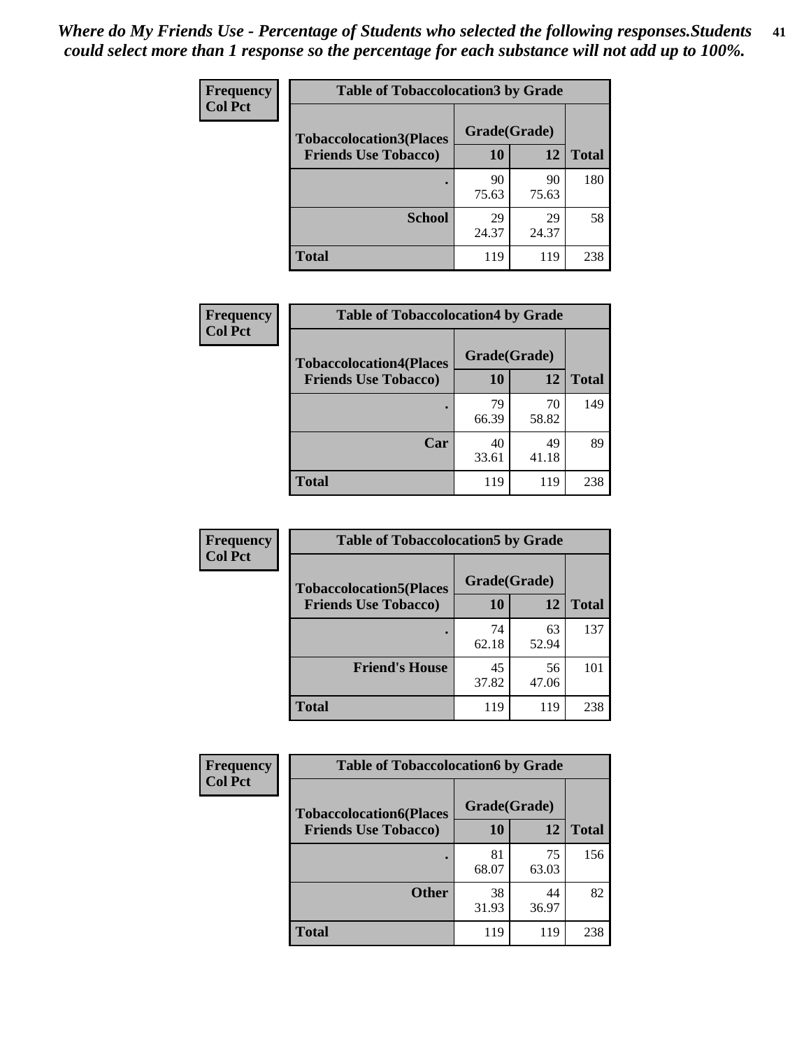*Where do My Friends Use - Percentage of Students who selected the following responses.Students could select more than 1 response so the percentage for each substance will not add up to 100%.*

**Frequency**
**Col Pct**

| Table of Tobaccolocation3 by Grade | | | |
|---|---|---|---|
| **Tobaccolocation3(Places Friends Use Tobacco)** | **Grade(Grade)** | | **Total** |
| | **10** | **12** | |
| **.** | 90<br>75.63 | 90<br>75.63 | 180 |
| **School** | 29<br>24.37 | 29<br>24.37 | 58 |
| **Total** | 119 | 119 | 238 |

**Frequency**
**Col Pct**

| Table of Tobaccolocation4 by Grade | | | |
|---|---|---|---|
| **Tobaccolocation4(Places Friends Use Tobacco)** | **Grade(Grade)** | | **Total** |
| | **10** | **12** | |
| **.** | 79<br>66.39 | 70<br>58.82 | 149 |
| **Car** | 40<br>33.61 | 49<br>41.18 | 89 |
| **Total** | 119 | 119 | 238 |

**Frequency**
**Col Pct**

| Table of Tobaccolocation5 by Grade | | | |
|---|---|---|---|
| **Tobaccolocation5(Places Friends Use Tobacco)** | **Grade(Grade)** | | **Total** |
| | **10** | **12** | |
| **.** | 74<br>62.18 | 63<br>52.94 | 137 |
| **Friend's House** | 45<br>37.82 | 56<br>47.06 | 101 |
| **Total** | 119 | 119 | 238 |

**Frequency**
**Col Pct**

| Table of Tobaccolocation6 by Grade | | | |
|---|---|---|---|
| **Tobaccolocation6(Places Friends Use Tobacco)** | **Grade(Grade)** | | **Total** |
| | **10** | **12** | |
| **.** | 81<br>68.07 | 75<br>63.03 | 156 |
| **Other** | 38<br>31.93 | 44<br>36.97 | 82 |
| **Total** | 119 | 119 | 238 |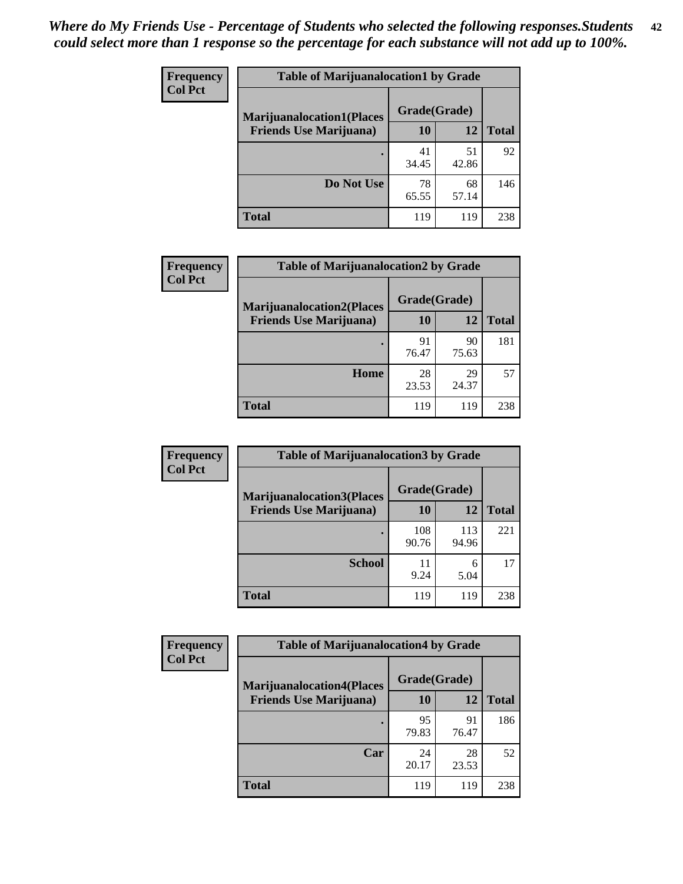*Where do My Friends Use - Percentage of Students who selected the following responses.Students could select more than 1 response so the percentage for each substance will not add up to 100%.*

| Frequency Col Pct | Table of Marijuanalocation1 by Grade | | |
|---|---|---|---|
| Marijuanalocation1(Places Friends Use Marijuana) | Grade(Grade) 10 | 12 | Total |
| . | 41<br>34.45 | 51<br>42.86 | 92 |
| Do Not Use | 78<br>65.55 | 68<br>57.14 | 146 |
| Total | 119 | 119 | 238 |

| Frequency Col Pct | Table of Marijuanalocation2 by Grade | | |
|---|---|---|---|
| Marijuanalocation2(Places Friends Use Marijuana) | Grade(Grade) 10 | 12 | Total |
| . | 91<br>76.47 | 90<br>75.63 | 181 |
| Home | 28<br>23.53 | 29<br>24.37 | 57 |
| Total | 119 | 119 | 238 |

| Frequency Col Pct | Table of Marijuanalocation3 by Grade | | |
|---|---|---|---|
| Marijuanalocation3(Places Friends Use Marijuana) | Grade(Grade) 10 | 12 | Total |
| . | 108<br>90.76 | 113<br>94.96 | 221 |
| School | 11<br>9.24 | 6<br>5.04 | 17 |
| Total | 119 | 119 | 238 |

| Frequency Col Pct | Table of Marijuanalocation4 by Grade | | |
|---|---|---|---|
| Marijuanalocation4(Places Friends Use Marijuana) | Grade(Grade) 10 | 12 | Total |
| . | 95<br>79.83 | 91<br>76.47 | 186 |
| Car | 24<br>20.17 | 28<br>23.53 | 52 |
| Total | 119 | 119 | 238 |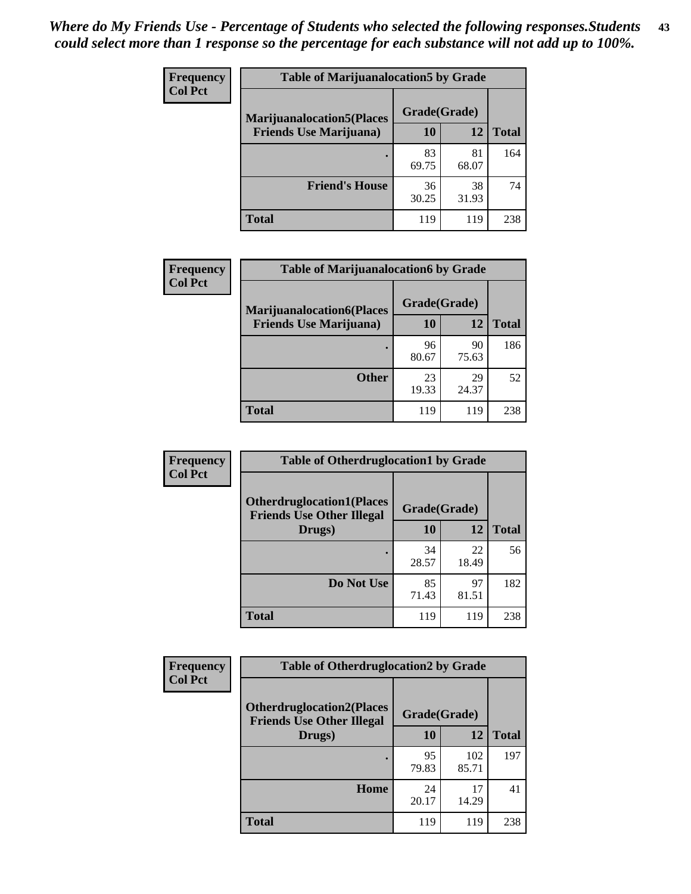*Where do My Friends Use - Percentage of Students who selected the following responses.Students could select more than 1 response so the percentage for each substance will not add up to 100%.*

**Frequency / Col Pct**

| Table of Marijuanalocation5 by Grade | | | |
|---|---|---|---|
| **Marijuanalocation5(Places Friends Use Marijuana)** | **Grade(Grade)** | | **Total** |
| | **10** | **12** | |
| **.** | 83<br>69.75 | 81<br>68.07 | 164 |
| **Friend's House** | 36<br>30.25 | 38<br>31.93 | 74 |
| **Total** | 119 | 119 | 238 |

**Frequency / Col Pct**

| Table of Marijuanalocation6 by Grade | | | |
|---|---|---|---|
| **Marijuanalocation6(Places Friends Use Marijuana)** | **Grade(Grade)** | | **Total** |
| | **10** | **12** | |
| **.** | 96<br>80.67 | 90<br>75.63 | 186 |
| **Other** | 23<br>19.33 | 29<br>24.37 | 52 |
| **Total** | 119 | 119 | 238 |

**Frequency / Col Pct**

| Table of Otherdruglocation1 by Grade | | | |
|---|---|---|---|
| **Otherdruglocation1(Places Friends Use Other Illegal Drugs)** | **Grade(Grade)** | | **Total** |
| | **10** | **12** | |
| **.** | 34<br>28.57 | 22<br>18.49 | 56 |
| **Do Not Use** | 85<br>71.43 | 97<br>81.51 | 182 |
| **Total** | 119 | 119 | 238 |

**Frequency / Col Pct**

| Table of Otherdruglocation2 by Grade | | | |
|---|---|---|---|
| **Otherdruglocation2(Places Friends Use Other Illegal Drugs)** | **Grade(Grade)** | | **Total** |
| | **10** | **12** | |
| **.** | 95<br>79.83 | 102<br>85.71 | 197 |
| **Home** | 24<br>20.17 | 17<br>14.29 | 41 |
| **Total** | 119 | 119 | 238 |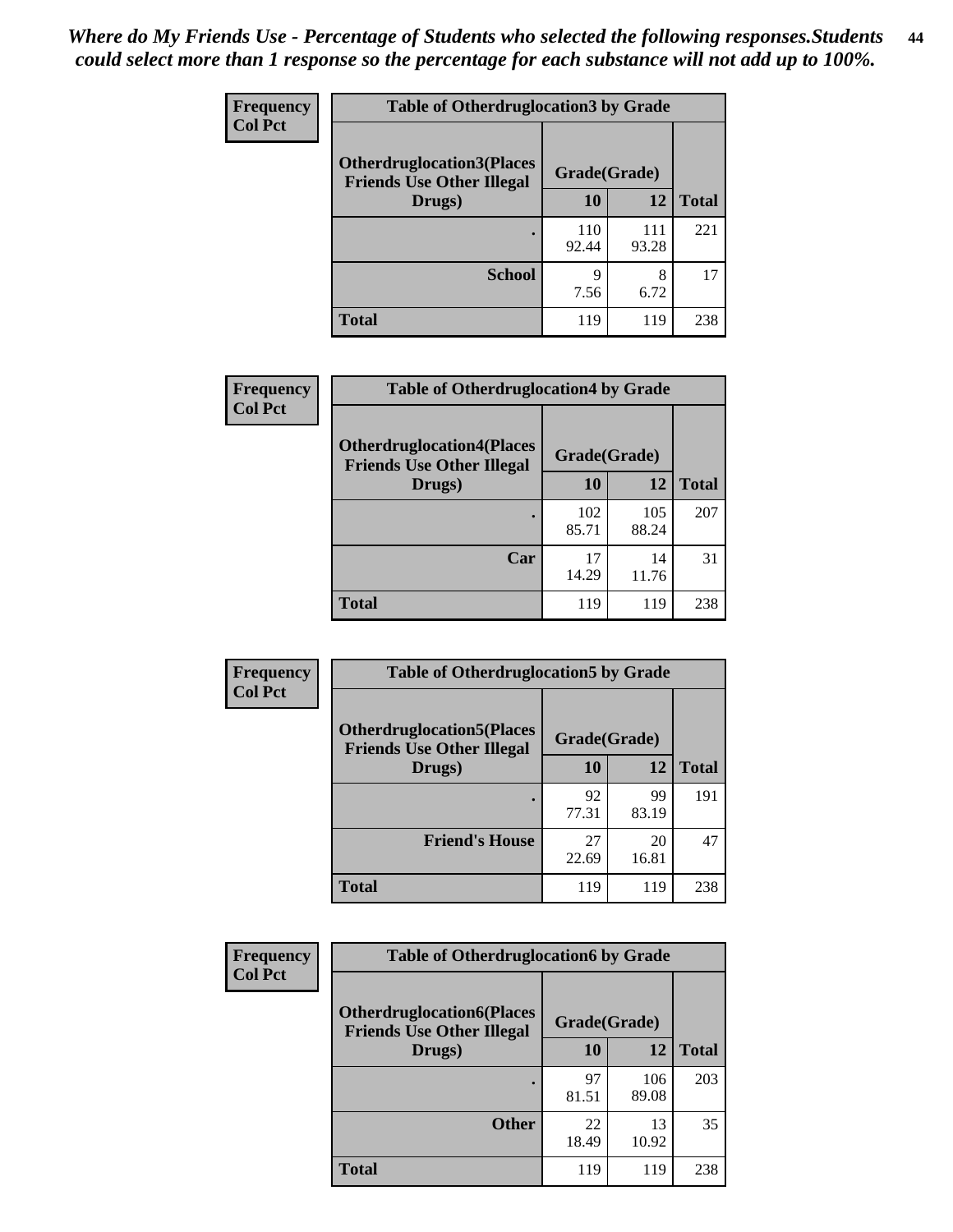*Where do My Friends Use - Percentage of Students who selected the following responses.Students could select more than 1 response so the percentage for each substance will not add up to 100%.*

**Frequency**
**Col Pct**

| Table of Otherdruglocation3 by Grade | | | |
|---|---|---|---|
| **Otherdruglocation3(Places Friends Use Other Illegal Drugs)** | **Grade(Grade)** | | |
| | **10** | **12** | **Total** |
| **.** | 110<br>92.44 | 111<br>93.28 | 221 |
| **School** | 9<br>7.56 | 8<br>6.72 | 17 |
| **Total** | 119 | 119 | 238 |

**Frequency**
**Col Pct**

| Table of Otherdruglocation4 by Grade | | | |
|---|---|---|---|
| **Otherdruglocation4(Places Friends Use Other Illegal Drugs)** | **Grade(Grade)** | | |
| | **10** | **12** | **Total** |
| **.** | 102<br>85.71 | 105<br>88.24 | 207 |
| **Car** | 17<br>14.29 | 14<br>11.76 | 31 |
| **Total** | 119 | 119 | 238 |

**Frequency**
**Col Pct**

| Table of Otherdruglocation5 by Grade | | | |
|---|---|---|---|
| **Otherdruglocation5(Places Friends Use Other Illegal Drugs)** | **Grade(Grade)** | | |
| | **10** | **12** | **Total** |
| **.** | 92<br>77.31 | 99<br>83.19 | 191 |
| **Friend's House** | 27<br>22.69 | 20<br>16.81 | 47 |
| **Total** | 119 | 119 | 238 |

**Frequency**
**Col Pct**

| Table of Otherdruglocation6 by Grade | | | |
|---|---|---|---|
| **Otherdruglocation6(Places Friends Use Other Illegal Drugs)** | **Grade(Grade)** | | |
| | **10** | **12** | **Total** |
| **.** | 97<br>81.51 | 106<br>89.08 | 203 |
| **Other** | 22<br>18.49 | 13<br>10.92 | 35 |
| **Total** | 119 | 119 | 238 |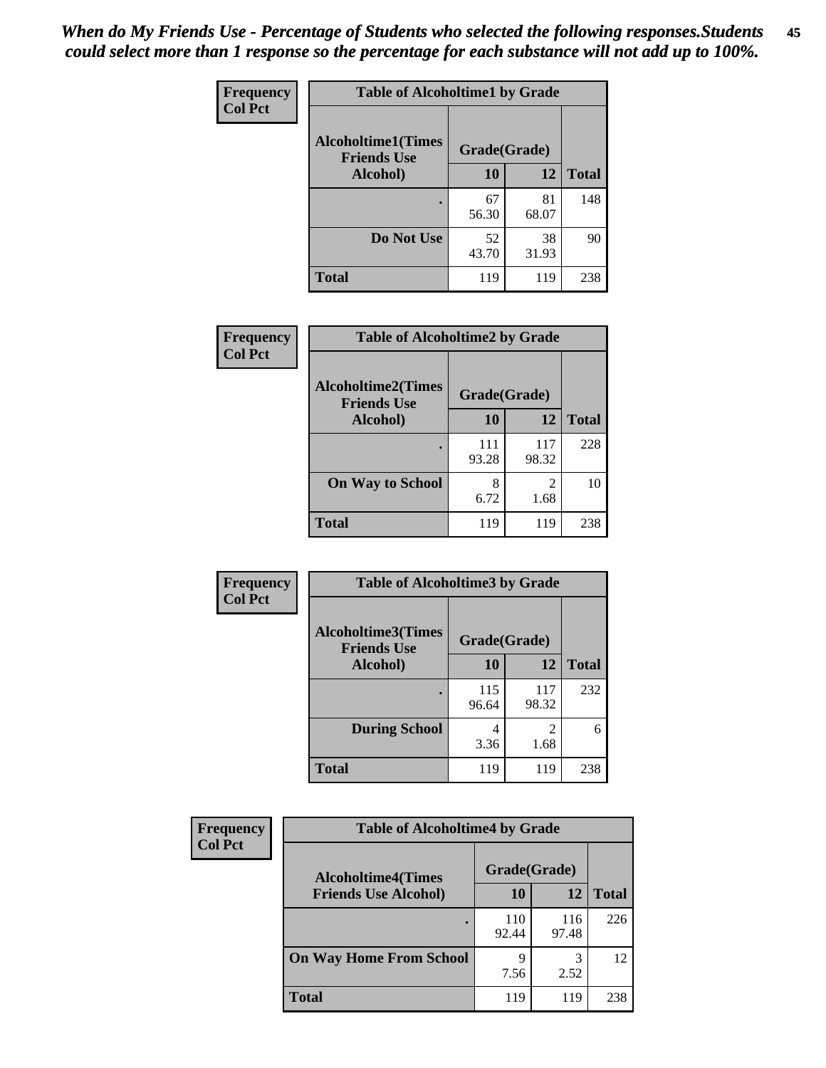*When do My Friends Use - Percentage of Students who selected the following responses.Students could select more than 1 response so the percentage for each substance will not add up to 100%.*

| Frequency Col Pct | Table of Alcoholtime1 by Grade | | |
|---|---|---|---|
| Alcoholtime1(Times Friends Use Alcohol) | Grade(Grade) | | |
| | 10 | 12 | Total |
| . | 67<br>56.30 | 81<br>68.07 | 148 |
| Do Not Use | 52<br>43.70 | 38<br>31.93 | 90 |
| Total | 119 | 119 | 238 |

| Frequency Col Pct | Table of Alcoholtime2 by Grade | | |
|---|---|---|---|
| Alcoholtime2(Times Friends Use Alcohol) | Grade(Grade) | | |
| | 10 | 12 | Total |
| . | 111<br>93.28 | 117<br>98.32 | 228 |
| On Way to School | 8<br>6.72 | 2<br>1.68 | 10 |
| Total | 119 | 119 | 238 |

| Frequency Col Pct | Table of Alcoholtime3 by Grade | | |
|---|---|---|---|
| Alcoholtime3(Times Friends Use Alcohol) | Grade(Grade) | | |
| | 10 | 12 | Total |
| . | 115<br>96.64 | 117<br>98.32 | 232 |
| During School | 4<br>3.36 | 2<br>1.68 | 6 |
| Total | 119 | 119 | 238 |

| Frequency Col Pct | Table of Alcoholtime4 by Grade | | |
|---|---|---|---|
| Alcoholtime4(Times Friends Use Alcohol) | Grade(Grade) | | |
| | 10 | 12 | Total |
| . | 110<br>92.44 | 116<br>97.48 | 226 |
| On Way Home From School | 9<br>7.56 | 3<br>2.52 | 12 |
| Total | 119 | 119 | 238 |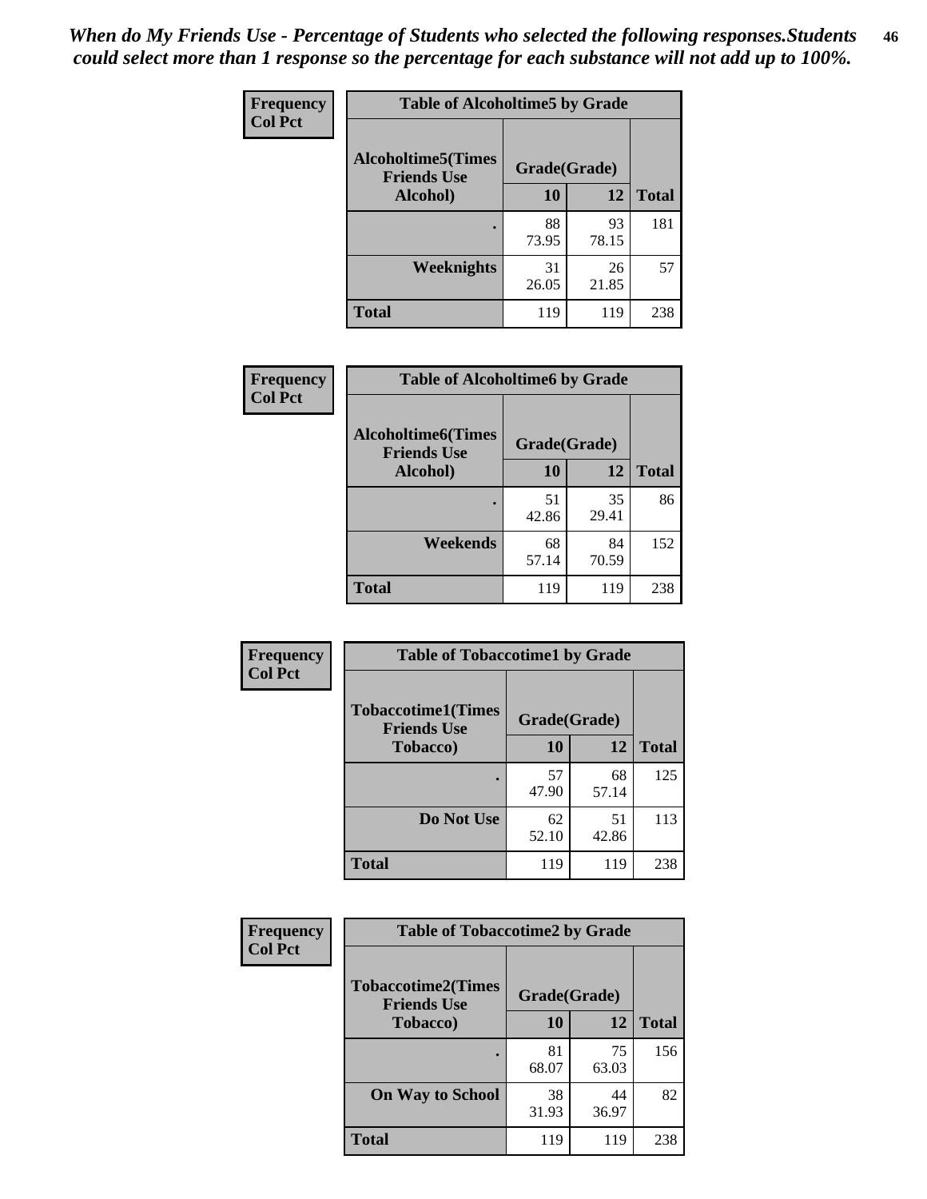*When do My Friends Use - Percentage of Students who selected the following responses.Students could select more than 1 response so the percentage for each substance will not add up to 100%.*

**Frequency**
**Col Pct**

| Table of Alcoholtime5 by Grade | | | |
|---|---|---|---|
| **Alcoholtime5(Times Friends Use Alcohol)** | **Grade(Grade)** | | **Total** |
| | **10** | **12** | |
| **.** | 88<br>73.95 | 93<br>78.15 | 181 |
| **Weeknights** | 31<br>26.05 | 26<br>21.85 | 57 |
| **Total** | 119 | 119 | 238 |

**Frequency**
**Col Pct**

| Table of Alcoholtime6 by Grade | | | |
|---|---|---|---|
| **Alcoholtime6(Times Friends Use Alcohol)** | **Grade(Grade)** | | **Total** |
| | **10** | **12** | |
| **.** | 51<br>42.86 | 35<br>29.41 | 86 |
| **Weekends** | 68<br>57.14 | 84<br>70.59 | 152 |
| **Total** | 119 | 119 | 238 |

**Frequency**
**Col Pct**

| Table of Tobaccotime1 by Grade | | | |
|---|---|---|---|
| **Tobaccotime1(Times Friends Use Tobacco)** | **Grade(Grade)** | | **Total** |
| | **10** | **12** | |
| **.** | 57<br>47.90 | 68<br>57.14 | 125 |
| **Do Not Use** | 62<br>52.10 | 51<br>42.86 | 113 |
| **Total** | 119 | 119 | 238 |

**Frequency**
**Col Pct**

| Table of Tobaccotime2 by Grade | | | |
|---|---|---|---|
| **Tobaccotime2(Times Friends Use Tobacco)** | **Grade(Grade)** | | **Total** |
| | **10** | **12** | |
| **.** | 81<br>68.07 | 75<br>63.03 | 156 |
| **On Way to School** | 38<br>31.93 | 44<br>36.97 | 82 |
| **Total** | 119 | 119 | 238 |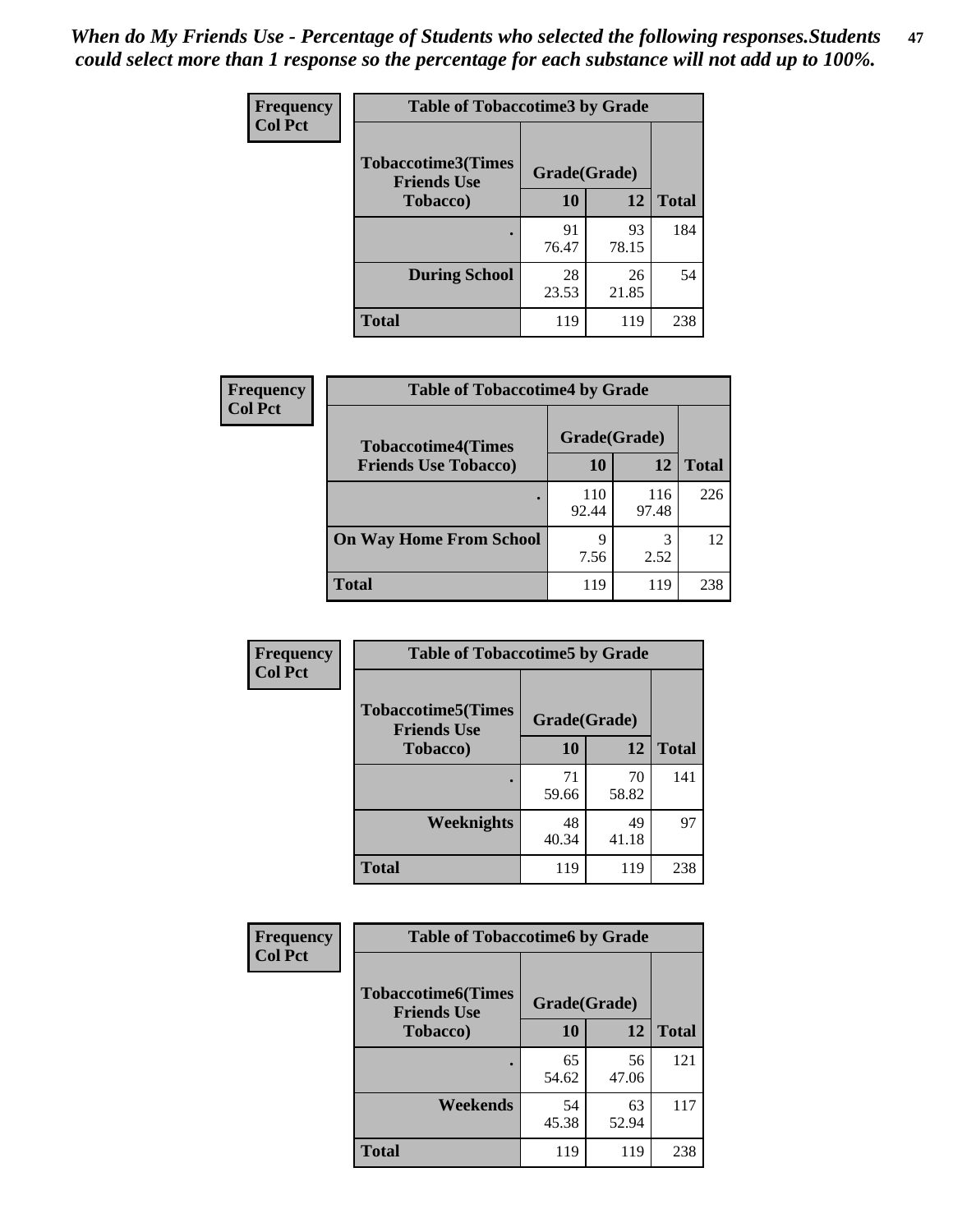*When do My Friends Use - Percentage of Students who selected the following responses.Students could select more than 1 response so the percentage for each substance will not add up to 100%.*

**Frequency**
**Col Pct**

| Table of Tobaccotime3 by Grade | | | |
|---|---|---|---|
| **Tobaccotime3(Times Friends Use Tobacco)** | **Grade(Grade)** | | **Total** |
| | **10** | **12** | |
| **.** | 91<br>76.47 | 93<br>78.15 | 184 |
| **During School** | 28<br>23.53 | 26<br>21.85 | 54 |
| **Total** | 119 | 119 | 238 |

**Frequency**
**Col Pct**

| Table of Tobaccotime4 by Grade | | | |
|---|---|---|---|
| **Tobaccotime4(Times Friends Use Tobacco)** | **Grade(Grade)** | | **Total** |
| | **10** | **12** | |
| **.** | 110<br>92.44 | 116<br>97.48 | 226 |
| **On Way Home From School** | 9<br>7.56 | 3<br>2.52 | 12 |
| **Total** | 119 | 119 | 238 |

**Frequency**
**Col Pct**

| Table of Tobaccotime5 by Grade | | | |
|---|---|---|---|
| **Tobaccotime5(Times Friends Use Tobacco)** | **Grade(Grade)** | | **Total** |
| | **10** | **12** | |
| **.** | 71<br>59.66 | 70<br>58.82 | 141 |
| **Weeknights** | 48<br>40.34 | 49<br>41.18 | 97 |
| **Total** | 119 | 119 | 238 |

**Frequency**
**Col Pct**

| Table of Tobaccotime6 by Grade | | | |
|---|---|---|---|
| **Tobaccotime6(Times Friends Use Tobacco)** | **Grade(Grade)** | | **Total** |
| | **10** | **12** | |
| **.** | 65<br>54.62 | 56<br>47.06 | 121 |
| **Weekends** | 54<br>45.38 | 63<br>52.94 | 117 |
| **Total** | 119 | 119 | 238 |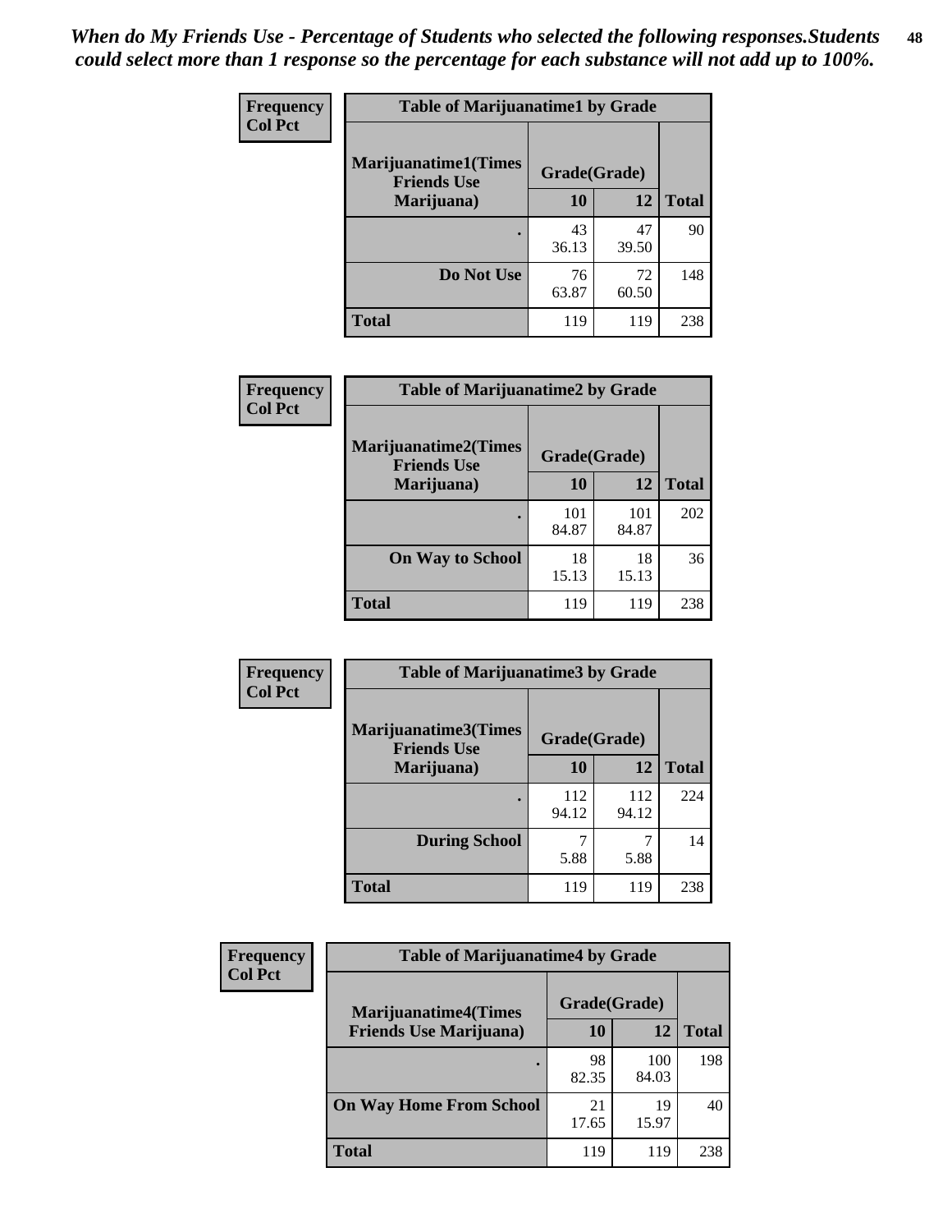*When do My Friends Use - Percentage of Students who selected the following responses.Students could select more than 1 response so the percentage for each substance will not add up to 100%.*

**Frequency**
**Col Pct**

| Table of Marijuanatime1 by Grade | | | |
|---|---|---|---|
| **Marijuanatime1(Times Friends Use Marijuana)** | **Grade(Grade)** | | |
| | **10** | **12** | **Total** |
| **.** | 43<br>36.13 | 47<br>39.50 | 90 |
| **Do Not Use** | 76<br>63.87 | 72<br>60.50 | 148 |
| **Total** | 119 | 119 | 238 |

**Frequency**
**Col Pct**

| Table of Marijuanatime2 by Grade | | | |
|---|---|---|---|
| **Marijuanatime2(Times Friends Use Marijuana)** | **Grade(Grade)** | | |
| | **10** | **12** | **Total** |
| **.** | 101<br>84.87 | 101<br>84.87 | 202 |
| **On Way to School** | 18<br>15.13 | 18<br>15.13 | 36 |
| **Total** | 119 | 119 | 238 |

**Frequency**
**Col Pct**

| Table of Marijuanatime3 by Grade | | | |
|---|---|---|---|
| **Marijuanatime3(Times Friends Use Marijuana)** | **Grade(Grade)** | | |
| | **10** | **12** | **Total** |
| **.** | 112<br>94.12 | 112<br>94.12 | 224 |
| **During School** | 7<br>5.88 | 7<br>5.88 | 14 |
| **Total** | 119 | 119 | 238 |

**Frequency**
**Col Pct**

| Table of Marijuanatime4 by Grade | | | |
|---|---|---|---|
| **Marijuanatime4(Times Friends Use Marijuana)** | **Grade(Grade)** | | |
| | **10** | **12** | **Total** |
| **.** | 98<br>82.35 | 100<br>84.03 | 198 |
| **On Way Home From School** | 21<br>17.65 | 19<br>15.97 | 40 |
| **Total** | 119 | 119 | 238 |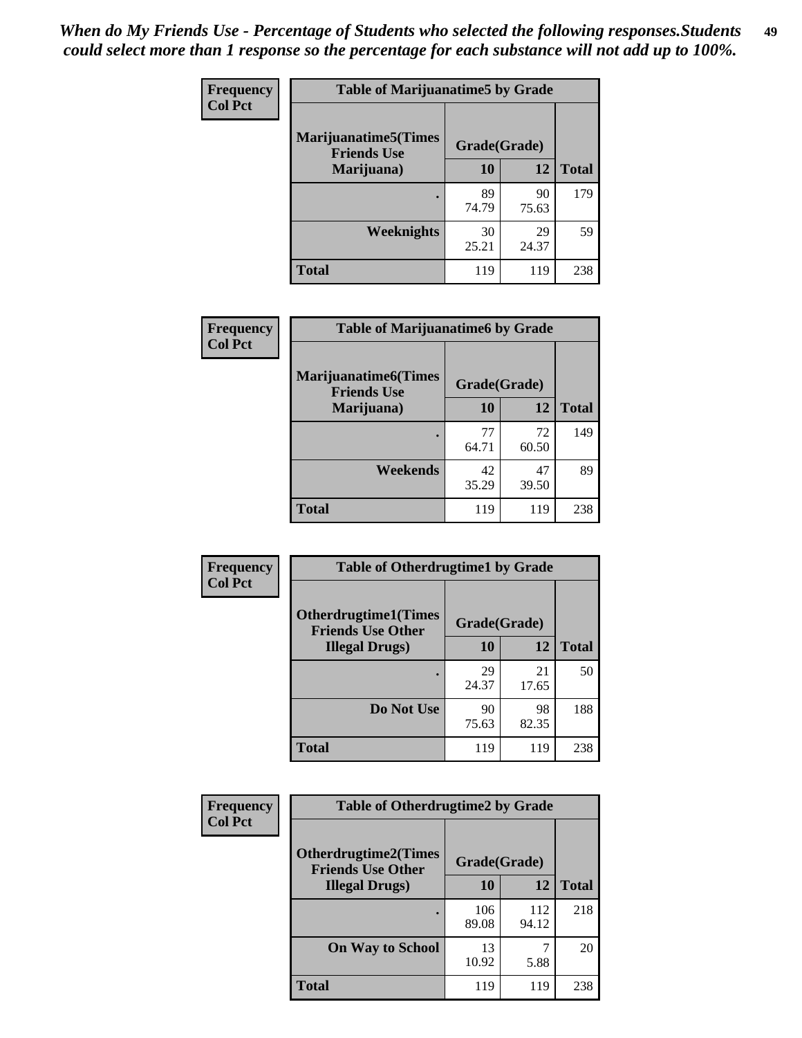*When do My Friends Use - Percentage of Students who selected the following responses.Students could select more than 1 response so the percentage for each substance will not add up to 100%.*

**Frequency**
**Col Pct**

| Table of Marijuanatime5 by Grade | | | |
|---|---|---|---|
| Marijuanatime5(Times Friends Use Marijuana) | Grade(Grade) | | |
| | 10 | 12 | Total |
| . | 89<br>74.79 | 90<br>75.63 | 179 |
| Weeknights | 30<br>25.21 | 29<br>24.37 | 59 |
| Total | 119 | 119 | 238 |

**Frequency**
**Col Pct**

| Table of Marijuanatime6 by Grade | | | |
|---|---|---|---|
| Marijuanatime6(Times Friends Use Marijuana) | Grade(Grade) | | |
| | 10 | 12 | Total |
| . | 77<br>64.71 | 72<br>60.50 | 149 |
| Weekends | 42<br>35.29 | 47<br>39.50 | 89 |
| Total | 119 | 119 | 238 |

**Frequency**
**Col Pct**

| Table of Otherdrugtime1 by Grade | | | |
|---|---|---|---|
| Otherdrugtime1(Times Friends Use Other Illegal Drugs) | Grade(Grade) | | |
| | 10 | 12 | Total |
| . | 29<br>24.37 | 21<br>17.65 | 50 |
| Do Not Use | 90<br>75.63 | 98<br>82.35 | 188 |
| Total | 119 | 119 | 238 |

**Frequency**
**Col Pct**

| Table of Otherdrugtime2 by Grade | | | |
|---|---|---|---|
| Otherdrugtime2(Times Friends Use Other Illegal Drugs) | Grade(Grade) | | |
| | 10 | 12 | Total |
| . | 106<br>89.08 | 112<br>94.12 | 218 |
| On Way to School | 13<br>10.92 | 7<br>5.88 | 20 |
| Total | 119 | 119 | 238 |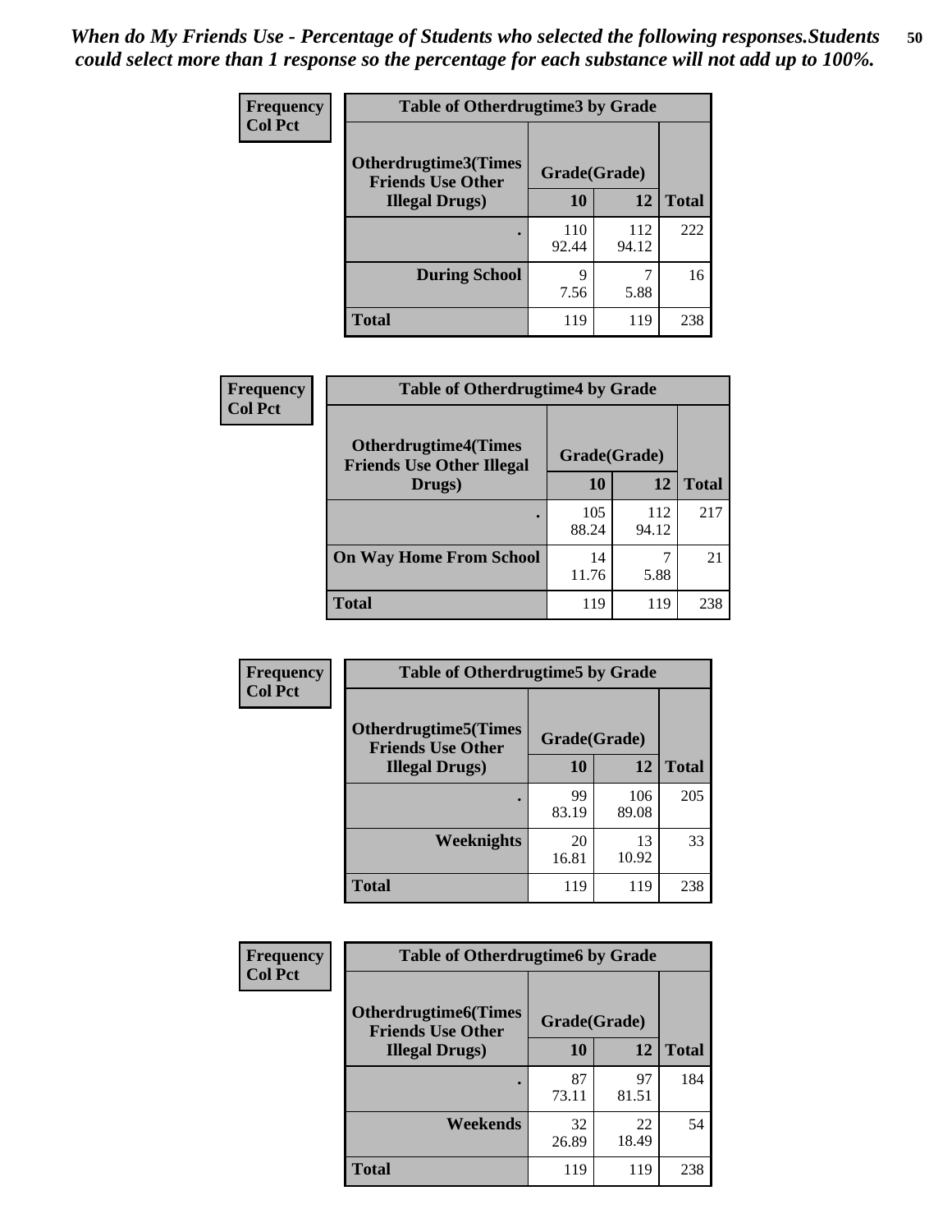*When do My Friends Use - Percentage of Students who selected the following responses.Students could select more than 1 response so the percentage for each substance will not add up to 100%.*

**Frequency**
**Col Pct**

| Table of Otherdrugtime3 by Grade | | | |
|---|---|---|---|
| **Otherdrugtime3(Times Friends Use Other Illegal Drugs)** | **Grade(Grade)** | | |
| | **10** | **12** | **Total** |
| **.** | 110<br>92.44 | 112<br>94.12 | 222 |
| **During School** | 9<br>7.56 | 7<br>5.88 | 16 |
| **Total** | 119 | 119 | 238 |

**Frequency**
**Col Pct**

| Table of Otherdrugtime4 by Grade | | | |
|---|---|---|---|
| **Otherdrugtime4(Times Friends Use Other Illegal Drugs)** | **Grade(Grade)** | | |
| | **10** | **12** | **Total** |
| **.** | 105<br>88.24 | 112<br>94.12 | 217 |
| **On Way Home From School** | 14<br>11.76 | 7<br>5.88 | 21 |
| **Total** | 119 | 119 | 238 |

**Frequency**
**Col Pct**

| Table of Otherdrugtime5 by Grade | | | |
|---|---|---|---|
| **Otherdrugtime5(Times Friends Use Other Illegal Drugs)** | **Grade(Grade)** | | |
| | **10** | **12** | **Total** |
| **.** | 99<br>83.19 | 106<br>89.08 | 205 |
| **Weeknights** | 20<br>16.81 | 13<br>10.92 | 33 |
| **Total** | 119 | 119 | 238 |

**Frequency**
**Col Pct**

| Table of Otherdrugtime6 by Grade | | | |
|---|---|---|---|
| **Otherdrugtime6(Times Friends Use Other Illegal Drugs)** | **Grade(Grade)** | | |
| | **10** | **12** | **Total** |
| **.** | 87<br>73.11 | 97<br>81.51 | 184 |
| **Weekends** | 32<br>26.89 | 22<br>18.49 | 54 |
| **Total** | 119 | 119 | 238 |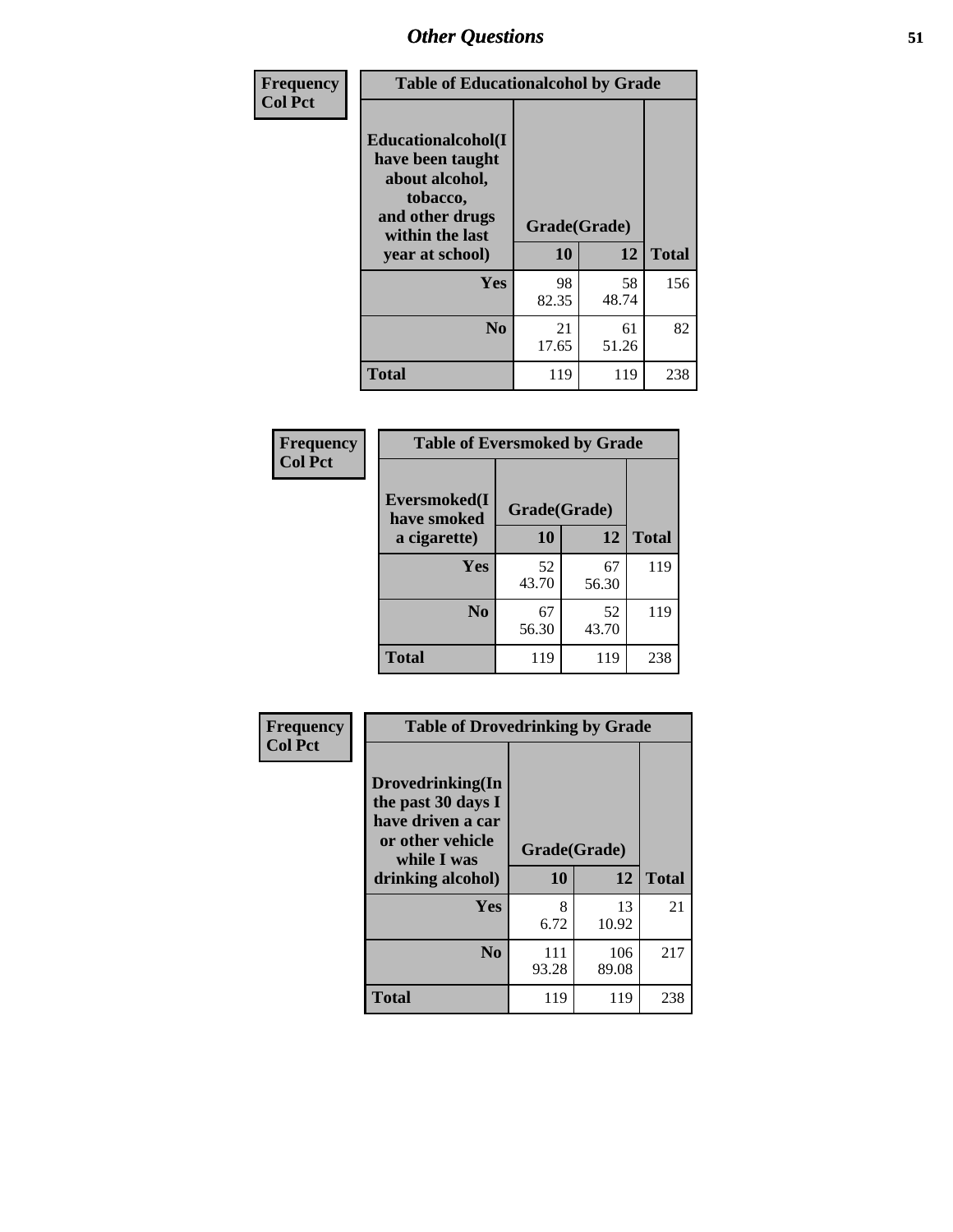## Other Questions

**Frequency**
**Col Pct**

| Table of Educationalalcohol by Grade | | | |
|---|---|---|---|
| **Educationalalcohol(I have been taught about alcohol, tobacco, and other drugs within the last year at school)** | **Grade(Grade)** | | |
| | **10** | **12** | **Total** |
| **Yes** | 98<br>82.35 | 58<br>48.74 | 156 |
| **No** | 21<br>17.65 | 61<br>51.26 | 82 |
| **Total** | 119 | 119 | 238 |

**Frequency**
**Col Pct**

| Table of Eversmoked by Grade | | | |
|---|---|---|---|
| **Eversmoked(I have smoked a cigarette)** | **Grade(Grade)** | | |
| | **10** | **12** | **Total** |
| **Yes** | 52<br>43.70 | 67<br>56.30 | 119 |
| **No** | 67<br>56.30 | 52<br>43.70 | 119 |
| **Total** | 119 | 119 | 238 |

**Frequency**
**Col Pct**

| Table of Drovedrinking by Grade | | | |
|---|---|---|---|
| **Drovedrinking(In the past 30 days I have driven a car or other vehicle while I was drinking alcohol)** | **Grade(Grade)** | | |
| | **10** | **12** | **Total** |
| **Yes** | 8<br>6.72 | 13<br>10.92 | 21 |
| **No** | 111<br>93.28 | 106<br>89.08 | 217 |
| **Total** | 119 | 119 | 238 |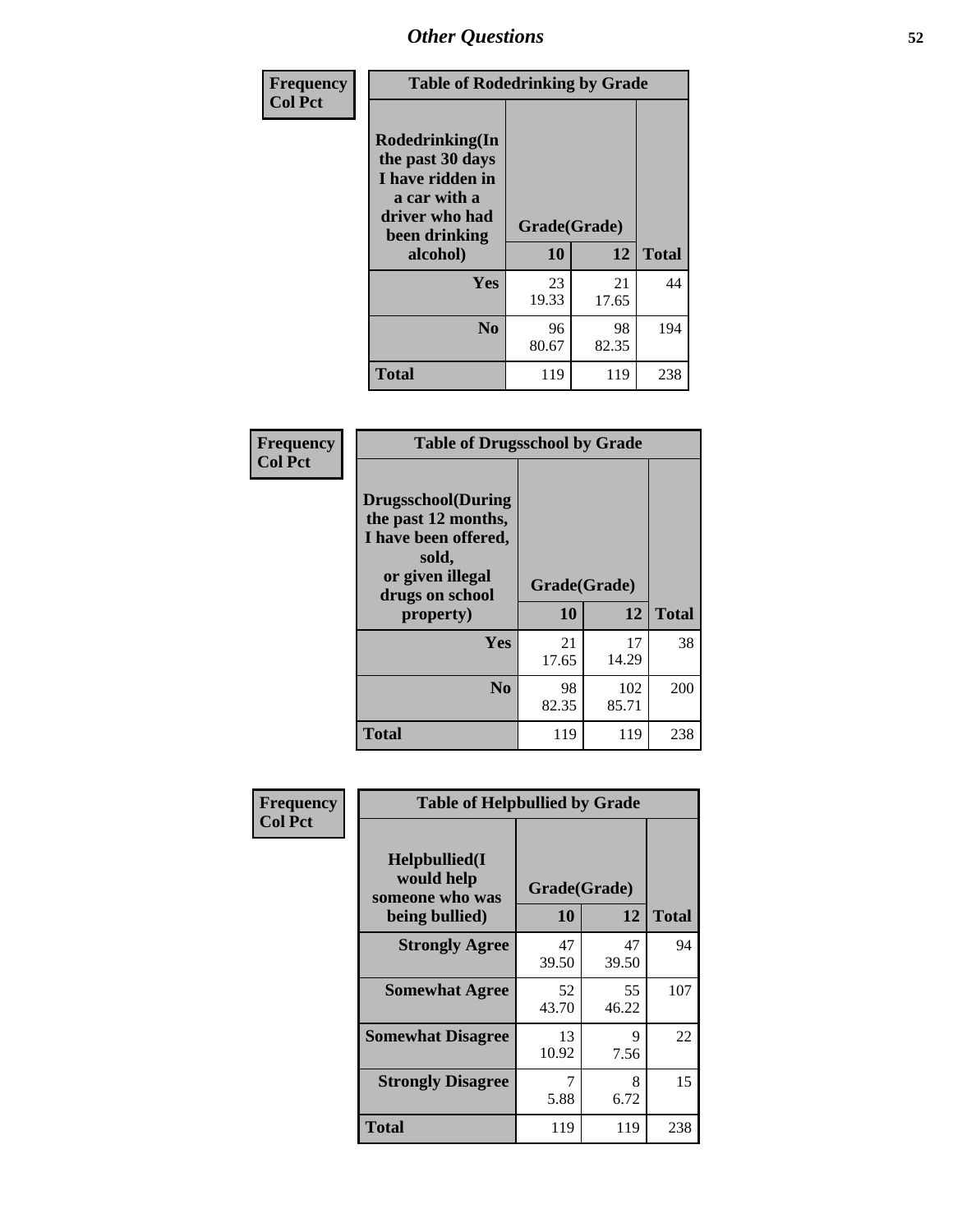# Other Questions

**Frequency**
**Col Pct**

| Table of Rodedrinking by Grade | | | |
|---|---|---|---|
| **Rodedrinking(In the past 30 days I have ridden in a car with a driver who had been drinking alcohol)** | **Grade(Grade)** | | |
| | **10** | **12** | **Total** |
| **Yes** | 23<br>19.33 | 21<br>17.65 | 44 |
| **No** | 96<br>80.67 | 98<br>82.35 | 194 |
| **Total** | 119 | 119 | 238 |

**Frequency**
**Col Pct**

| Table of Drugsschool by Grade | | | |
|---|---|---|---|
| **Drugsschool(During the past 12 months, I have been offered, sold, or given illegal drugs on school property)** | **Grade(Grade)** | | |
| | **10** | **12** | **Total** |
| **Yes** | 21<br>17.65 | 17<br>14.29 | 38 |
| **No** | 98<br>82.35 | 102<br>85.71 | 200 |
| **Total** | 119 | 119 | 238 |

**Frequency**
**Col Pct**

| Table of Helpbullied by Grade | | | |
|---|---|---|---|
| **Helpbullied(I would help someone who was being bullied)** | **Grade(Grade)** | | |
| | **10** | **12** | **Total** |
| **Strongly Agree** | 47<br>39.50 | 47<br>39.50 | 94 |
| **Somewhat Agree** | 52<br>43.70 | 55<br>46.22 | 107 |
| **Somewhat Disagree** | 13<br>10.92 | 9<br>7.56 | 22 |
| **Strongly Disagree** | 7<br>5.88 | 8<br>6.72 | 15 |
| **Total** | 119 | 119 | 238 |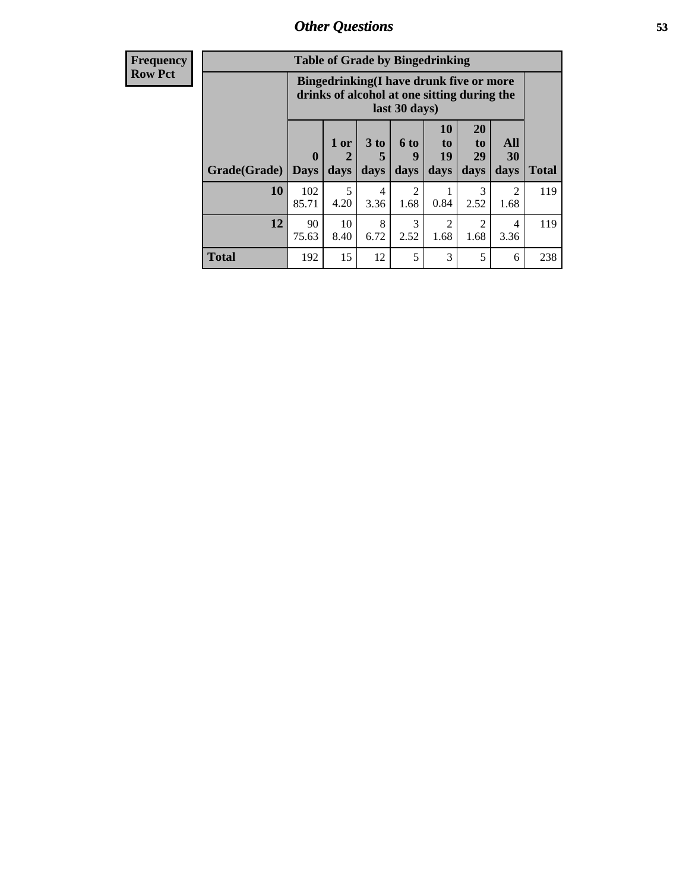**Frequency**
**Row Pct**

| Table of Grade by Bingedrinking | | | | | | | | |
|---|---|---|---|---|---|---|---|---|
| | Bingedrinking(I have drunk five or more drinks of alcohol at one sitting during the last 30 days) | | | | | | | |
| Grade(Grade) | 0 Days | 1 or 2 days | 3 to 5 days | 6 to 9 days | 10 to 19 days | 20 to 29 days | All 30 days | Total |
| 10 | 102<br>85.71 | 5<br>4.20 | 4<br>3.36 | 2<br>1.68 | 1<br>0.84 | 3<br>2.52 | 2<br>1.68 | 119 |
| 12 | 90<br>75.63 | 10<br>8.40 | 8<br>6.72 | 3<br>2.52 | 2<br>1.68 | 2<br>1.68 | 4<br>3.36 | 119 |
| Total | 192 | 15 | 12 | 5 | 3 | 5 | 6 | 238 |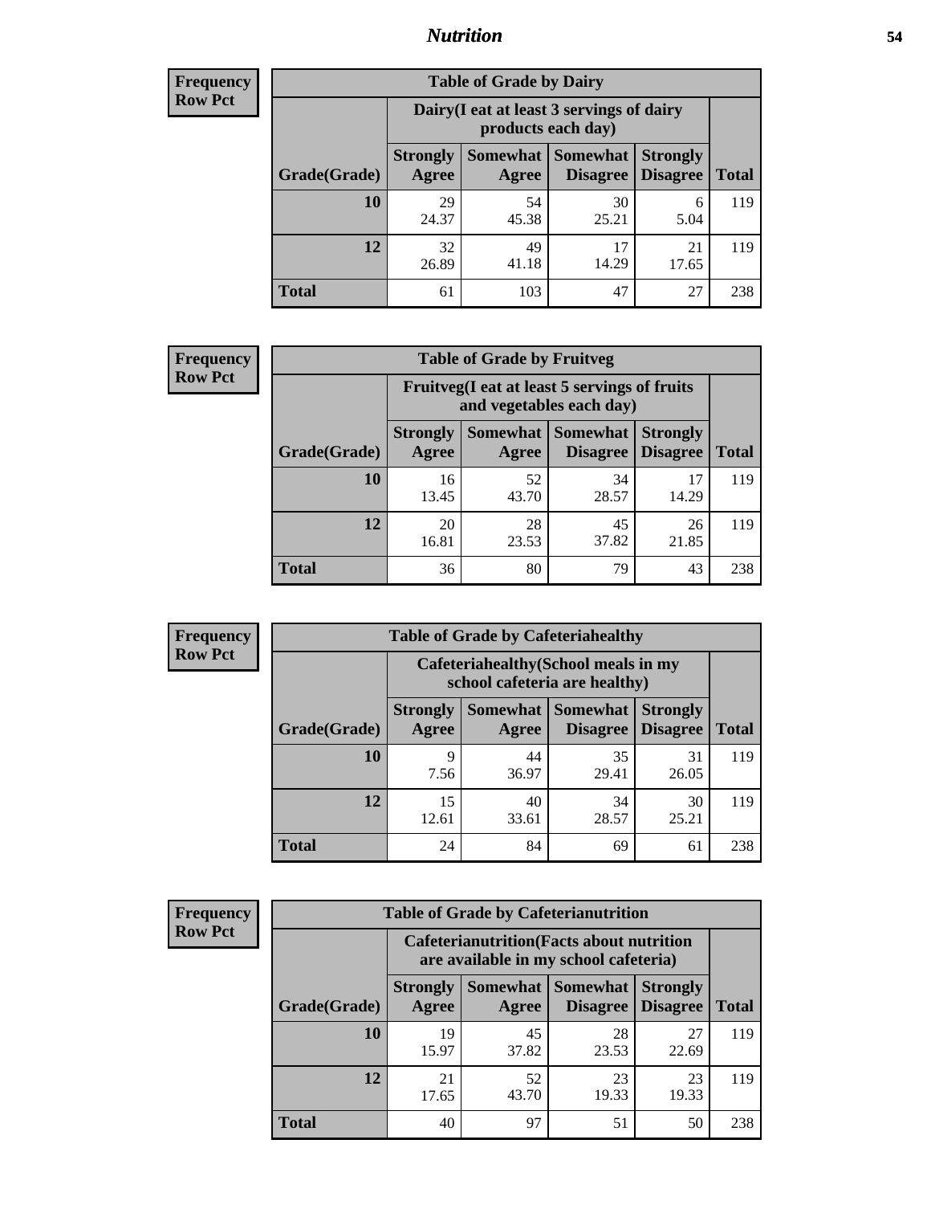## Nutrition

**Frequency**
**Row Pct**

| Table of Grade by Dairy | | | | | |
|---|---|---|---|---|---|
| | Dairy(I eat at least 3 servings of dairy products each day) | | | | |
| Grade(Grade) | Strongly Agree | Somewhat Agree | Somewhat Disagree | Strongly Disagree | Total |
| 10 | 29<br>24.37 | 54<br>45.38 | 30<br>25.21 | 6<br>5.04 | 119 |
| 12 | 32<br>26.89 | 49<br>41.18 | 17<br>14.29 | 21<br>17.65 | 119 |
| Total | 61 | 103 | 47 | 27 | 238 |

**Frequency**
**Row Pct**

| Table of Grade by Fruitveg | | | | | |
|---|---|---|---|---|---|
| | Fruitveg(I eat at least 5 servings of fruits and vegetables each day) | | | | |
| Grade(Grade) | Strongly Agree | Somewhat Agree | Somewhat Disagree | Strongly Disagree | Total |
| 10 | 16<br>13.45 | 52<br>43.70 | 34<br>28.57 | 17<br>14.29 | 119 |
| 12 | 20<br>16.81 | 28<br>23.53 | 45<br>37.82 | 26<br>21.85 | 119 |
| Total | 36 | 80 | 79 | 43 | 238 |

**Frequency**
**Row Pct**

| Table of Grade by Cafeteriahealthy | | | | | |
|---|---|---|---|---|---|
| | Cafeteriahealthy(School meals in my school cafeteria are healthy) | | | | |
| Grade(Grade) | Strongly Agree | Somewhat Agree | Somewhat Disagree | Strongly Disagree | Total |
| 10 | 9<br>7.56 | 44<br>36.97 | 35<br>29.41 | 31<br>26.05 | 119 |
| 12 | 15<br>12.61 | 40<br>33.61 | 34<br>28.57 | 30<br>25.21 | 119 |
| Total | 24 | 84 | 69 | 61 | 238 |

**Frequency**
**Row Pct**

| Table of Grade by Cafeterianutrition | | | | | |
|---|---|---|---|---|---|
| | Cafeterianutrition(Facts about nutrition are available in my school cafeteria) | | | | |
| Grade(Grade) | Strongly Agree | Somewhat Agree | Somewhat Disagree | Strongly Disagree | Total |
| 10 | 19<br>15.97 | 45<br>37.82 | 28<br>23.53 | 27<br>22.69 | 119 |
| 12 | 21<br>17.65 | 52<br>43.70 | 23<br>19.33 | 23<br>19.33 | 119 |
| Total | 40 | 97 | 51 | 50 | 238 |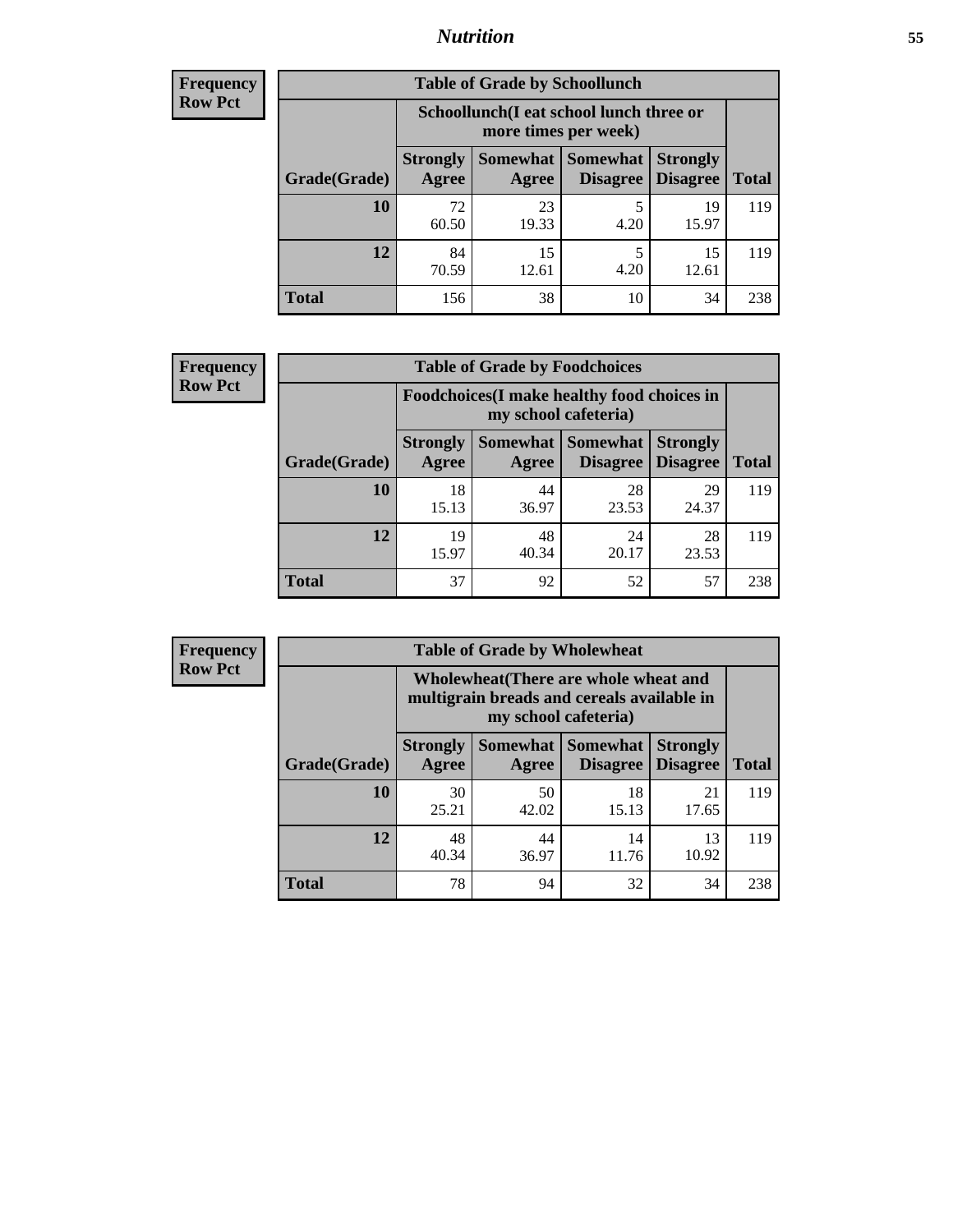## Nutrition

**Frequency**
**Row Pct**

| Table of Grade by Schoollunch | | | | | |
|---|---|---|---|---|---|
| | Schoollunch(I eat school lunch three or more times per week) | | | | |
| Grade(Grade) | Strongly Agree | Somewhat Agree | Somewhat Disagree | Strongly Disagree | Total |
| 10 | 72<br>60.50 | 23<br>19.33 | 5<br>4.20 | 19<br>15.97 | 119 |
| 12 | 84<br>70.59 | 15<br>12.61 | 5<br>4.20 | 15<br>12.61 | 119 |
| Total | 156 | 38 | 10 | 34 | 238 |

**Frequency**
**Row Pct**

| Table of Grade by Foodchoices | | | | | |
|---|---|---|---|---|---|
| | Foodchoices(I make healthy food choices in my school cafeteria) | | | | |
| Grade(Grade) | Strongly Agree | Somewhat Agree | Somewhat Disagree | Strongly Disagree | Total |
| 10 | 18<br>15.13 | 44<br>36.97 | 28<br>23.53 | 29<br>24.37 | 119 |
| 12 | 19<br>15.97 | 48<br>40.34 | 24<br>20.17 | 28<br>23.53 | 119 |
| Total | 37 | 92 | 52 | 57 | 238 |

**Frequency**
**Row Pct**

| Table of Grade by Wholewheat | | | | | |
|---|---|---|---|---|---|
| | Wholewheat(There are whole wheat and multigrain breads and cereals available in my school cafeteria) | | | | |
| Grade(Grade) | Strongly Agree | Somewhat Agree | Somewhat Disagree | Strongly Disagree | Total |
| 10 | 30<br>25.21 | 50<br>42.02 | 18<br>15.13 | 21<br>17.65 | 119 |
| 12 | 48<br>40.34 | 44<br>36.97 | 14<br>11.76 | 13<br>10.92 | 119 |
| Total | 78 | 94 | 32 | 34 | 238 |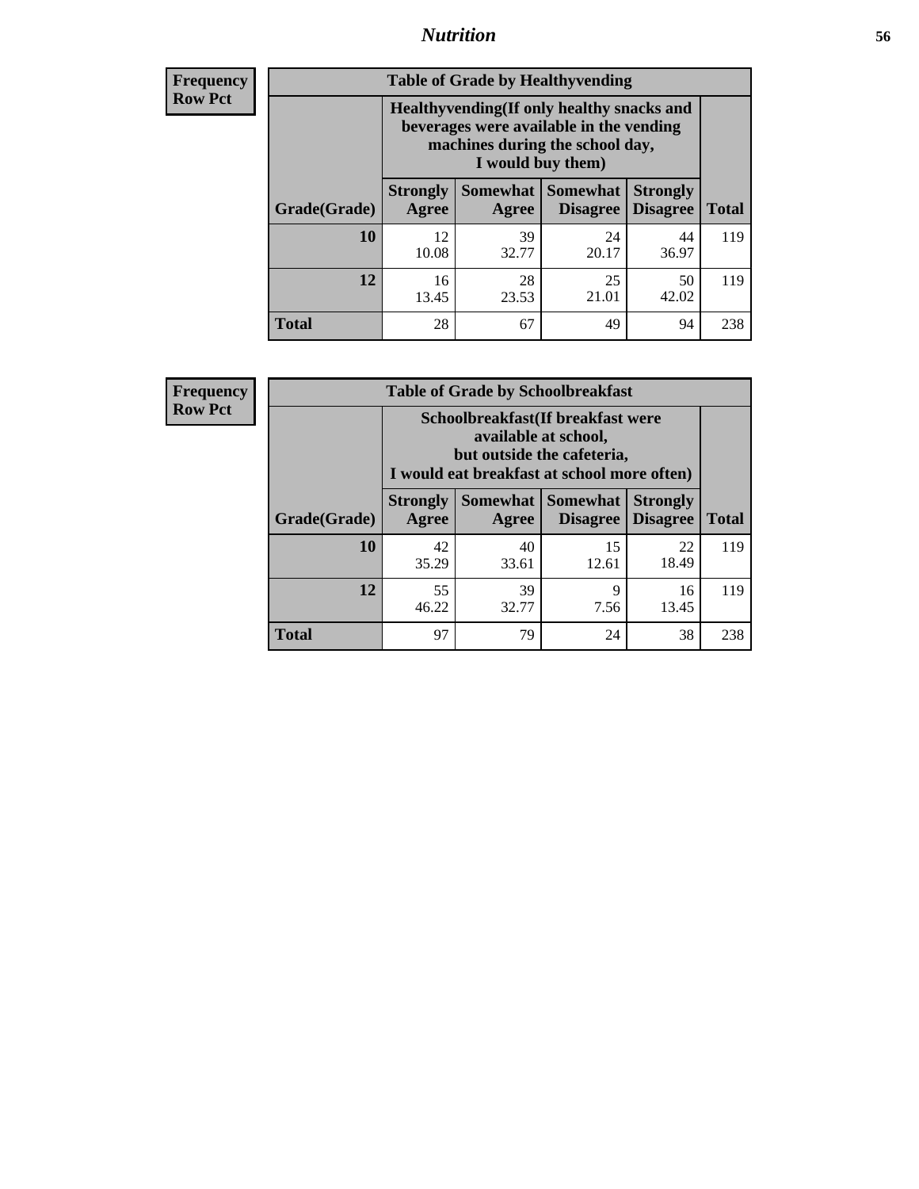**Frequency**
**Row Pct**

| Table of Grade by Healthyvending | | | | | |
|---|---|---|---|---|---|
| | Healthyvending(If only healthy snacks and beverages were available in the vending machines during the school day, I would buy them) | | | | |
| Grade(Grade) | Strongly Agree | Somewhat Agree | Somewhat Disagree | Strongly Disagree | Total |
| **10** | 12<br>10.08 | 39<br>32.77 | 24<br>20.17 | 44<br>36.97 | 119 |
| **12** | 16<br>13.45 | 28<br>23.53 | 25<br>21.01 | 50<br>42.02 | 119 |
| **Total** | 28 | 67 | 49 | 94 | 238 |

**Frequency**
**Row Pct**

| Table of Grade by Schoolbreakfast | | | | | |
|---|---|---|---|---|---|
| | Schoolbreakfast(If breakfast were available at school, but outside the cafeteria, I would eat breakfast at school more often) | | | | |
| Grade(Grade) | Strongly Agree | Somewhat Agree | Somewhat Disagree | Strongly Disagree | Total |
| **10** | 42<br>35.29 | 40<br>33.61 | 15<br>12.61 | 22<br>18.49 | 119 |
| **12** | 55<br>46.22 | 39<br>32.77 | 9<br>7.56 | 16<br>13.45 | 119 |
| **Total** | 97 | 79 | 24 | 38 | 238 |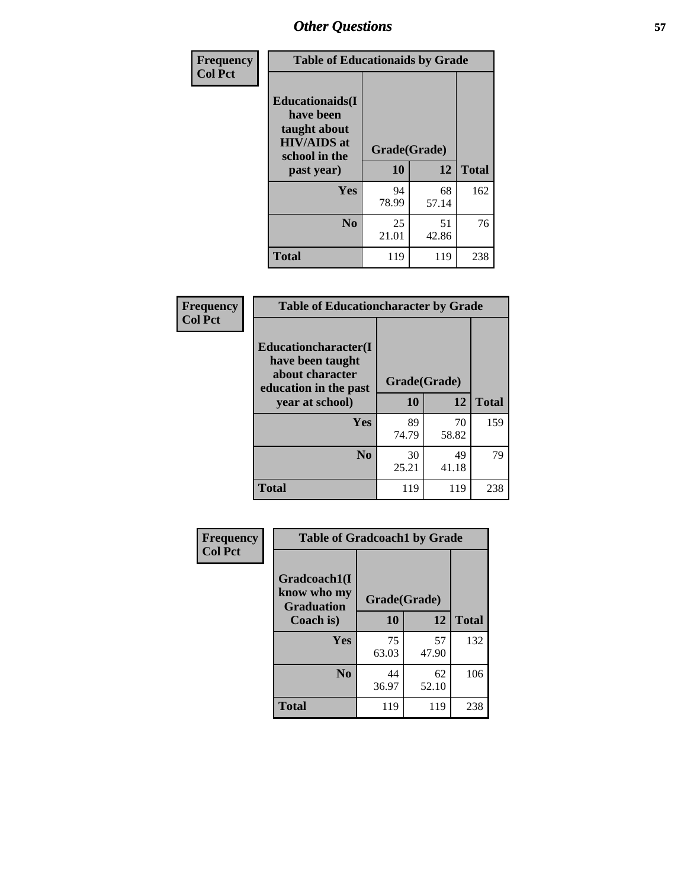| Frequency<br>Col Pct |
|---|

**Table of Educationaids by Grade**

| Educationaids(I have been taught about HIV/AIDS at school in the past year) | Grade(Grade) | | |
|---|---|---|---|
| | 10 | 12 | Total |
| Yes | 94<br>78.99 | 68<br>57.14 | 162 |
| No | 25<br>21.01 | 51<br>42.86 | 76 |
| Total | 119 | 119 | 238 |

| Frequency<br>Col Pct |
|---|

**Table of Educationcharacter by Grade**

| Educationcharacter(I have been taught about character education in the past year at school) | Grade(Grade) | | |
|---|---|---|---|
| | 10 | 12 | Total |
| Yes | 89<br>74.79 | 70<br>58.82 | 159 |
| No | 30<br>25.21 | 49<br>41.18 | 79 |
| Total | 119 | 119 | 238 |

| Frequency<br>Col Pct |
|---|

**Table of Gradcoach1 by Grade**

| Gradcoach1(I know who my Graduation Coach is) | Grade(Grade) | | |
|---|---|---|---|
| | 10 | 12 | Total |
| Yes | 75<br>63.03 | 57<br>47.90 | 132 |
| No | 44<br>36.97 | 62<br>52.10 | 106 |
| Total | 119 | 119 | 238 |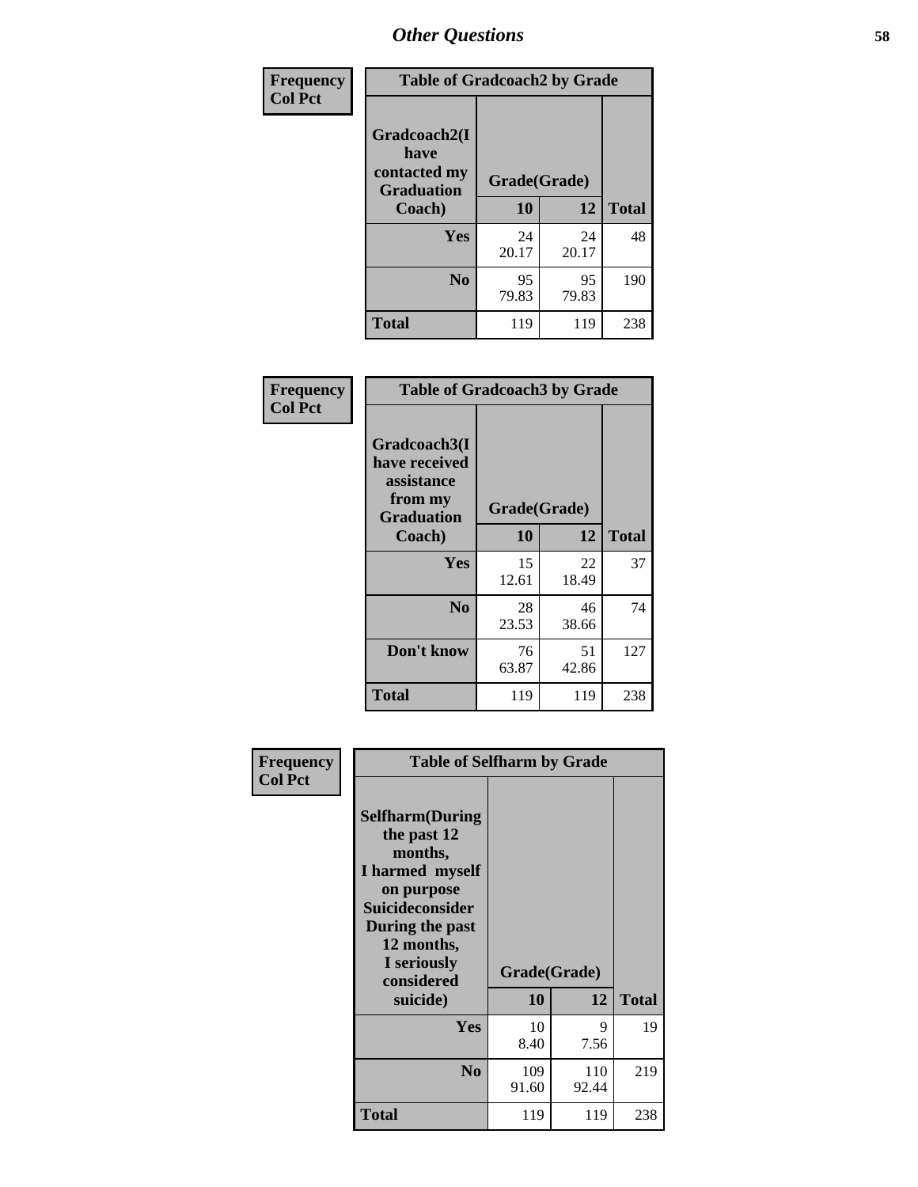## Other Questions

**Frequency / Col Pct**

**Table of Gradcoach2 by Grade**

| Gradcoach2(I have contacted my Graduation Coach) | Grade(Grade) 10 | 12 | Total |
|---|---|---|---|
| **Yes** | 24<br>20.17 | 24<br>20.17 | 48 |
| **No** | 95<br>79.83 | 95<br>79.83 | 190 |
| **Total** | 119 | 119 | 238 |

**Frequency / Col Pct**

**Table of Gradcoach3 by Grade**

| Gradcoach3(I have received assistance from my Graduation Coach) | Grade(Grade) 10 | 12 | Total |
|---|---|---|---|
| **Yes** | 15<br>12.61 | 22<br>18.49 | 37 |
| **No** | 28<br>23.53 | 46<br>38.66 | 74 |
| **Don't know** | 76<br>63.87 | 51<br>42.86 | 127 |
| **Total** | 119 | 119 | 238 |

**Frequency / Col Pct**

**Table of Selfharm by Grade**

| Selfharm(During the past 12 months, I harmed myself on purpose Suicideconsider During the past 12 months, I seriously considered suicide) | Grade(Grade) 10 | 12 | Total |
|---|---|---|---|
| **Yes** | 10<br>8.40 | 9<br>7.56 | 19 |
| **No** | 109<br>91.60 | 110<br>92.44 | 219 |
| **Total** | 119 | 119 | 238 |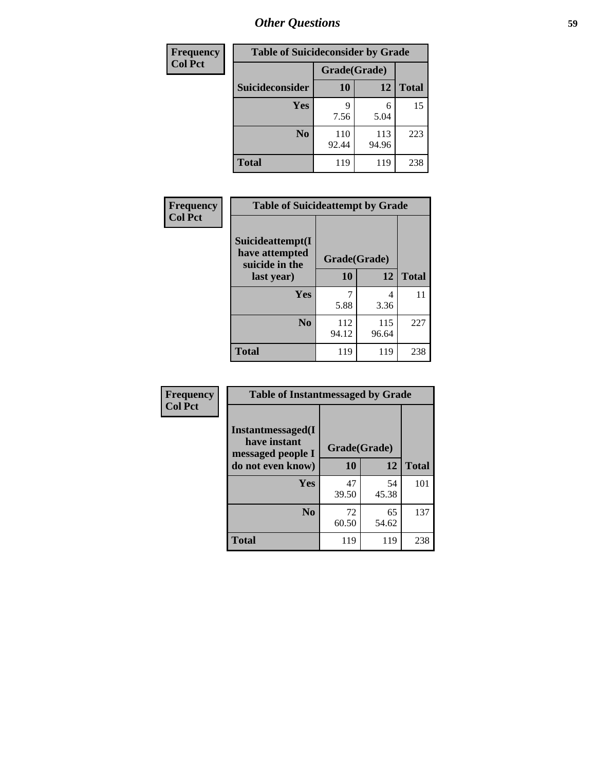## Other Questions

| Frequency<br>Col Pct |
|---|

**Table of Suicideconsider by Grade**

| Suicideconsider | Grade(Grade) 10 | 12 | Total |
|---|---|---|---|
| Yes | 9<br>7.56 | 6<br>5.04 | 15 |
| No | 110<br>92.44 | 113<br>94.96 | 223 |
| Total | 119 | 119 | 238 |

| Frequency<br>Col Pct |
|---|

**Table of Suicideattempt by Grade**

| Suicideattempt(I have attempted suicide in the last year) | Grade(Grade) 10 | 12 | Total |
|---|---|---|---|
| Yes | 7<br>5.88 | 4<br>3.36 | 11 |
| No | 112<br>94.12 | 115<br>96.64 | 227 |
| Total | 119 | 119 | 238 |

| Frequency<br>Col Pct |
|---|

**Table of Instantmessaged by Grade**

| Instantmessaged(I have instant messaged people I do not even know) | Grade(Grade) 10 | 12 | Total |
|---|---|---|---|
| Yes | 47<br>39.50 | 54<br>45.38 | 101 |
| No | 72<br>60.50 | 65<br>54.62 | 137 |
| Total | 119 | 119 | 238 |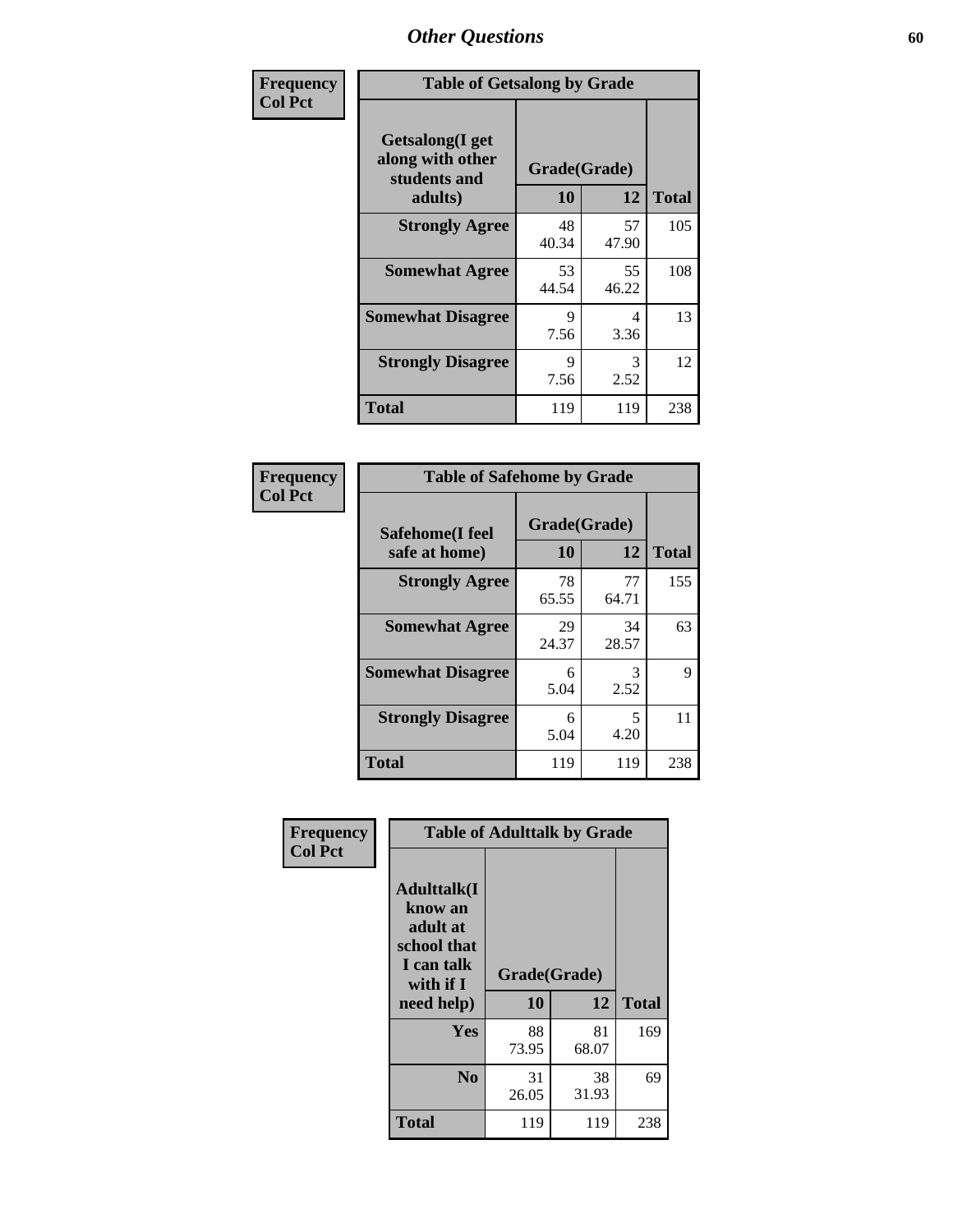## Other Questions

**Frequency**
**Col Pct**

| Table of Getsalong by Grade | | | |
|---|---|---|---|
| **Getsalong(I get along with other students and adults)** | **Grade(Grade)** | | |
| | **10** | **12** | **Total** |
| **Strongly Agree** | 48<br>40.34 | 57<br>47.90 | 105 |
| **Somewhat Agree** | 53<br>44.54 | 55<br>46.22 | 108 |
| **Somewhat Disagree** | 9<br>7.56 | 4<br>3.36 | 13 |
| **Strongly Disagree** | 9<br>7.56 | 3<br>2.52 | 12 |
| **Total** | 119 | 119 | 238 |

**Frequency**
**Col Pct**

| Table of Safehome by Grade | | | |
|---|---|---|---|
| **Safehome(I feel safe at home)** | **Grade(Grade)** | | |
| | **10** | **12** | **Total** |
| **Strongly Agree** | 78<br>65.55 | 77<br>64.71 | 155 |
| **Somewhat Agree** | 29<br>24.37 | 34<br>28.57 | 63 |
| **Somewhat Disagree** | 6<br>5.04 | 3<br>2.52 | 9 |
| **Strongly Disagree** | 6<br>5.04 | 5<br>4.20 | 11 |
| **Total** | 119 | 119 | 238 |

**Frequency**
**Col Pct**

| Table of Adulttalk by Grade | | | |
|---|---|---|---|
| **Adulttalk(I know an adult at school that I can talk with if I need help)** | **Grade(Grade)** | | |
| | **10** | **12** | **Total** |
| **Yes** | 88<br>73.95 | 81<br>68.07 | 169 |
| **No** | 31<br>26.05 | 38<br>31.93 | 69 |
| **Total** | 119 | 119 | 238 |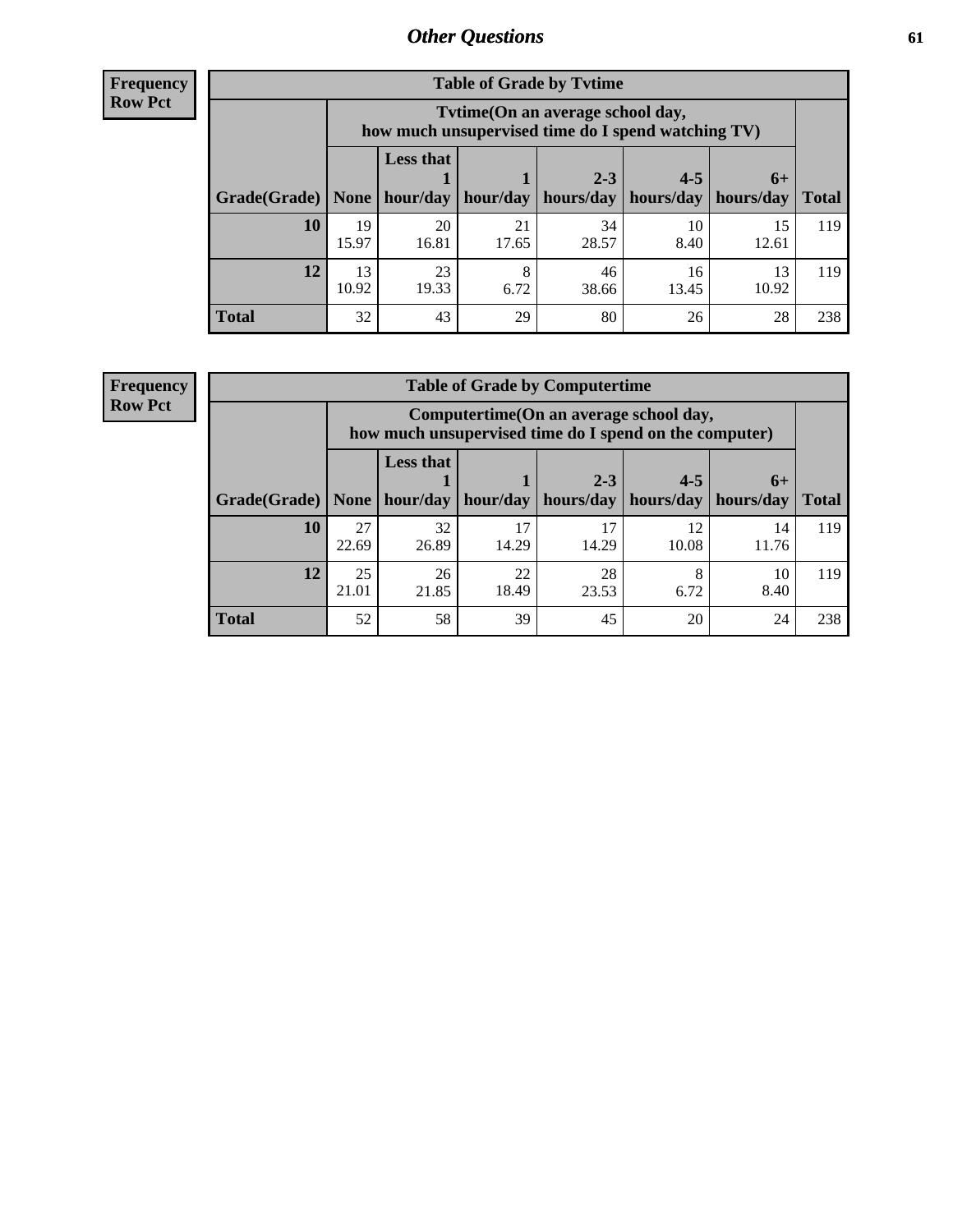**Frequency**
**Row Pct**

| Table of Grade by Tvtime | | | | | | | |
|---|---|---|---|---|---|---|---|
| | Tvtime(On an average school day, how much unsupervised time do I spend watching TV) | | | | | | |
| Grade(Grade) | None | Less that 1 hour/day | 1 hour/day | 2-3 hours/day | 4-5 hours/day | 6+ hours/day | Total |
| **10** | 19<br>15.97 | 20<br>16.81 | 21<br>17.65 | 34<br>28.57 | 10<br>8.40 | 15<br>12.61 | 119 |
| **12** | 13<br>10.92 | 23<br>19.33 | 8<br>6.72 | 46<br>38.66 | 16<br>13.45 | 13<br>10.92 | 119 |
| **Total** | 32 | 43 | 29 | 80 | 26 | 28 | 238 |

**Frequency**
**Row Pct**

| Table of Grade by Computertime | | | | | | | |
|---|---|---|---|---|---|---|---|
| | Computertime(On an average school day, how much unsupervised time do I spend on the computer) | | | | | | |
| Grade(Grade) | None | Less that 1 hour/day | 1 hour/day | 2-3 hours/day | 4-5 hours/day | 6+ hours/day | Total |
| **10** | 27<br>22.69 | 32<br>26.89 | 17<br>14.29 | 17<br>14.29 | 12<br>10.08 | 14<br>11.76 | 119 |
| **12** | 25<br>21.01 | 26<br>21.85 | 22<br>18.49 | 28<br>23.53 | 8<br>6.72 | 10<br>8.40 | 119 |
| **Total** | 52 | 58 | 39 | 45 | 20 | 24 | 238 |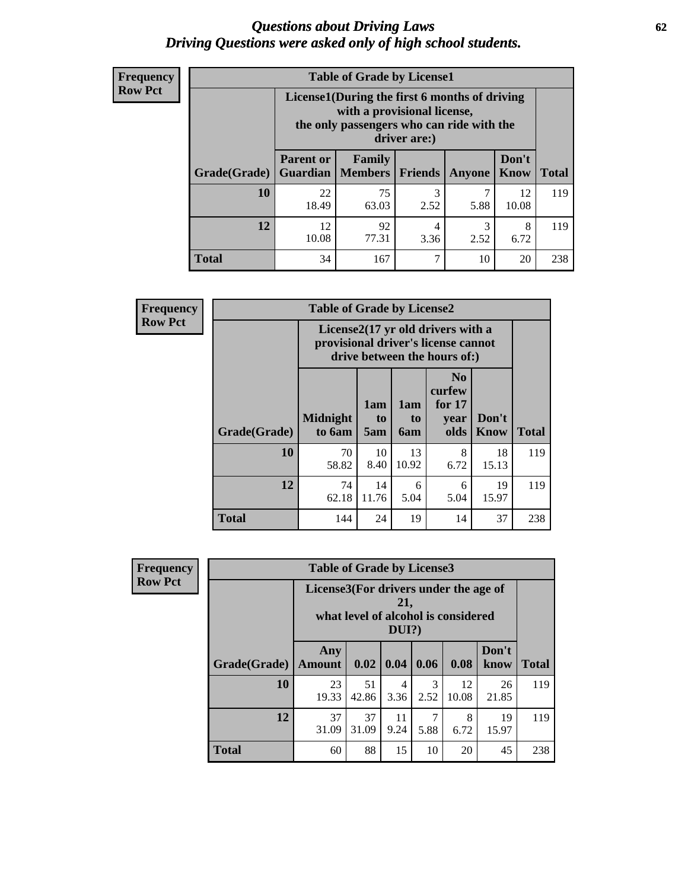# *Questions about Driving Laws*
## *Driving Questions were asked only of high school students.*

**Frequency**
**Row Pct**

**Table of Grade by License1**

| Grade(Grade) | License1(During the first 6 months of driving with a provisional license, the only passengers who can ride with the driver are:) | | | | | Total |
|---|---|---|---|---|---|---|
| | Parent or Guardian | Family Members | Friends | Anyone | Don't Know | |
| **10** | 22<br>18.49 | 75<br>63.03 | 3<br>2.52 | 7<br>5.88 | 12<br>10.08 | 119 |
| **12** | 12<br>10.08 | 92<br>77.31 | 4<br>3.36 | 3<br>2.52 | 8<br>6.72 | 119 |
| **Total** | 34 | 167 | 7 | 10 | 20 | 238 |

**Frequency**
**Row Pct**

**Table of Grade by License2**

| Grade(Grade) | License2(17 yr old drivers with a provisional driver's license cannot drive between the hours of:) | | | | | Total |
|---|---|---|---|---|---|---|
| | Midnight to 6am | 1am to 5am | 1am to 6am | No curfew for 17 year olds | Don't Know | |
| **10** | 70<br>58.82 | 10<br>8.40 | 13<br>10.92 | 8<br>6.72 | 18<br>15.13 | 119 |
| **12** | 74<br>62.18 | 14<br>11.76 | 6<br>5.04 | 6<br>5.04 | 19<br>15.97 | 119 |
| **Total** | 144 | 24 | 19 | 14 | 37 | 238 |

**Frequency**
**Row Pct**

**Table of Grade by License3**

| Grade(Grade) | License3(For drivers under the age of 21, what level of alcohol is considered DUI?) | | | | | | Total |
|---|---|---|---|---|---|---|---|
| | Any Amount | 0.02 | 0.04 | 0.06 | 0.08 | Don't know | |
| **10** | 23<br>19.33 | 51<br>42.86 | 4<br>3.36 | 3<br>2.52 | 12<br>10.08 | 26<br>21.85 | 119 |
| **12** | 37<br>31.09 | 37<br>31.09 | 11<br>9.24 | 7<br>5.88 | 8<br>6.72 | 19<br>15.97 | 119 |
| **Total** | 60 | 88 | 15 | 10 | 20 | 45 | 238 |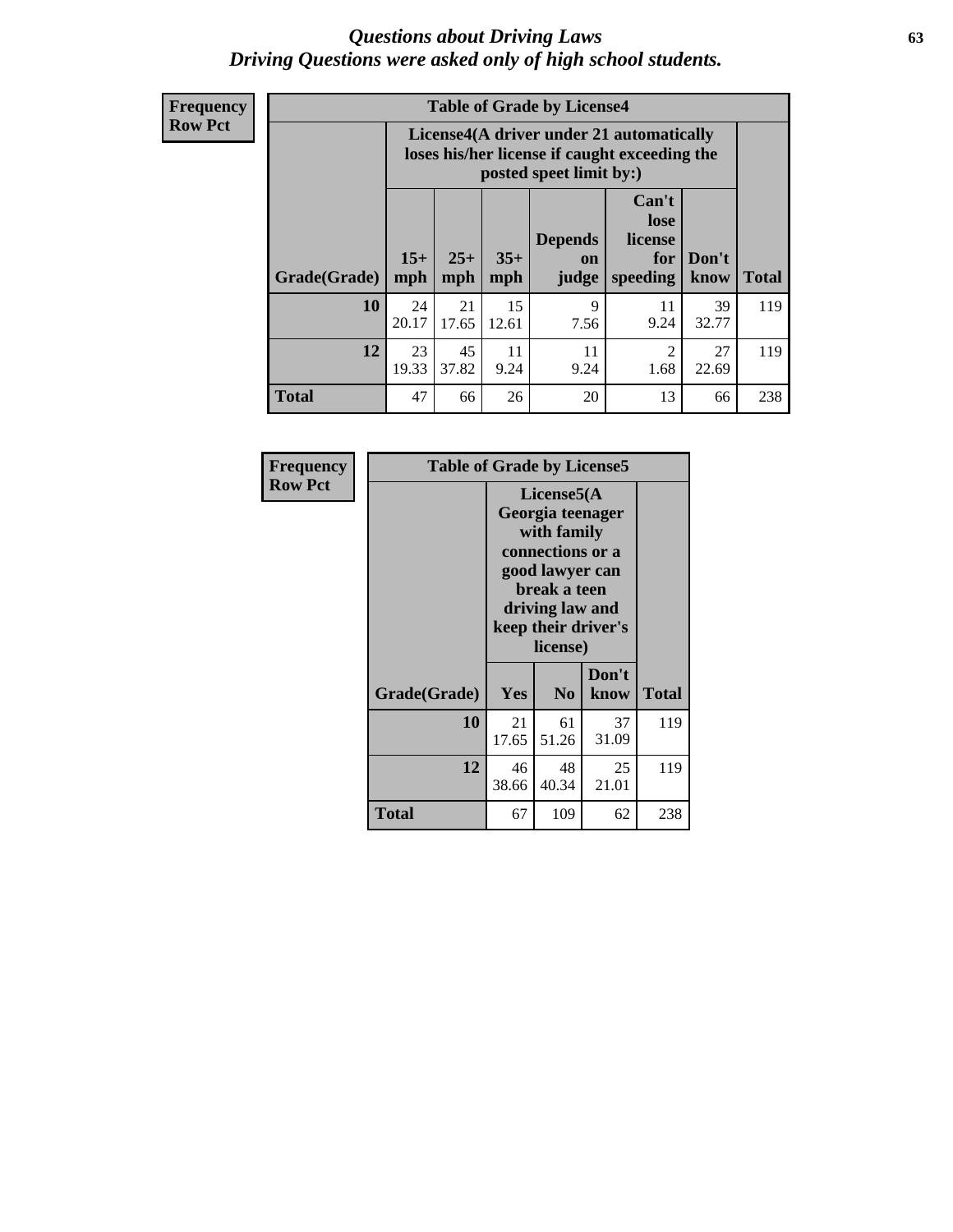# *Questions about Driving Laws*
# *Driving Questions were asked only of high school students.*

**Frequency**
**Row Pct**

| Table of Grade by License4 | | | | | | | |
|---|---|---|---|---|---|---|---|
| | License4(A driver under 21 automatically loses his/her license if caught exceeding the posted speet limit by:) | | | | | | |
| Grade(Grade) | 15+ mph | 25+ mph | 35+ mph | Depends on judge | Can't lose license for speeding | Don't know | Total |
| **10** | 24<br>20.17 | 21<br>17.65 | 15<br>12.61 | 9<br>7.56 | 11<br>9.24 | 39<br>32.77 | 119 |
| **12** | 23<br>19.33 | 45<br>37.82 | 11<br>9.24 | 11<br>9.24 | 2<br>1.68 | 27<br>22.69 | 119 |
| **Total** | 47 | 66 | 26 | 20 | 13 | 66 | 238 |

**Frequency**
**Row Pct**

| Table of Grade by License5 | | | | |
|---|---|---|---|---|
| | License5(A Georgia teenager with family connections or a good lawyer can break a teen driving law and keep their driver's license) | | | |
| Grade(Grade) | Yes | No | Don't know | Total |
| **10** | 21<br>17.65 | 61<br>51.26 | 37<br>31.09 | 119 |
| **12** | 46<br>38.66 | 48<br>40.34 | 25<br>21.01 | 119 |
| **Total** | 67 | 109 | 62 | 238 |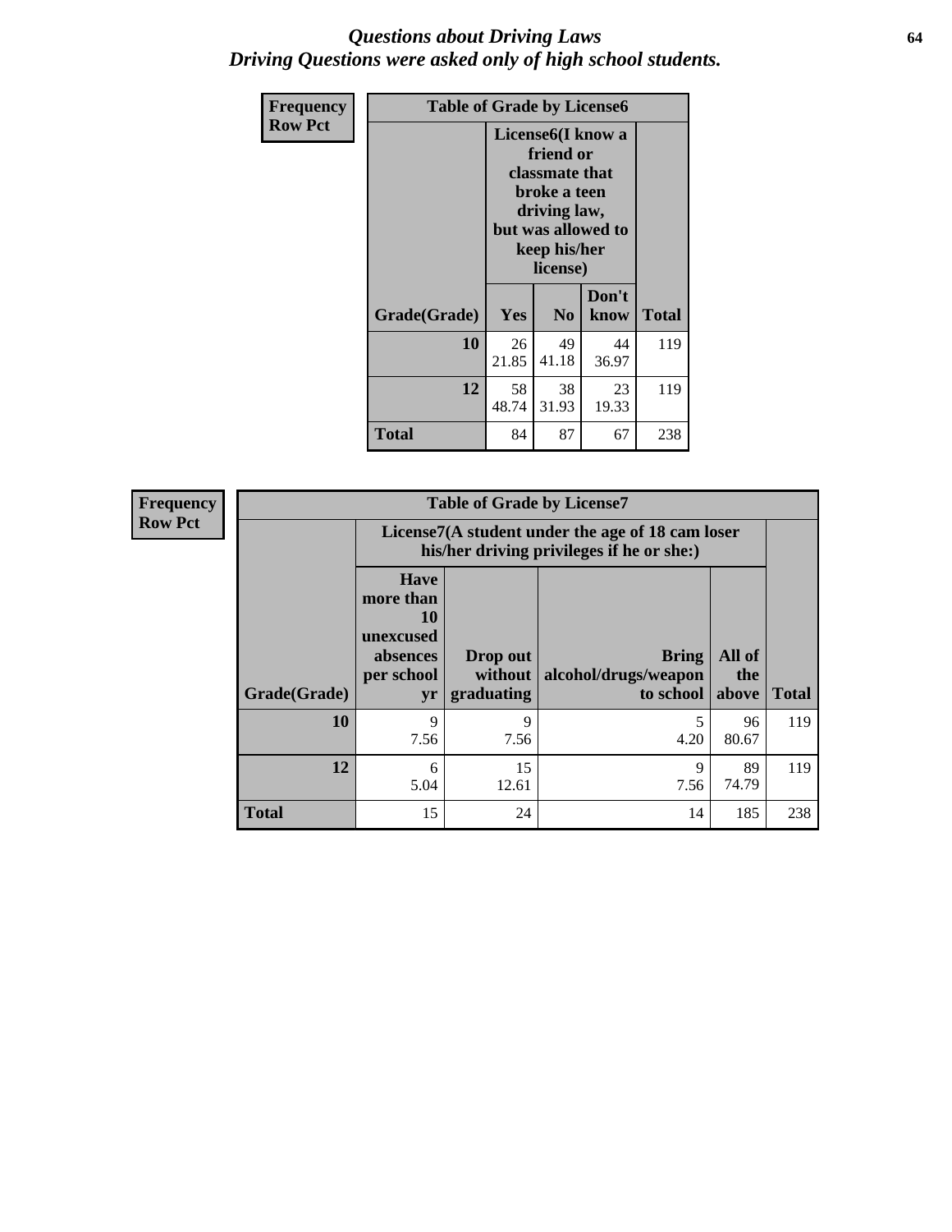# *Questions about Driving Laws*
# *Driving Questions were asked only of high school students.*

**Frequency**
**Row Pct**

**Table of Grade by License6**

| Grade(Grade) | License6(I know a friend or classmate that broke a teen driving law, but was allowed to keep his/her license) | | | Total |
|---|---|---|---|---|
| | Yes | No | Don't know | |
| **10** | 26<br>21.85 | 49<br>41.18 | 44<br>36.97 | 119 |
| **12** | 58<br>48.74 | 38<br>31.93 | 23<br>19.33 | 119 |
| **Total** | 84 | 87 | 67 | 238 |

**Frequency**
**Row Pct**

**Table of Grade by License7**

| Grade(Grade) | License7(A student under the age of 18 cam loser his/her driving privileges if he or she:) | | | | Total |
|---|---|---|---|---|---|
| | Have more than 10 unexcused absences per school yr | Drop out without graduating | Bring alcohol/drugs/weapon to school | All of the above | |
| **10** | 9<br>7.56 | 9<br>7.56 | 5<br>4.20 | 96<br>80.67 | 119 |
| **12** | 6<br>5.04 | 15<br>12.61 | 9<br>7.56 | 89<br>74.79 | 119 |
| **Total** | 15 | 24 | 14 | 185 | 238 |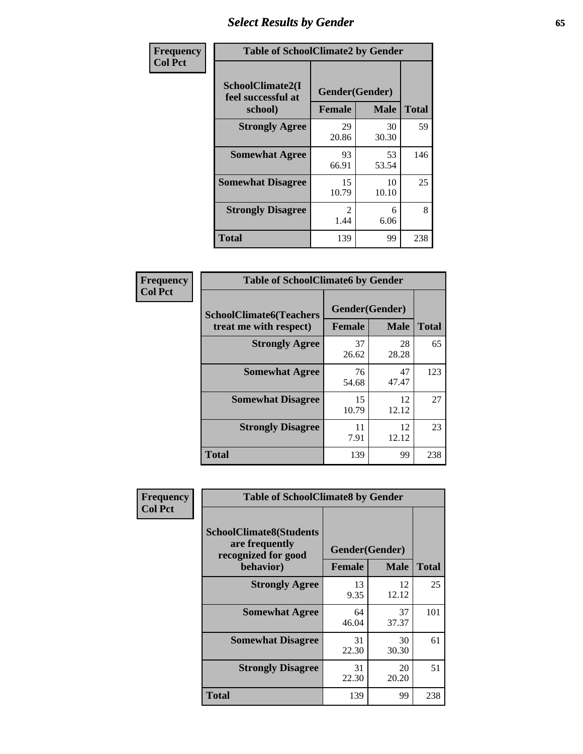# Select Results by Gender

**Frequency**
**Col Pct**

| Table of SchoolClimate2 by Gender | | | |
|---|---|---|---|
| SchoolClimate2(I feel successful at school) | Gender(Gender) | | |
| | Female | Male | Total |
| **Strongly Agree** | 29<br>20.86 | 30<br>30.30 | 59 |
| **Somewhat Agree** | 93<br>66.91 | 53<br>53.54 | 146 |
| **Somewhat Disagree** | 15<br>10.79 | 10<br>10.10 | 25 |
| **Strongly Disagree** | 2<br>1.44 | 6<br>6.06 | 8 |
| **Total** | 139 | 99 | 238 |

**Frequency**
**Col Pct**

| Table of SchoolClimate6 by Gender | | | |
|---|---|---|---|
| SchoolClimate6(Teachers treat me with respect) | Gender(Gender) | | |
| | Female | Male | Total |
| **Strongly Agree** | 37<br>26.62 | 28<br>28.28 | 65 |
| **Somewhat Agree** | 76<br>54.68 | 47<br>47.47 | 123 |
| **Somewhat Disagree** | 15<br>10.79 | 12<br>12.12 | 27 |
| **Strongly Disagree** | 11<br>7.91 | 12<br>12.12 | 23 |
| **Total** | 139 | 99 | 238 |

**Frequency**
**Col Pct**

| Table of SchoolClimate8 by Gender | | | |
|---|---|---|---|
| SchoolClimate8(Students are frequently recognized for good behavior) | Gender(Gender) | | |
| | Female | Male | Total |
| **Strongly Agree** | 13<br>9.35 | 12<br>12.12 | 25 |
| **Somewhat Agree** | 64<br>46.04 | 37<br>37.37 | 101 |
| **Somewhat Disagree** | 31<br>22.30 | 30<br>30.30 | 61 |
| **Strongly Disagree** | 31<br>22.30 | 20<br>20.20 | 51 |
| **Total** | 139 | 99 | 238 |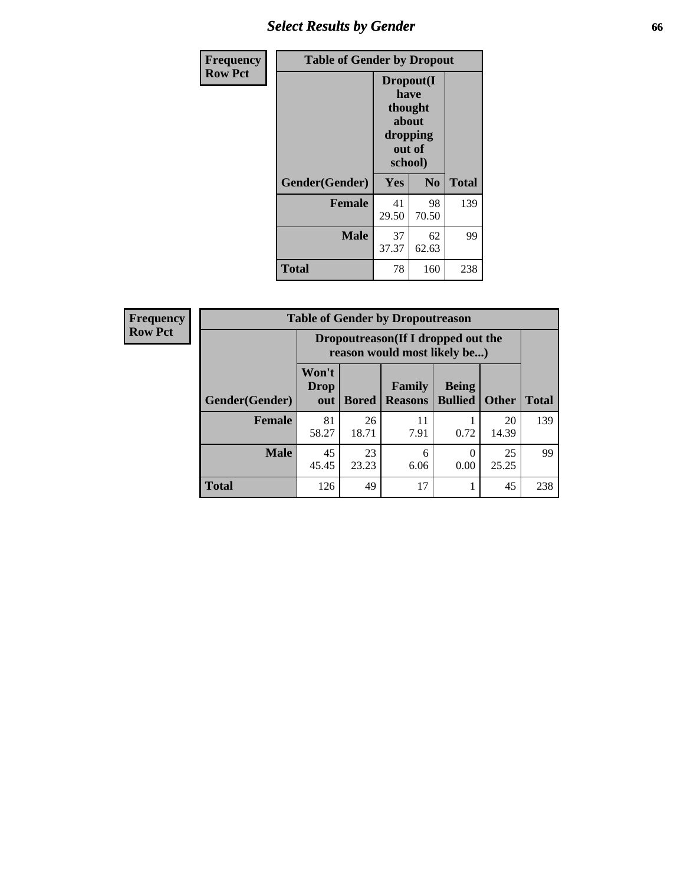## Select Results by Gender

**Frequency / Row Pct**

| Table of Gender by Dropout | | | |
|---|---|---|---|
| | Dropout(I have thought about dropping out of school) | | |
| Gender(Gender) | Yes | No | Total |
| **Female** | 41<br>29.50 | 98<br>70.50 | 139 |
| **Male** | 37<br>37.37 | 62<br>62.63 | 99 |
| **Total** | 78 | 160 | 238 |

**Frequency / Row Pct**

| Table of Gender by Dropoutreason | | | | | | |
|---|---|---|---|---|---|---|
| | Dropoutreason(If I dropped out the reason would most likely be...) | | | | | |
| Gender(Gender) | Won't Drop out | Bored | Family Reasons | Being Bullied | Other | Total |
| **Female** | 81<br>58.27 | 26<br>18.71 | 11<br>7.91 | 1<br>0.72 | 20<br>14.39 | 139 |
| **Male** | 45<br>45.45 | 23<br>23.23 | 6<br>6.06 | 0<br>0.00 | 25<br>25.25 | 99 |
| **Total** | 126 | 49 | 17 | 1 | 45 | 238 |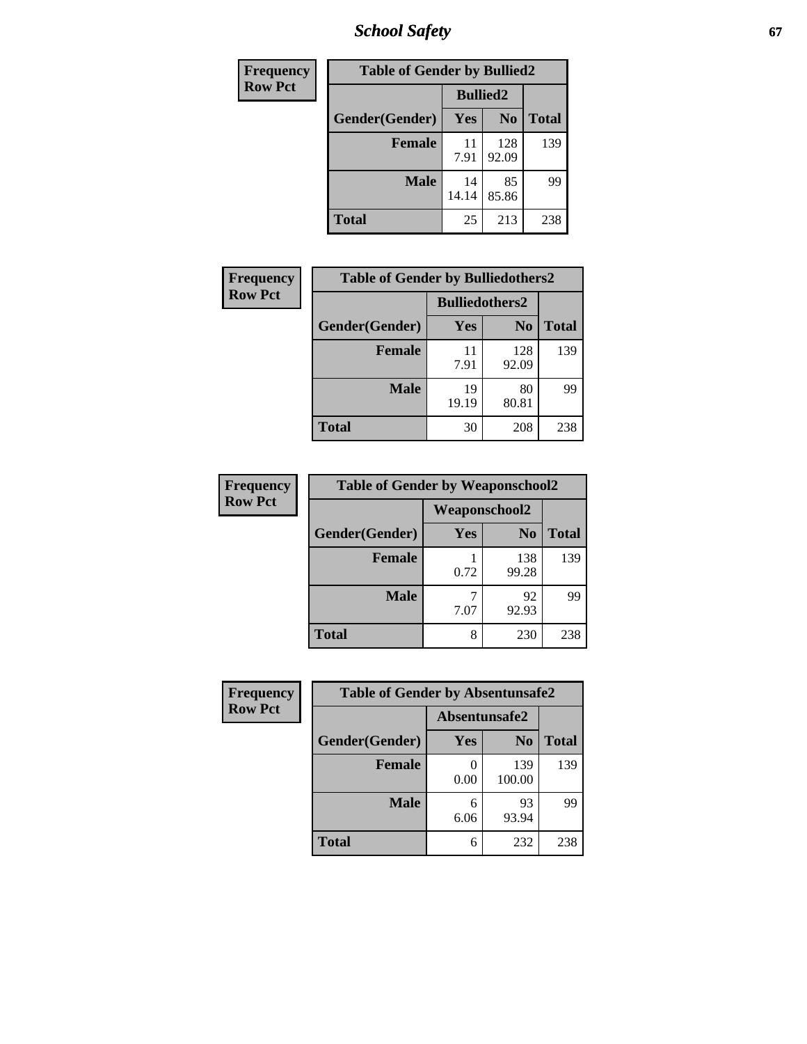| Frequency Row Pct | Table of Gender by Bullied2 | | |
|---|---|---|---|
| | Bullied2 | | |
| Gender(Gender) | Yes | No | Total |
| Female | 11<br>7.91 | 128<br>92.09 | 139 |
| Male | 14<br>14.14 | 85<br>85.86 | 99 |
| Total | 25 | 213 | 238 |

| Frequency Row Pct | Table of Gender by Bulliedothers2 | | |
|---|---|---|---|
| | Bulliedothers2 | | |
| Gender(Gender) | Yes | No | Total |
| Female | 11<br>7.91 | 128<br>92.09 | 139 |
| Male | 19<br>19.19 | 80<br>80.81 | 99 |
| Total | 30 | 208 | 238 |

| Frequency Row Pct | Table of Gender by Weaponschool2 | | |
|---|---|---|---|
| | Weaponschool2 | | |
| Gender(Gender) | Yes | No | Total |
| Female | 1<br>0.72 | 138<br>99.28 | 139 |
| Male | 7<br>7.07 | 92<br>92.93 | 99 |
| Total | 8 | 230 | 238 |

| Frequency Row Pct | Table of Gender by Absentunsafe2 | | |
|---|---|---|---|
| | Absentunsafe2 | | |
| Gender(Gender) | Yes | No | Total |
| Female | 0<br>0.00 | 139<br>100.00 | 139 |
| Male | 6<br>6.06 | 93<br>93.94 | 99 |
| Total | 6 | 232 | 238 |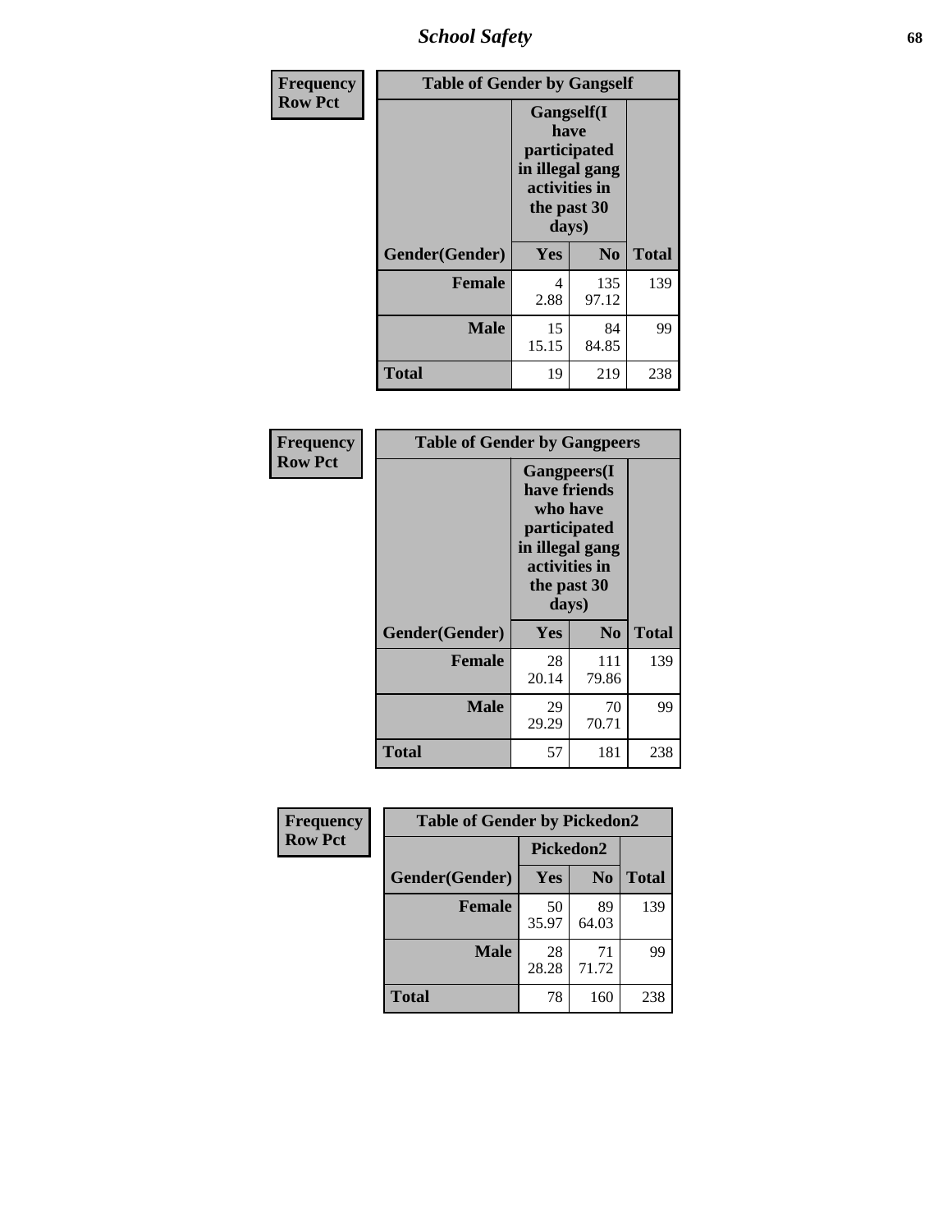| Frequency Row Pct | Table of Gender by Gangself | | |
|---|---|---|---|
| | Gangself(I have participated in illegal gang activities in the past 30 days) | | |
| Gender(Gender) | Yes | No | Total |
| Female | 4<br>2.88 | 135<br>97.12 | 139 |
| Male | 15<br>15.15 | 84<br>84.85 | 99 |
| Total | 19 | 219 | 238 |

| Frequency Row Pct | Table of Gender by Gangpeers | | |
|---|---|---|---|
| | Gangpeers(I have friends who have participated in illegal gang activities in the past 30 days) | | |
| Gender(Gender) | Yes | No | Total |
| Female | 28<br>20.14 | 111<br>79.86 | 139 |
| Male | 29<br>29.29 | 70<br>70.71 | 99 |
| Total | 57 | 181 | 238 |

| Frequency Row Pct | Table of Gender by Pickedon2 | | |
|---|---|---|---|
| | Pickedon2 | | |
| Gender(Gender) | Yes | No | Total |
| Female | 50<br>35.97 | 89<br>64.03 | 139 |
| Male | 28<br>28.28 | 71<br>71.72 | 99 |
| Total | 78 | 160 | 238 |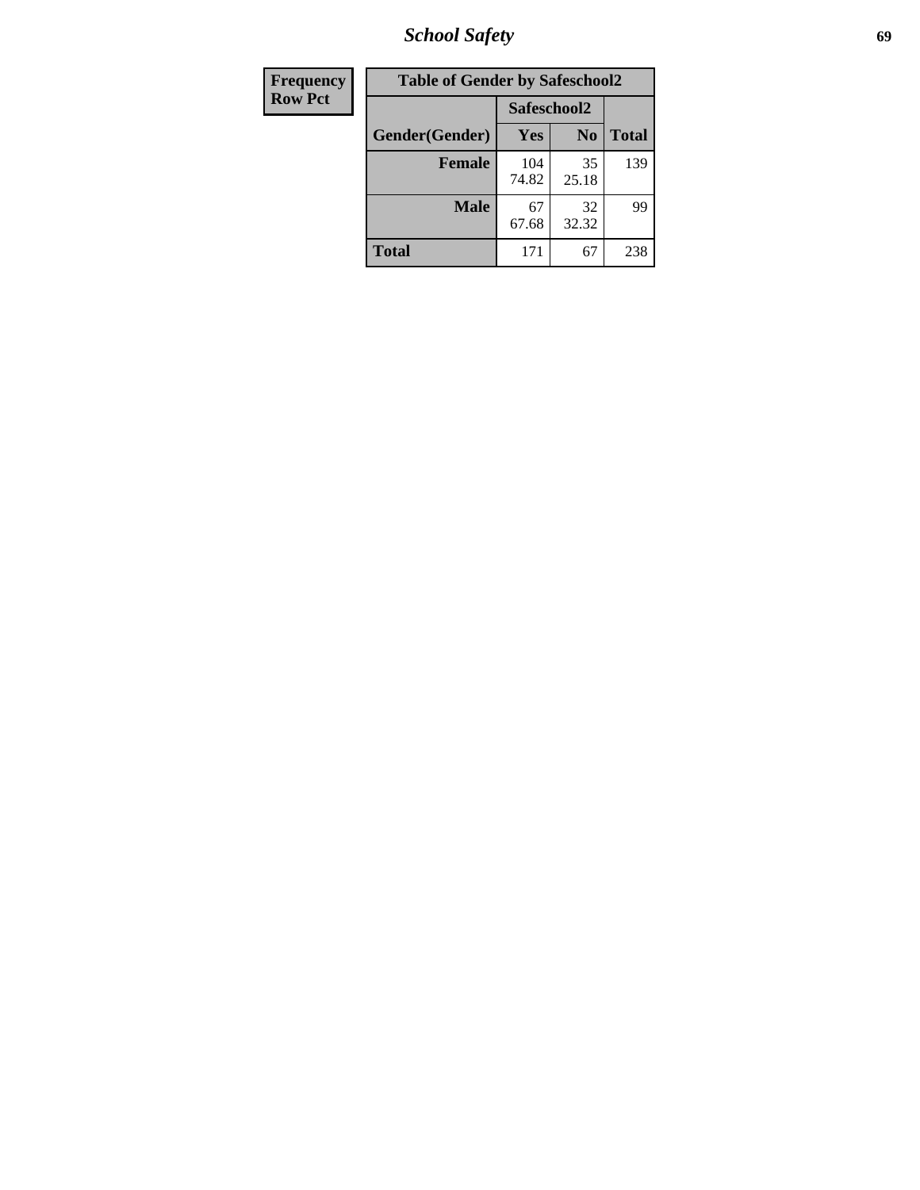| Frequency |
|---|
| Row Pct |

| Table of Gender by Safeschool2 | | | |
|---|---|---|---|
| | Safeschool2 | | |
| Gender(Gender) | Yes | No | Total |
| Female | 104<br>74.82 | 35<br>25.18 | 139 |
| Male | 67<br>67.68 | 32<br>32.32 | 99 |
| Total | 171 | 67 | 238 |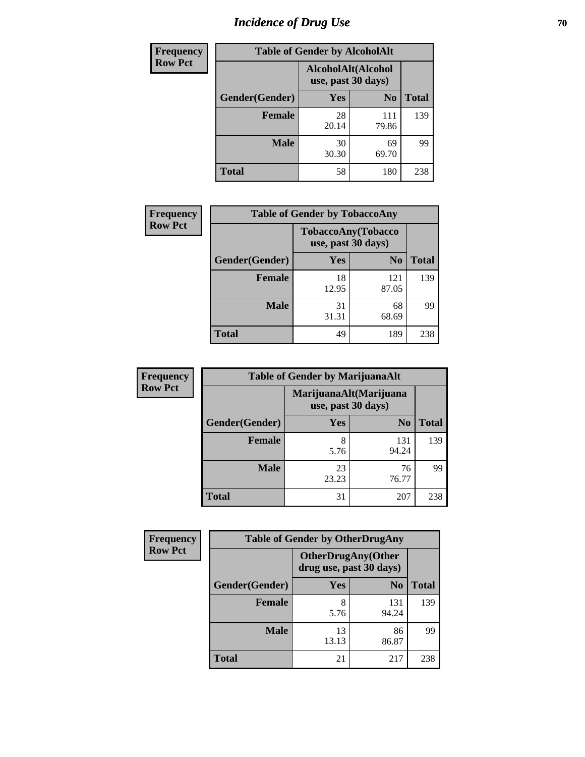# Incidence of Drug Use

| Frequency Row Pct |
|---|

| Table of Gender by AlcoholAlt | | | |
|---|---|---|---|
| | AlcoholAlt(Alcohol use, past 30 days) | | |
| Gender(Gender) | Yes | No | Total |
| Female | 28<br>20.14 | 111<br>79.86 | 139 |
| Male | 30<br>30.30 | 69<br>69.70 | 99 |
| Total | 58 | 180 | 238 |

| Frequency Row Pct |
|---|

| Table of Gender by TobaccoAny | | | |
|---|---|---|---|
| | TobaccoAny(Tobacco use, past 30 days) | | |
| Gender(Gender) | Yes | No | Total |
| Female | 18<br>12.95 | 121<br>87.05 | 139 |
| Male | 31<br>31.31 | 68<br>68.69 | 99 |
| Total | 49 | 189 | 238 |

| Frequency Row Pct |
|---|

| Table of Gender by MarijuanaAlt | | | |
|---|---|---|---|
| | MarijuanaAlt(Marijuana use, past 30 days) | | |
| Gender(Gender) | Yes | No | Total |
| Female | 8<br>5.76 | 131<br>94.24 | 139 |
| Male | 23<br>23.23 | 76<br>76.77 | 99 |
| Total | 31 | 207 | 238 |

| Frequency Row Pct |
|---|

| Table of Gender by OtherDrugAny | | | |
|---|---|---|---|
| | OtherDrugAny(Other drug use, past 30 days) | | |
| Gender(Gender) | Yes | No | Total |
| Female | 8<br>5.76 | 131<br>94.24 | 139 |
| Male | 13<br>13.13 | 86<br>86.87 | 99 |
| Total | 21 | 217 | 238 |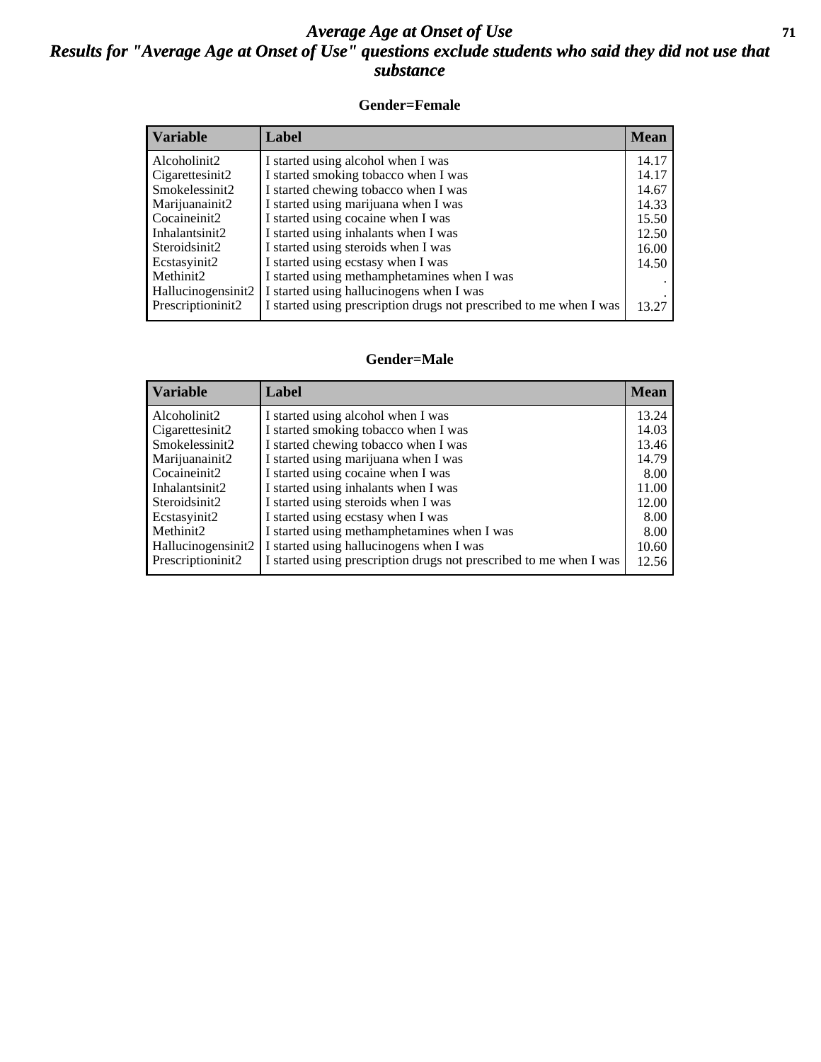# Average Age at Onset of Use

## Results for "Average Age at Onset of Use" questions exclude students who said they did not use that substance

### Gender=Female

| Variable | Label | Mean |
|---|---|---|
| Alcoholinit2 | I started using alcohol when I was | 14.17 |
| Cigarettesinit2 | I started smoking tobacco when I was | 14.17 |
| Smokelessinit2 | I started chewing tobacco when I was | 14.67 |
| Marijuanainit2 | I started using marijuana when I was | 14.33 |
| Cocaineinit2 | I started using cocaine when I was | 15.50 |
| Inhalantsinit2 | I started using inhalants when I was | 12.50 |
| Steroidsinit2 | I started using steroids when I was | 16.00 |
| Ecstasyinit2 | I started using ecstasy when I was | 14.50 |
| Methinit2 | I started using methamphetamines when I was | . |
| Hallucinogensinit2 | I started using hallucinogens when I was | . |
| Prescriptioninit2 | I started using prescription drugs not prescribed to me when I was | 13.27 |

### Gender=Male

| Variable | Label | Mean |
|---|---|---|
| Alcoholinit2 | I started using alcohol when I was | 13.24 |
| Cigarettesinit2 | I started smoking tobacco when I was | 14.03 |
| Smokelessinit2 | I started chewing tobacco when I was | 13.46 |
| Marijuanainit2 | I started using marijuana when I was | 14.79 |
| Cocaineinit2 | I started using cocaine when I was | 8.00 |
| Inhalantsinit2 | I started using inhalants when I was | 11.00 |
| Steroidsinit2 | I started using steroids when I was | 12.00 |
| Ecstasyinit2 | I started using ecstasy when I was | 8.00 |
| Methinit2 | I started using methamphetamines when I was | 8.00 |
| Hallucinogensinit2 | I started using hallucinogens when I was | 10.60 |
| Prescriptioninit2 | I started using prescription drugs not prescribed to me when I was | 12.56 |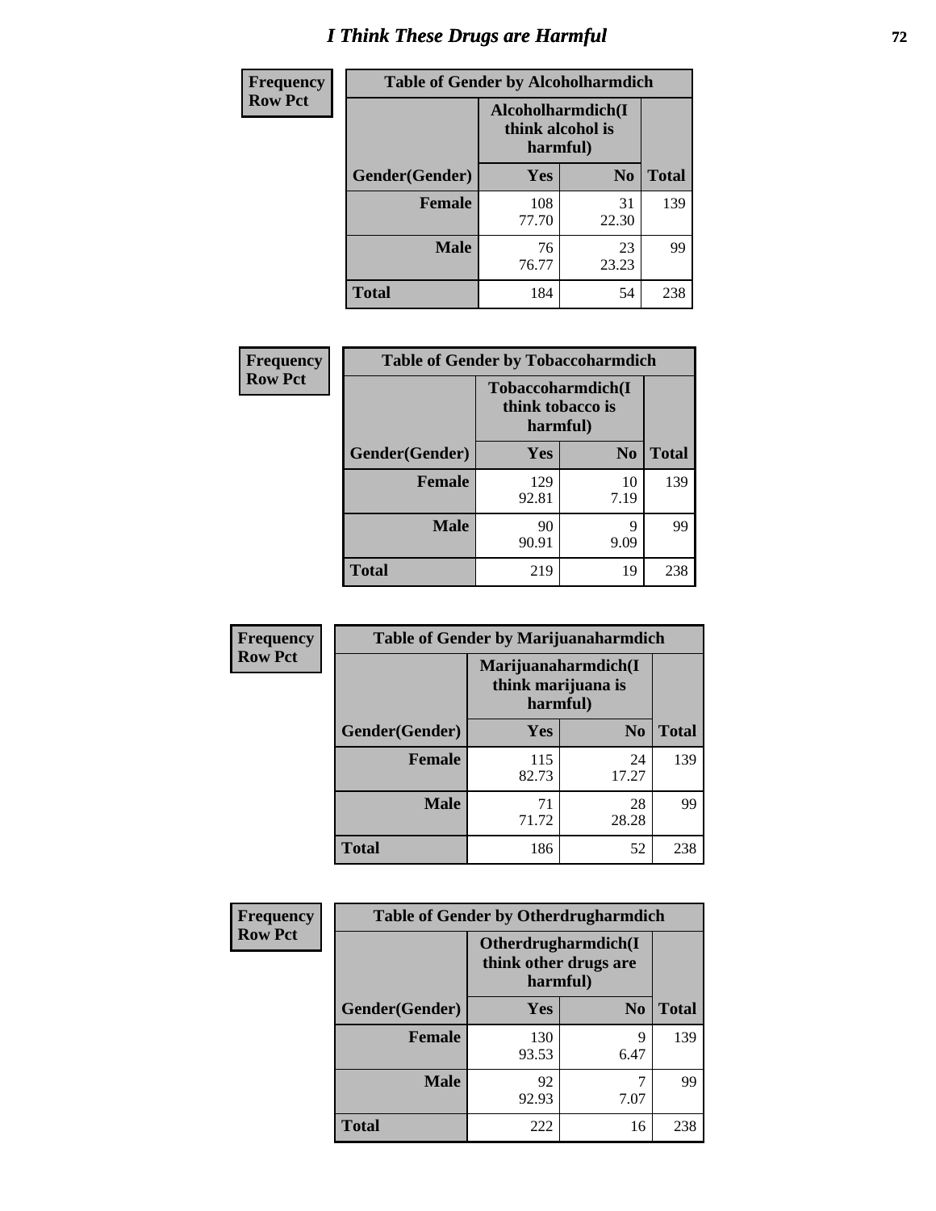# I Think These Drugs are Harmful

**Frequency**
**Row Pct**

| Table of Gender by Alcoholharmdich | | | |
|---|---|---|---|
| | Alcoholharmdich(I think alcohol is harmful) | | |
| Gender(Gender) | Yes | No | Total |
| Female | 108<br>77.70 | 31<br>22.30 | 139 |
| Male | 76<br>76.77 | 23<br>23.23 | 99 |
| Total | 184 | 54 | 238 |

**Frequency**
**Row Pct**

| Table of Gender by Tobaccoharmdich | | | |
|---|---|---|---|
| | Tobaccoharmdich(I think tobacco is harmful) | | |
| Gender(Gender) | Yes | No | Total |
| Female | 129<br>92.81 | 10<br>7.19 | 139 |
| Male | 90<br>90.91 | 9<br>9.09 | 99 |
| Total | 219 | 19 | 238 |

**Frequency**
**Row Pct**

| Table of Gender by Marijuanaharmdich | | | |
|---|---|---|---|
| | Marijuanaharmdich(I think marijuana is harmful) | | |
| Gender(Gender) | Yes | No | Total |
| Female | 115<br>82.73 | 24<br>17.27 | 139 |
| Male | 71<br>71.72 | 28<br>28.28 | 99 |
| Total | 186 | 52 | 238 |

**Frequency**
**Row Pct**

| Table of Gender by Otherdrugharmdich | | | |
|---|---|---|---|
| | Otherdrugharmdich(I think other drugs are harmful) | | |
| Gender(Gender) | Yes | No | Total |
| Female | 130<br>93.53 | 9<br>6.47 | 139 |
| Male | 92<br>92.93 | 7<br>7.07 | 99 |
| Total | 222 | 16 | 238 |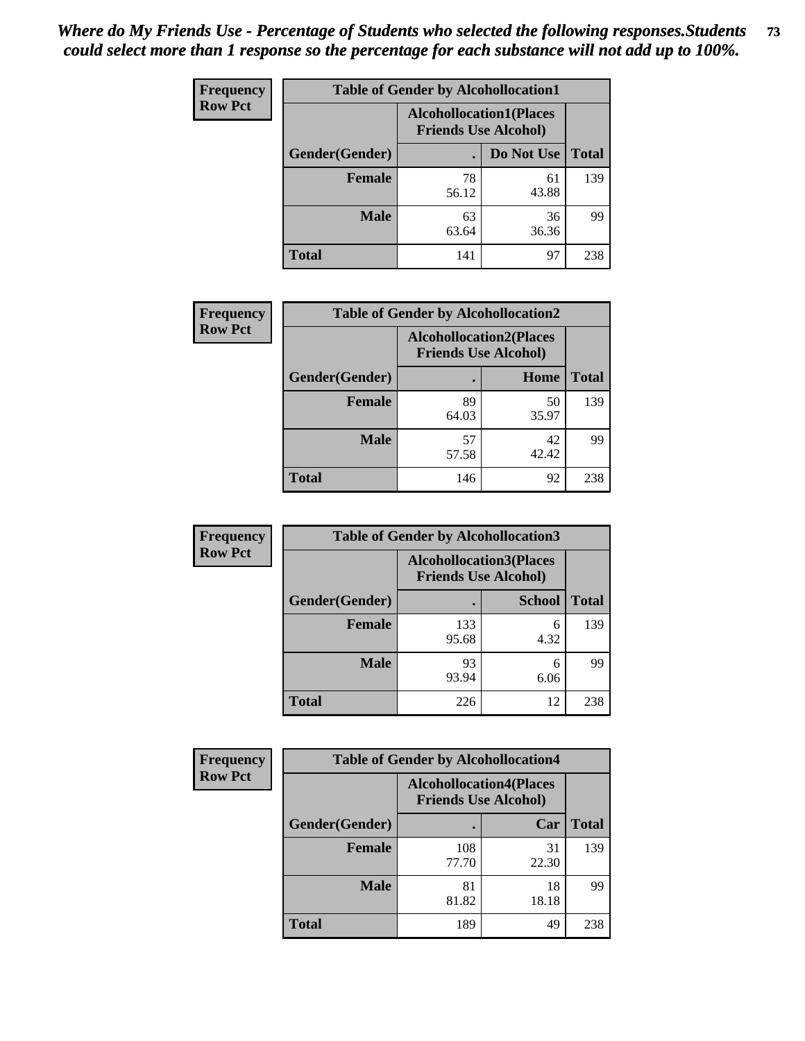*Where do My Friends Use - Percentage of Students who selected the following responses.Students could select more than 1 response so the percentage for each substance will not add up to 100%.*

**Frequency**
**Row Pct**

| Table of Gender by Alcohollocation1 | | | |
|---|---|---|---|
| | Alcohollocation1(Places Friends Use Alcohol) | | |
| Gender(Gender) | . | Do Not Use | Total |
| Female | 78<br>56.12 | 61<br>43.88 | 139 |
| Male | 63<br>63.64 | 36<br>36.36 | 99 |
| Total | 141 | 97 | 238 |

**Frequency**
**Row Pct**

| Table of Gender by Alcohollocation2 | | | |
|---|---|---|---|
| | Alcohollocation2(Places Friends Use Alcohol) | | |
| Gender(Gender) | . | Home | Total |
| Female | 89<br>64.03 | 50<br>35.97 | 139 |
| Male | 57<br>57.58 | 42<br>42.42 | 99 |
| Total | 146 | 92 | 238 |

**Frequency**
**Row Pct**

| Table of Gender by Alcohollocation3 | | | |
|---|---|---|---|
| | Alcohollocation3(Places Friends Use Alcohol) | | |
| Gender(Gender) | . | School | Total |
| Female | 133<br>95.68 | 6<br>4.32 | 139 |
| Male | 93<br>93.94 | 6<br>6.06 | 99 |
| Total | 226 | 12 | 238 |

**Frequency**
**Row Pct**

| Table of Gender by Alcohollocation4 | | | |
|---|---|---|---|
| | Alcohollocation4(Places Friends Use Alcohol) | | |
| Gender(Gender) | . | Car | Total |
| Female | 108<br>77.70 | 31<br>22.30 | 139 |
| Male | 81<br>81.82 | 18<br>18.18 | 99 |
| Total | 189 | 49 | 238 |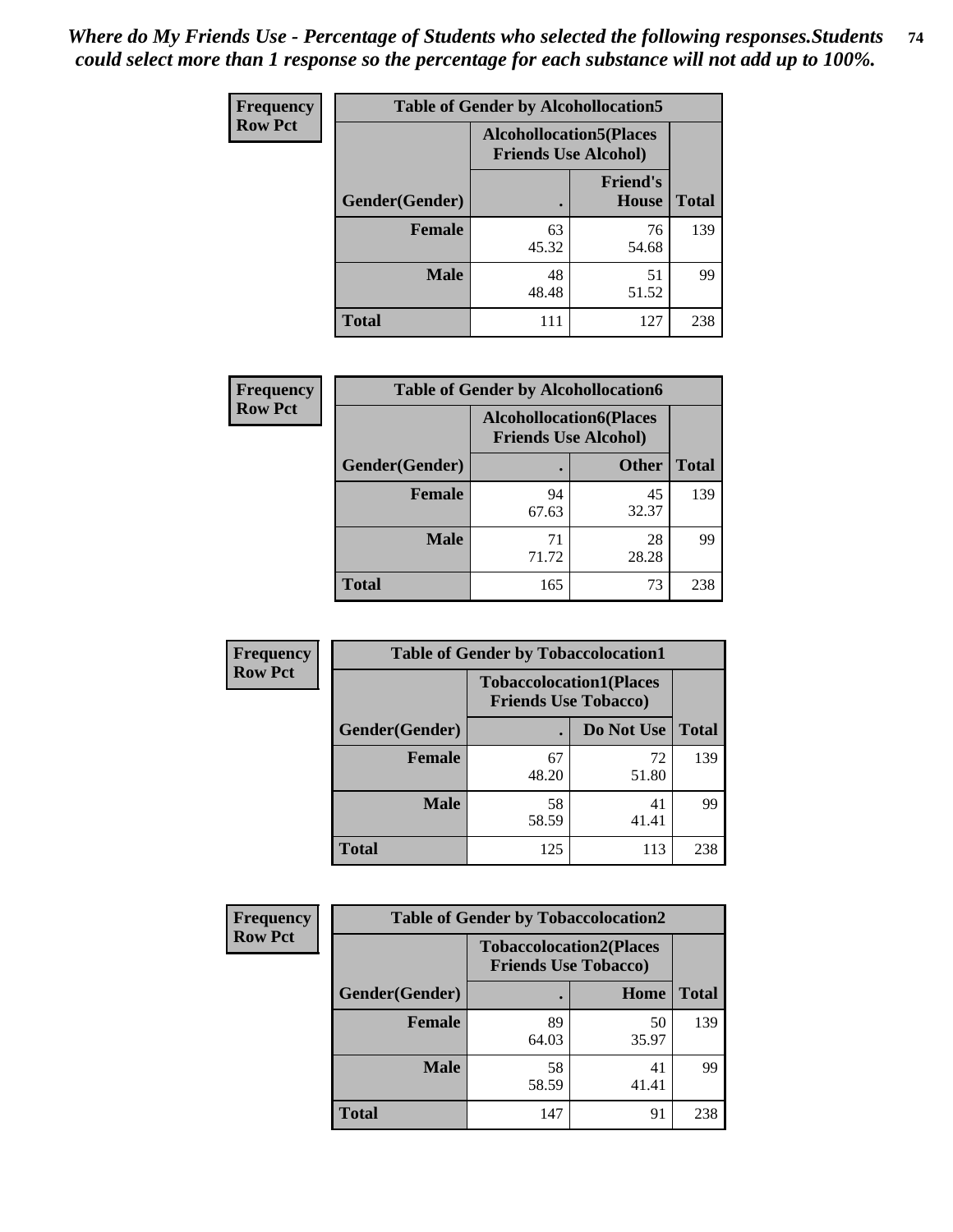*Where do My Friends Use - Percentage of Students who selected the following responses.Students could select more than 1 response so the percentage for each substance will not add up to 100%.*

**Frequency**
**Row Pct**

| Table of Gender by Alcohollocation5 | | | |
|---|---|---|---|
| | Alcohollocation5(Places Friends Use Alcohol) | | |
| Gender(Gender) | . | Friend's House | Total |
| **Female** | 63<br>45.32 | 76<br>54.68 | 139 |
| **Male** | 48<br>48.48 | 51<br>51.52 | 99 |
| **Total** | 111 | 127 | 238 |

**Frequency**
**Row Pct**

| Table of Gender by Alcohollocation6 | | | |
|---|---|---|---|
| | Alcohollocation6(Places Friends Use Alcohol) | | |
| Gender(Gender) | . | Other | Total |
| **Female** | 94<br>67.63 | 45<br>32.37 | 139 |
| **Male** | 71<br>71.72 | 28<br>28.28 | 99 |
| **Total** | 165 | 73 | 238 |

**Frequency**
**Row Pct**

| Table of Gender by Tobaccolocation1 | | | |
|---|---|---|---|
| | Tobaccolocation1(Places Friends Use Tobacco) | | |
| Gender(Gender) | . | Do Not Use | Total |
| **Female** | 67<br>48.20 | 72<br>51.80 | 139 |
| **Male** | 58<br>58.59 | 41<br>41.41 | 99 |
| **Total** | 125 | 113 | 238 |

**Frequency**
**Row Pct**

| Table of Gender by Tobaccolocation2 | | | |
|---|---|---|---|
| | Tobaccolocation2(Places Friends Use Tobacco) | | |
| Gender(Gender) | . | Home | Total |
| **Female** | 89<br>64.03 | 50<br>35.97 | 139 |
| **Male** | 58<br>58.59 | 41<br>41.41 | 99 |
| **Total** | 147 | 91 | 238 |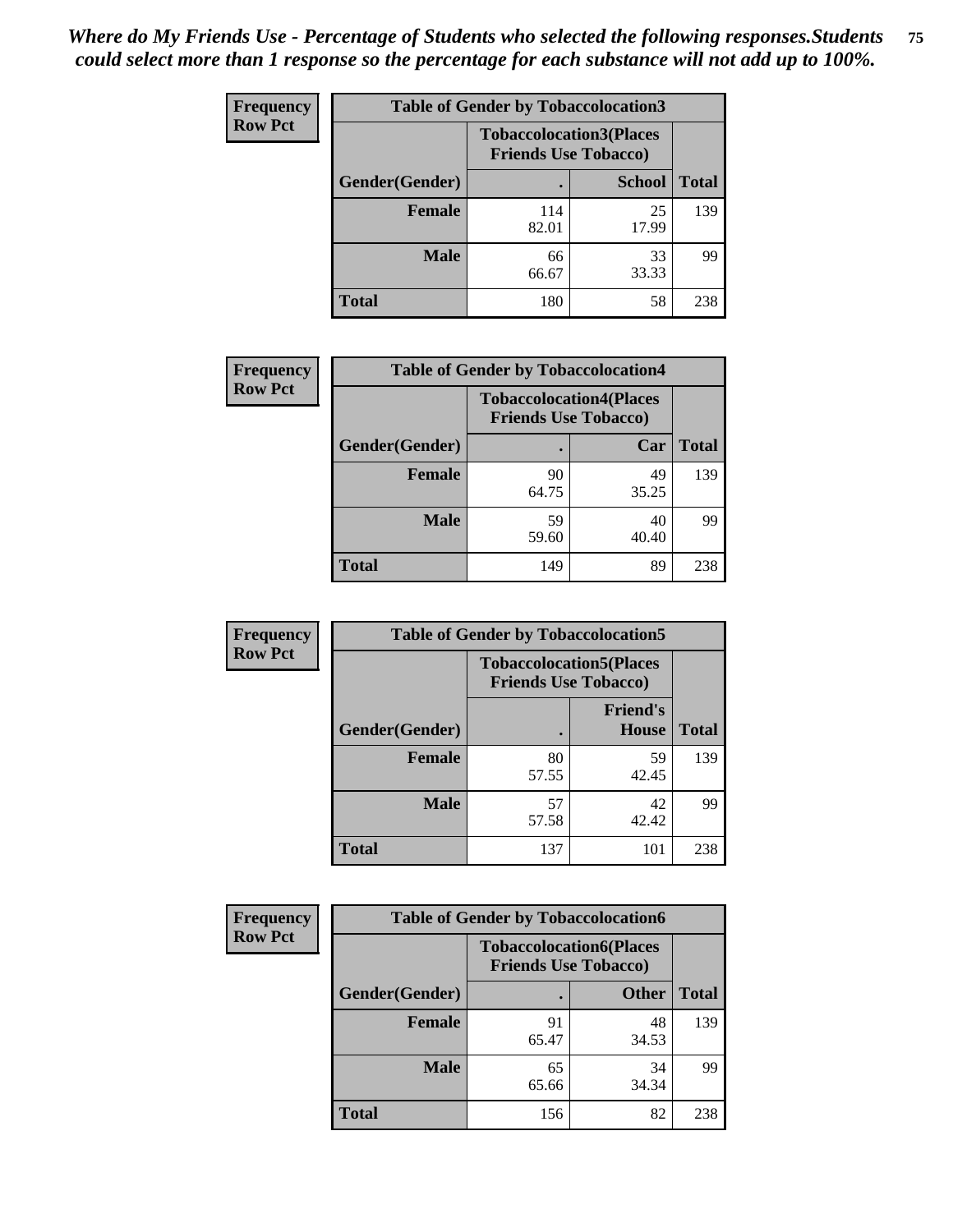*Where do My Friends Use - Percentage of Students who selected the following responses.Students could select more than 1 response so the percentage for each substance will not add up to 100%.*

**Frequency**
**Row Pct**

| Table of Gender by Tobaccolocation3 | | | |
|---|---|---|---|
| | Tobaccolocation3(Places Friends Use Tobacco) | | |
| Gender(Gender) | . | School | Total |
| Female | 114<br>82.01 | 25<br>17.99 | 139 |
| Male | 66<br>66.67 | 33<br>33.33 | 99 |
| Total | 180 | 58 | 238 |

**Frequency**
**Row Pct**

| Table of Gender by Tobaccolocation4 | | | |
|---|---|---|---|
| | Tobaccolocation4(Places Friends Use Tobacco) | | |
| Gender(Gender) | . | Car | Total |
| Female | 90<br>64.75 | 49<br>35.25 | 139 |
| Male | 59<br>59.60 | 40<br>40.40 | 99 |
| Total | 149 | 89 | 238 |

**Frequency**
**Row Pct**

| Table of Gender by Tobaccolocation5 | | | |
|---|---|---|---|
| | Tobaccolocation5(Places Friends Use Tobacco) | | |
| Gender(Gender) | . | Friend's House | Total |
| Female | 80<br>57.55 | 59<br>42.45 | 139 |
| Male | 57<br>57.58 | 42<br>42.42 | 99 |
| Total | 137 | 101 | 238 |

**Frequency**
**Row Pct**

| Table of Gender by Tobaccolocation6 | | | |
|---|---|---|---|
| | Tobaccolocation6(Places Friends Use Tobacco) | | |
| Gender(Gender) | . | Other | Total |
| Female | 91<br>65.47 | 48<br>34.53 | 139 |
| Male | 65<br>65.66 | 34<br>34.34 | 99 |
| Total | 156 | 82 | 238 |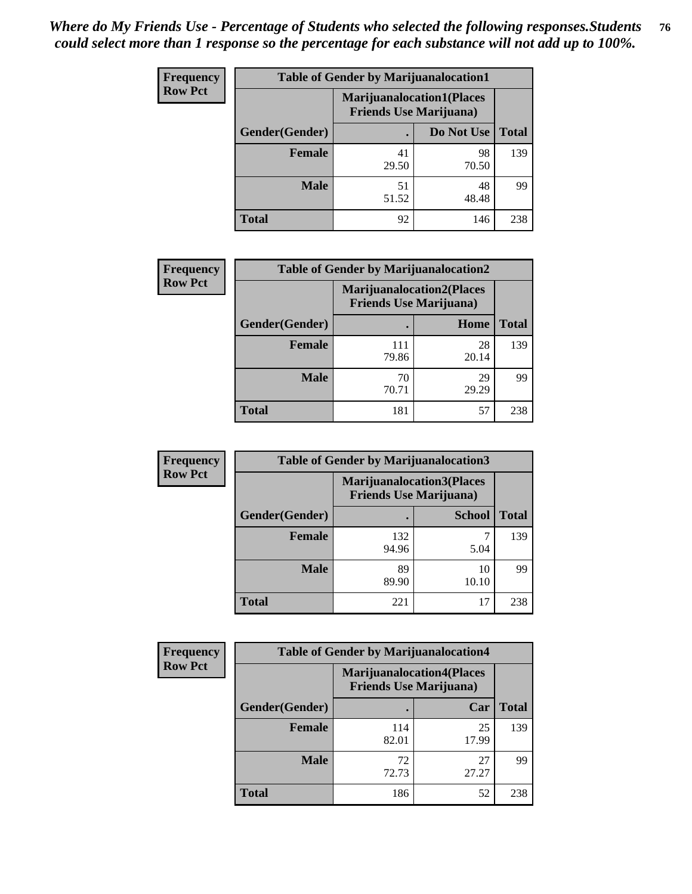*Where do My Friends Use - Percentage of Students who selected the following responses.Students could select more than 1 response so the percentage for each substance will not add up to 100%.*

**Frequency**
**Row Pct**

| Table of Gender by Marijuanalocation1 | | | |
|---|---|---|---|
| | Marijuanalocation1(Places Friends Use Marijuana) | | |
| Gender(Gender) | . | Do Not Use | Total |
| Female | 41<br>29.50 | 98<br>70.50 | 139 |
| Male | 51<br>51.52 | 48<br>48.48 | 99 |
| Total | 92 | 146 | 238 |

**Frequency**
**Row Pct**

| Table of Gender by Marijuanalocation2 | | | |
|---|---|---|---|
| | Marijuanalocation2(Places Friends Use Marijuana) | | |
| Gender(Gender) | . | Home | Total |
| Female | 111<br>79.86 | 28<br>20.14 | 139 |
| Male | 70<br>70.71 | 29<br>29.29 | 99 |
| Total | 181 | 57 | 238 |

**Frequency**
**Row Pct**

| Table of Gender by Marijuanalocation3 | | | |
|---|---|---|---|
| | Marijuanalocation3(Places Friends Use Marijuana) | | |
| Gender(Gender) | . | School | Total |
| Female | 132<br>94.96 | 7<br>5.04 | 139 |
| Male | 89<br>89.90 | 10<br>10.10 | 99 |
| Total | 221 | 17 | 238 |

**Frequency**
**Row Pct**

| Table of Gender by Marijuanalocation4 | | | |
|---|---|---|---|
| | Marijuanalocation4(Places Friends Use Marijuana) | | |
| Gender(Gender) | . | Car | Total |
| Female | 114<br>82.01 | 25<br>17.99 | 139 |
| Male | 72<br>72.73 | 27<br>27.27 | 99 |
| Total | 186 | 52 | 238 |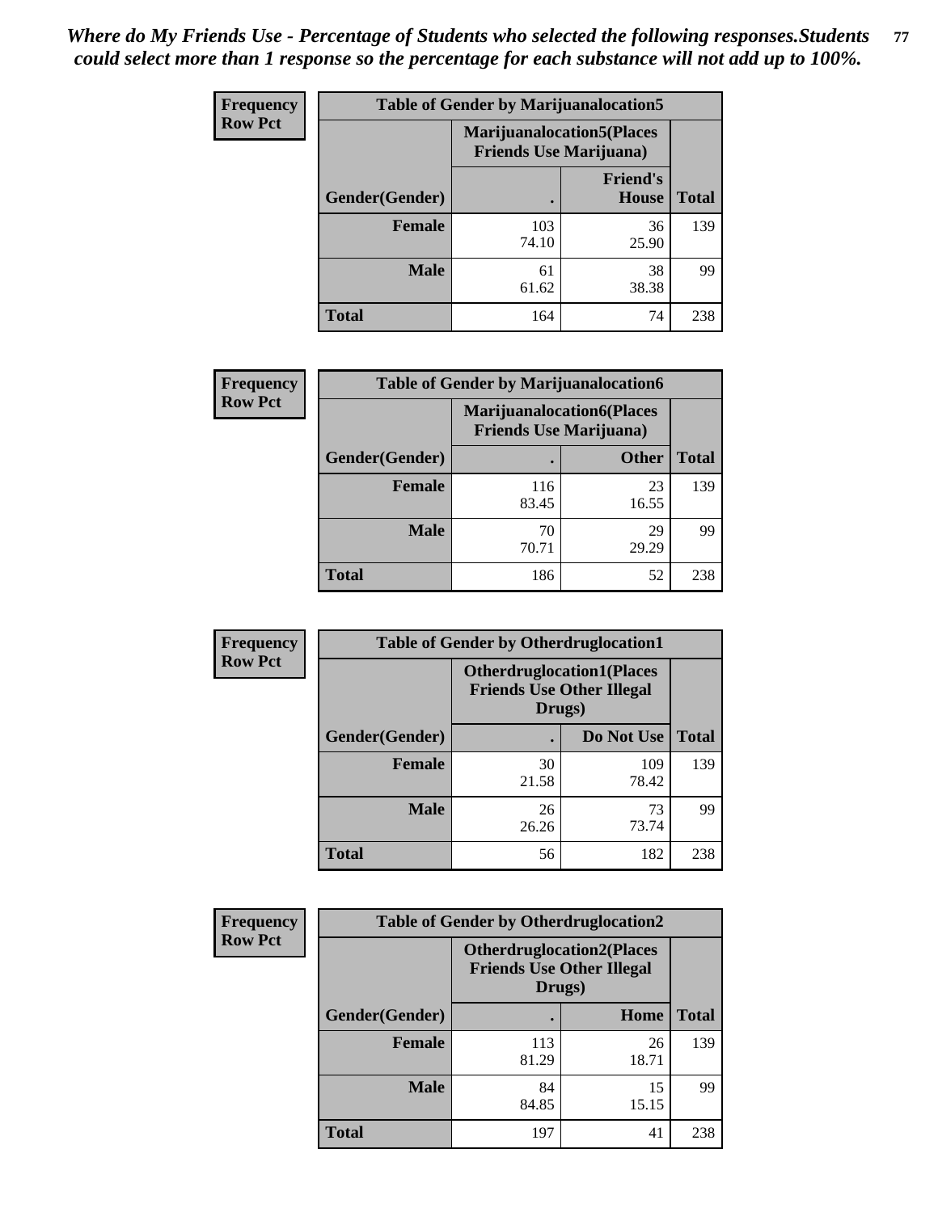*Where do My Friends Use - Percentage of Students who selected the following responses.Students could select more than 1 response so the percentage for each substance will not add up to 100%.*

**Frequency**
**Row Pct**

| Table of Gender by Marijuanalocation5 | | | |
|---|---|---|---|
| | Marijuanalocation5(Places Friends Use Marijuana) | | |
| Gender(Gender) | . | Friend's House | Total |
| **Female** | 103<br>74.10 | 36<br>25.90 | 139 |
| **Male** | 61<br>61.62 | 38<br>38.38 | 99 |
| **Total** | 164 | 74 | 238 |

**Frequency**
**Row Pct**

| Table of Gender by Marijuanalocation6 | | | |
|---|---|---|---|
| | Marijuanalocation6(Places Friends Use Marijuana) | | |
| Gender(Gender) | . | Other | Total |
| **Female** | 116<br>83.45 | 23<br>16.55 | 139 |
| **Male** | 70<br>70.71 | 29<br>29.29 | 99 |
| **Total** | 186 | 52 | 238 |

**Frequency**
**Row Pct**

| Table of Gender by Otherdruglocation1 | | | |
|---|---|---|---|
| | Otherdruglocation1(Places Friends Use Other Illegal Drugs) | | |
| Gender(Gender) | . | Do Not Use | Total |
| **Female** | 30<br>21.58 | 109<br>78.42 | 139 |
| **Male** | 26<br>26.26 | 73<br>73.74 | 99 |
| **Total** | 56 | 182 | 238 |

**Frequency**
**Row Pct**

| Table of Gender by Otherdruglocation2 | | | |
|---|---|---|---|
| | Otherdruglocation2(Places Friends Use Other Illegal Drugs) | | |
| Gender(Gender) | . | Home | Total |
| **Female** | 113<br>81.29 | 26<br>18.71 | 139 |
| **Male** | 84<br>84.85 | 15<br>15.15 | 99 |
| **Total** | 197 | 41 | 238 |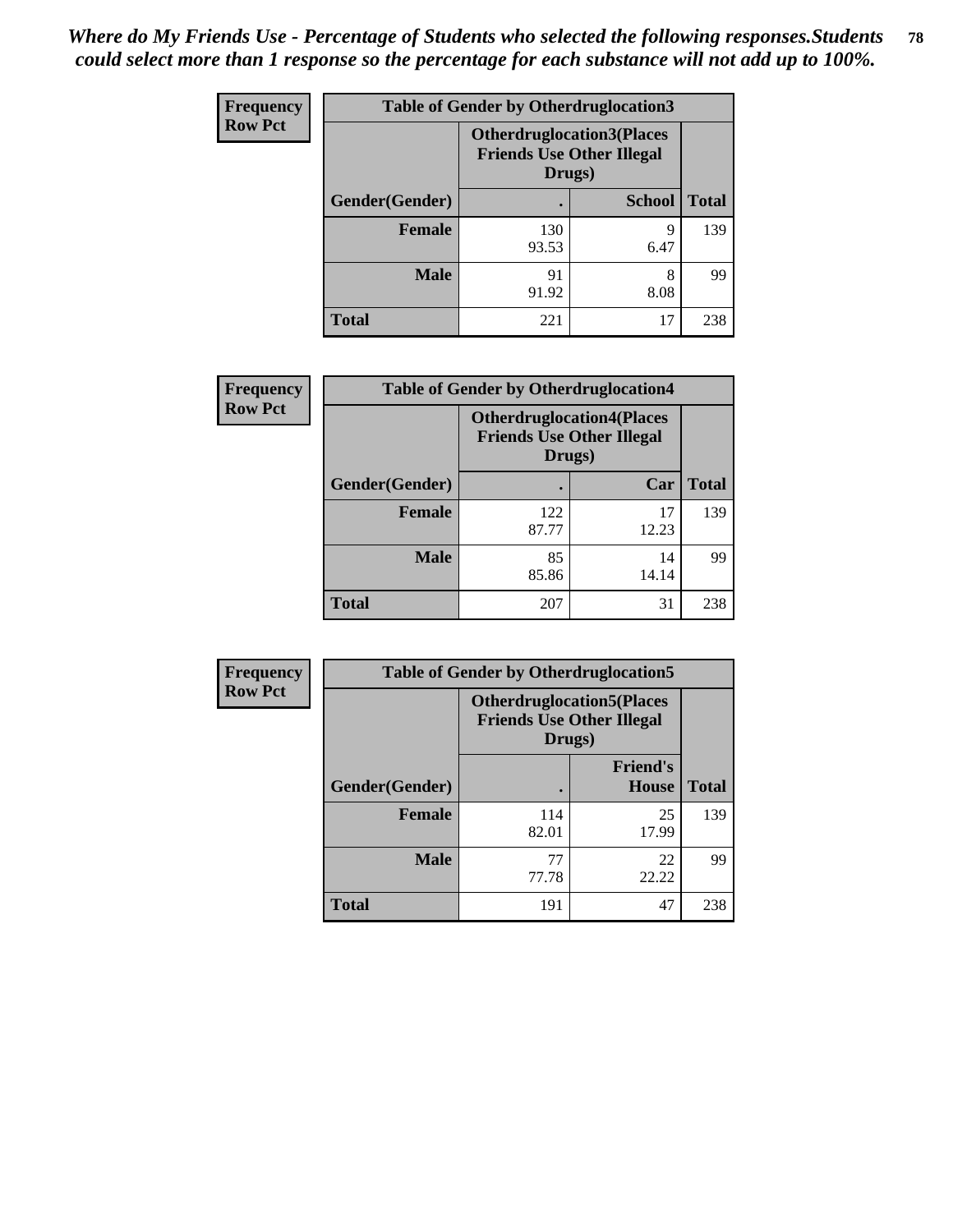*Where do My Friends Use - Percentage of Students who selected the following responses.Students could select more than 1 response so the percentage for each substance will not add up to 100%.*

**Frequency Row Pct**

| Table of Gender by Otherdruglocation3 | | | |
|---|---|---|---|
| | Otherdruglocation3(Places Friends Use Other Illegal Drugs) | | |
| Gender(Gender) | . | School | Total |
| Female | 130<br>93.53 | 9<br>6.47 | 139 |
| Male | 91<br>91.92 | 8<br>8.08 | 99 |
| Total | 221 | 17 | 238 |

**Frequency Row Pct**

| Table of Gender by Otherdruglocation4 | | | |
|---|---|---|---|
| | Otherdruglocation4(Places Friends Use Other Illegal Drugs) | | |
| Gender(Gender) | . | Car | Total |
| Female | 122<br>87.77 | 17<br>12.23 | 139 |
| Male | 85<br>85.86 | 14<br>14.14 | 99 |
| Total | 207 | 31 | 238 |

**Frequency Row Pct**

| Table of Gender by Otherdruglocation5 | | | |
|---|---|---|---|
| | Otherdruglocation5(Places Friends Use Other Illegal Drugs) | | |
| Gender(Gender) | . | Friend's House | Total |
| Female | 114<br>82.01 | 25<br>17.99 | 139 |
| Male | 77<br>77.78 | 22<br>22.22 | 99 |
| Total | 191 | 47 | 238 |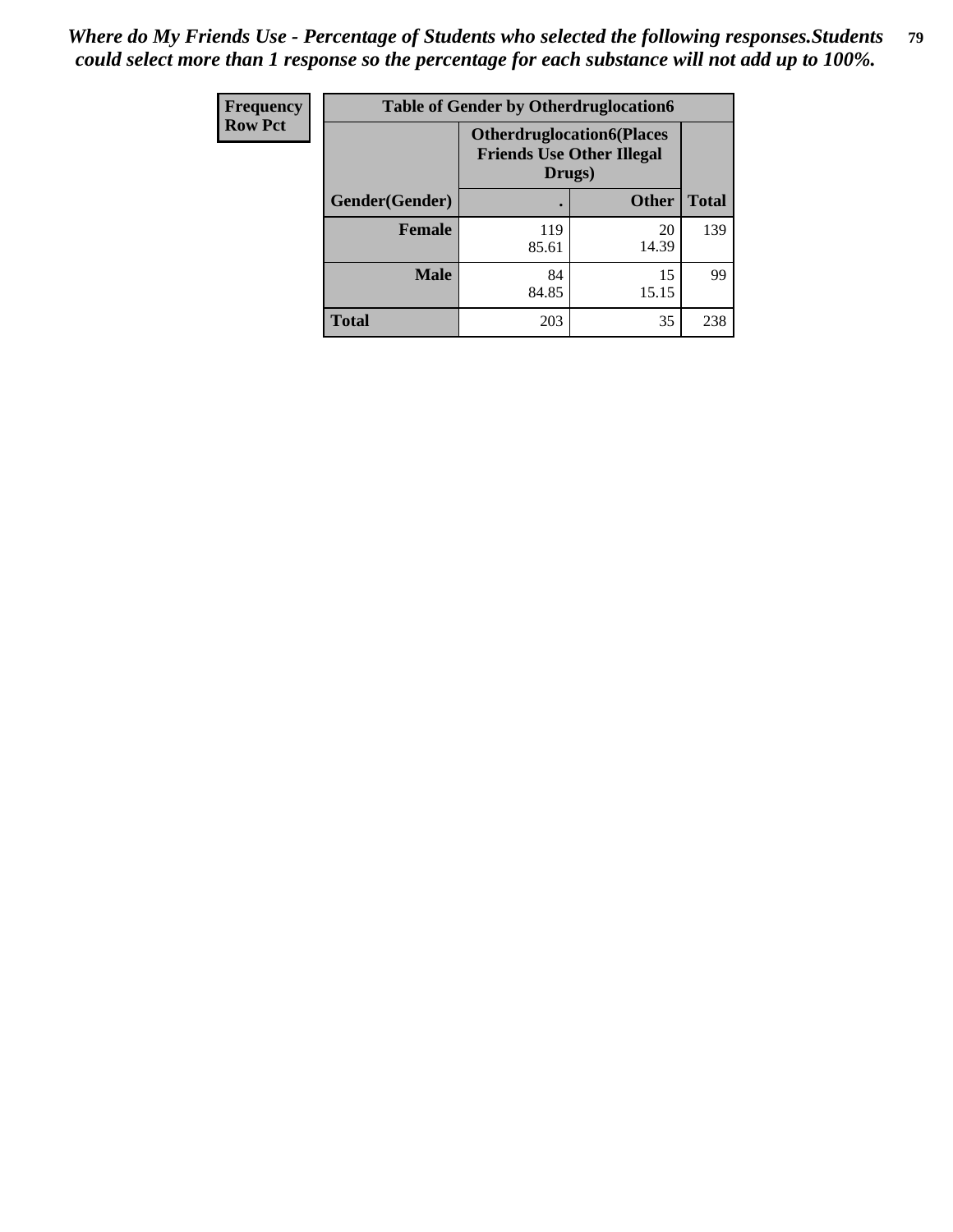*Where do My Friends Use - Percentage of Students who selected the following responses.Students could select more than 1 response so the percentage for each substance will not add up to 100%.*

| Frequency<br>Row Pct | Table of Gender by Otherdruglocation6 | | |
|---|---|---|---|
| | Otherdruglocation6(Places Friends Use Other Illegal Drugs) | | |
| Gender(Gender) | . | Other | Total |
| Female | 119<br>85.61 | 20<br>14.39 | 139 |
| Male | 84<br>84.85 | 15<br>15.15 | 99 |
| Total | 203 | 35 | 238 |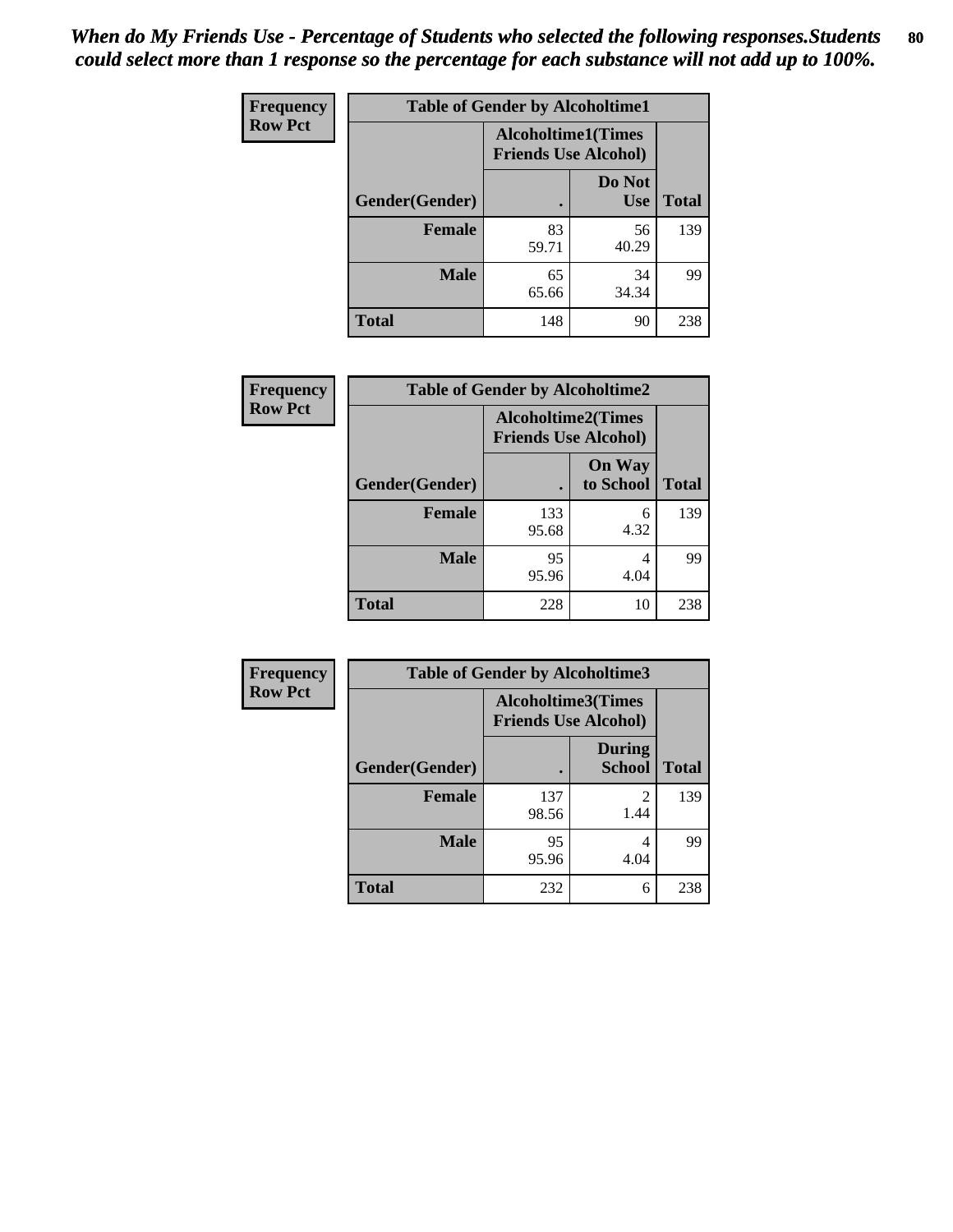*When do My Friends Use - Percentage of Students who selected the following responses.Students could select more than 1 response so the percentage for each substance will not add up to 100%.*

| Frequency Row Pct | Table of Gender by Alcoholtime1 | | |
|---|---|---|---|
| | Alcoholtime1(Times Friends Use Alcohol) | | |
| Gender(Gender) | . | Do Not Use | Total |
| **Female** | 83<br>59.71 | 56<br>40.29 | 139 |
| **Male** | 65<br>65.66 | 34<br>34.34 | 99 |
| **Total** | 148 | 90 | 238 |

| Frequency Row Pct | Table of Gender by Alcoholtime2 | | |
|---|---|---|---|
| | Alcoholtime2(Times Friends Use Alcohol) | | |
| Gender(Gender) | . | On Way to School | Total |
| **Female** | 133<br>95.68 | 6<br>4.32 | 139 |
| **Male** | 95<br>95.96 | 4<br>4.04 | 99 |
| **Total** | 228 | 10 | 238 |

| Frequency Row Pct | Table of Gender by Alcoholtime3 | | |
|---|---|---|---|
| | Alcoholtime3(Times Friends Use Alcohol) | | |
| Gender(Gender) | . | During School | Total |
| **Female** | 137<br>98.56 | 2<br>1.44 | 139 |
| **Male** | 95<br>95.96 | 4<br>4.04 | 99 |
| **Total** | 232 | 6 | 238 |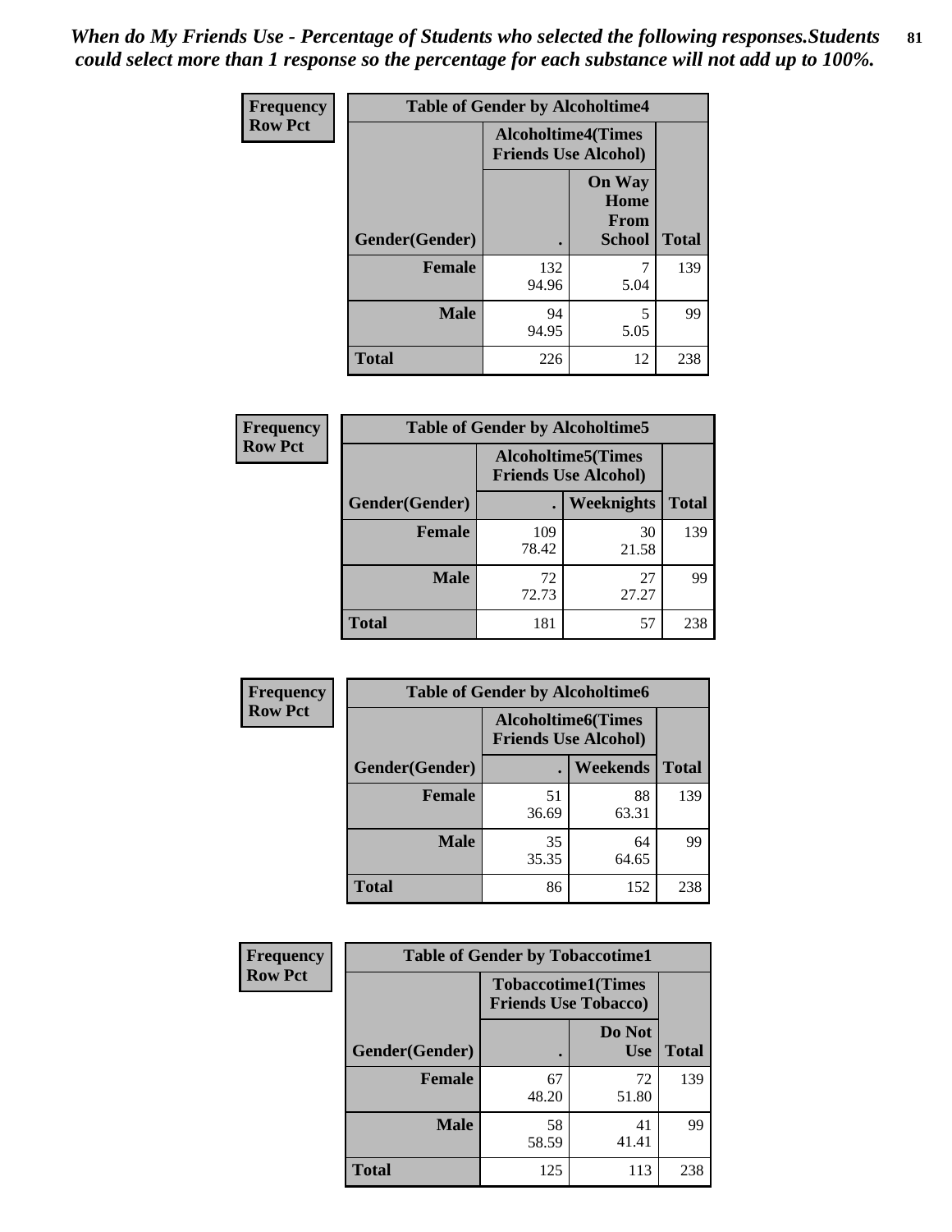*When do My Friends Use - Percentage of Students who selected the following responses.Students could select more than 1 response so the percentage for each substance will not add up to 100%.*

**Frequency Row Pct**

| Table of Gender by Alcoholtime4 | | | |
|---|---|---|---|
| | Alcoholtime4(Times Friends Use Alcohol) | | |
| Gender(Gender) | . | On Way Home From School | Total |
| **Female** | 132<br>94.96 | 7<br>5.04 | 139 |
| **Male** | 94<br>94.95 | 5<br>5.05 | 99 |
| **Total** | 226 | 12 | 238 |

**Frequency Row Pct**

| Table of Gender by Alcoholtime5 | | | |
|---|---|---|---|
| | Alcoholtime5(Times Friends Use Alcohol) | | |
| Gender(Gender) | . | Weeknights | Total |
| **Female** | 109<br>78.42 | 30<br>21.58 | 139 |
| **Male** | 72<br>72.73 | 27<br>27.27 | 99 |
| **Total** | 181 | 57 | 238 |

**Frequency Row Pct**

| Table of Gender by Alcoholtime6 | | | |
|---|---|---|---|
| | Alcoholtime6(Times Friends Use Alcohol) | | |
| Gender(Gender) | . | Weekends | Total |
| **Female** | 51<br>36.69 | 88<br>63.31 | 139 |
| **Male** | 35<br>35.35 | 64<br>64.65 | 99 |
| **Total** | 86 | 152 | 238 |

**Frequency Row Pct**

| Table of Gender by Tobaccotime1 | | | |
|---|---|---|---|
| | Tobaccotime1(Times Friends Use Tobacco) | | |
| Gender(Gender) | . | Do Not Use | Total |
| **Female** | 67<br>48.20 | 72<br>51.80 | 139 |
| **Male** | 58<br>58.59 | 41<br>41.41 | 99 |
| **Total** | 125 | 113 | 238 |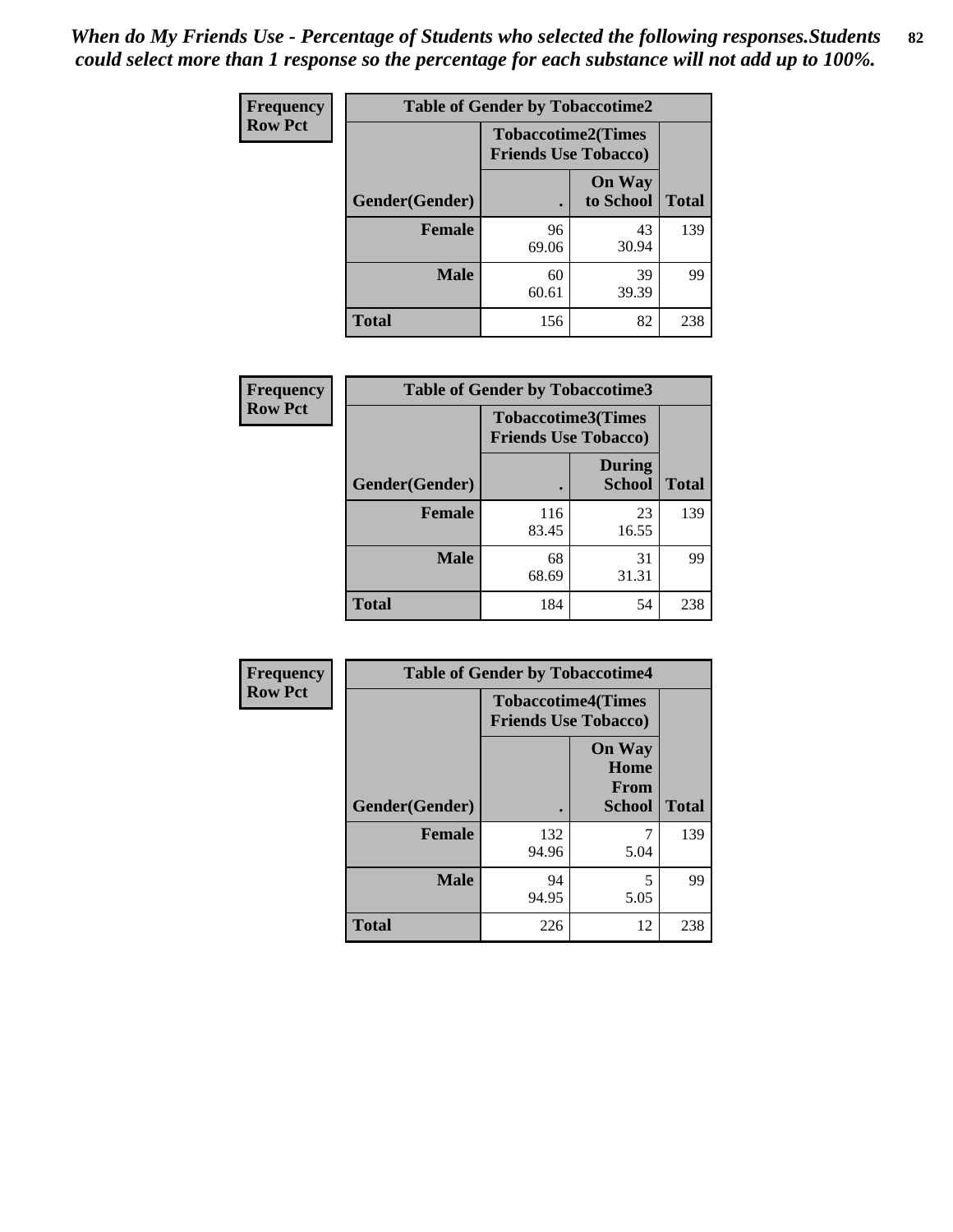*When do My Friends Use - Percentage of Students who selected the following responses.Students could select more than 1 response so the percentage for each substance will not add up to 100%.*

**Frequency**
**Row Pct**

| Table of Gender by Tobaccotime2 | | | |
|---|---|---|---|
| | Tobaccotime2(Times Friends Use Tobacco) | | |
| Gender(Gender) | . | On Way to School | Total |
| **Female** | 96<br>69.06 | 43<br>30.94 | 139 |
| **Male** | 60<br>60.61 | 39<br>39.39 | 99 |
| **Total** | 156 | 82 | 238 |

**Frequency**
**Row Pct**

| Table of Gender by Tobaccotime3 | | | |
|---|---|---|---|
| | Tobaccotime3(Times Friends Use Tobacco) | | |
| Gender(Gender) | . | During School | Total |
| **Female** | 116<br>83.45 | 23<br>16.55 | 139 |
| **Male** | 68<br>68.69 | 31<br>31.31 | 99 |
| **Total** | 184 | 54 | 238 |

**Frequency**
**Row Pct**

| Table of Gender by Tobaccotime4 | | | |
|---|---|---|---|
| | Tobaccotime4(Times Friends Use Tobacco) | | |
| Gender(Gender) | . | On Way Home From School | Total |
| **Female** | 132<br>94.96 | 7<br>5.04 | 139 |
| **Male** | 94<br>94.95 | 5<br>5.05 | 99 |
| **Total** | 226 | 12 | 238 |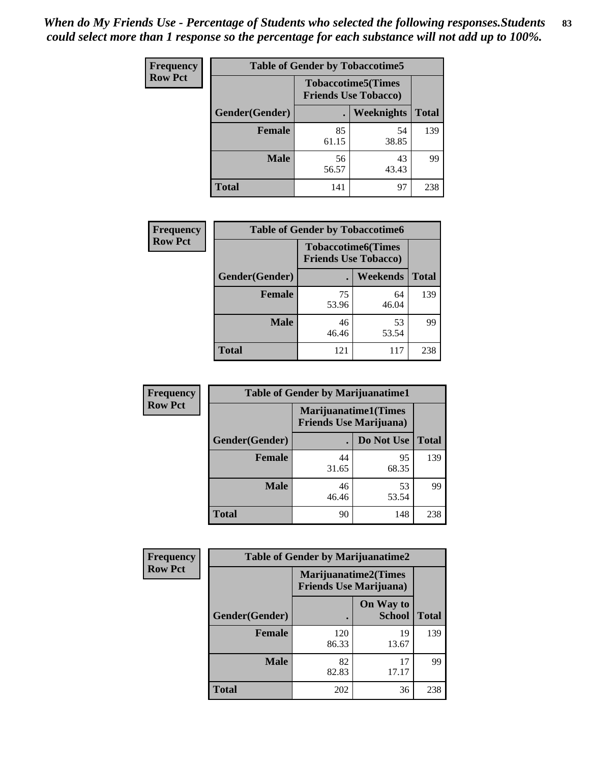*When do My Friends Use - Percentage of Students who selected the following responses.Students could select more than 1 response so the percentage for each substance will not add up to 100%.*

**Frequency**
**Row Pct**

| Table of Gender by Tobaccotime5 | | | |
|---|---|---|---|
| | Tobaccotime5(Times Friends Use Tobacco) | | |
| Gender(Gender) | . | Weeknights | Total |
| **Female** | 85<br>61.15 | 54<br>38.85 | 139 |
| **Male** | 56<br>56.57 | 43<br>43.43 | 99 |
| **Total** | 141 | 97 | 238 |

**Frequency**
**Row Pct**

| Table of Gender by Tobaccotime6 | | | |
|---|---|---|---|
| | Tobaccotime6(Times Friends Use Tobacco) | | |
| Gender(Gender) | . | Weekends | Total |
| **Female** | 75<br>53.96 | 64<br>46.04 | 139 |
| **Male** | 46<br>46.46 | 53<br>53.54 | 99 |
| **Total** | 121 | 117 | 238 |

**Frequency**
**Row Pct**

| Table of Gender by Marijuanatime1 | | | |
|---|---|---|---|
| | Marijuanatime1(Times Friends Use Marijuana) | | |
| Gender(Gender) | . | Do Not Use | Total |
| **Female** | 44<br>31.65 | 95<br>68.35 | 139 |
| **Male** | 46<br>46.46 | 53<br>53.54 | 99 |
| **Total** | 90 | 148 | 238 |

**Frequency**
**Row Pct**

| Table of Gender by Marijuanatime2 | | | |
|---|---|---|---|
| | Marijuanatime2(Times Friends Use Marijuana) | | |
| Gender(Gender) | . | On Way to School | Total |
| **Female** | 120<br>86.33 | 19<br>13.67 | 139 |
| **Male** | 82<br>82.83 | 17<br>17.17 | 99 |
| **Total** | 202 | 36 | 238 |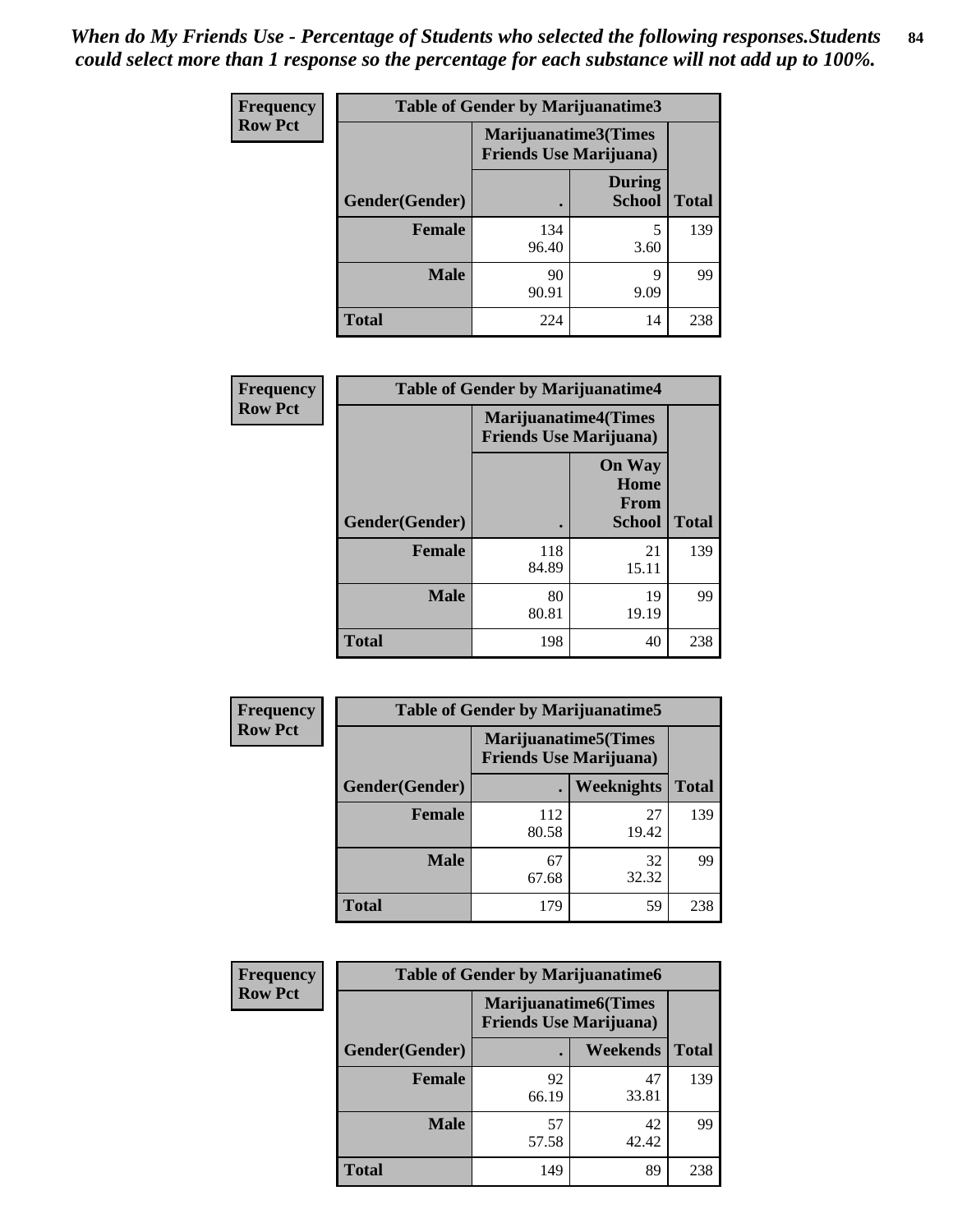*When do My Friends Use - Percentage of Students who selected the following responses.Students could select more than 1 response so the percentage for each substance will not add up to 100%.*

**Frequency**
**Row Pct**

| Table of Gender by Marijuanatime3 | | | |
|---|---|---|---|
| | Marijuanatime3(Times Friends Use Marijuana) | | |
| Gender(Gender) | . | During School | Total |
| Female | 134<br>96.40 | 5<br>3.60 | 139 |
| Male | 90<br>90.91 | 9<br>9.09 | 99 |
| Total | 224 | 14 | 238 |

**Frequency**
**Row Pct**

| Table of Gender by Marijuanatime4 | | | |
|---|---|---|---|
| | Marijuanatime4(Times Friends Use Marijuana) | | |
| Gender(Gender) | . | On Way Home From School | Total |
| Female | 118<br>84.89 | 21<br>15.11 | 139 |
| Male | 80<br>80.81 | 19<br>19.19 | 99 |
| Total | 198 | 40 | 238 |

**Frequency**
**Row Pct**

| Table of Gender by Marijuanatime5 | | | |
|---|---|---|---|
| | Marijuanatime5(Times Friends Use Marijuana) | | |
| Gender(Gender) | . | Weeknights | Total |
| Female | 112<br>80.58 | 27<br>19.42 | 139 |
| Male | 67<br>67.68 | 32<br>32.32 | 99 |
| Total | 179 | 59 | 238 |

**Frequency**
**Row Pct**

| Table of Gender by Marijuanatime6 | | | |
|---|---|---|---|
| | Marijuanatime6(Times Friends Use Marijuana) | | |
| Gender(Gender) | . | Weekends | Total |
| Female | 92<br>66.19 | 47<br>33.81 | 139 |
| Male | 57<br>57.58 | 42<br>42.42 | 99 |
| Total | 149 | 89 | 238 |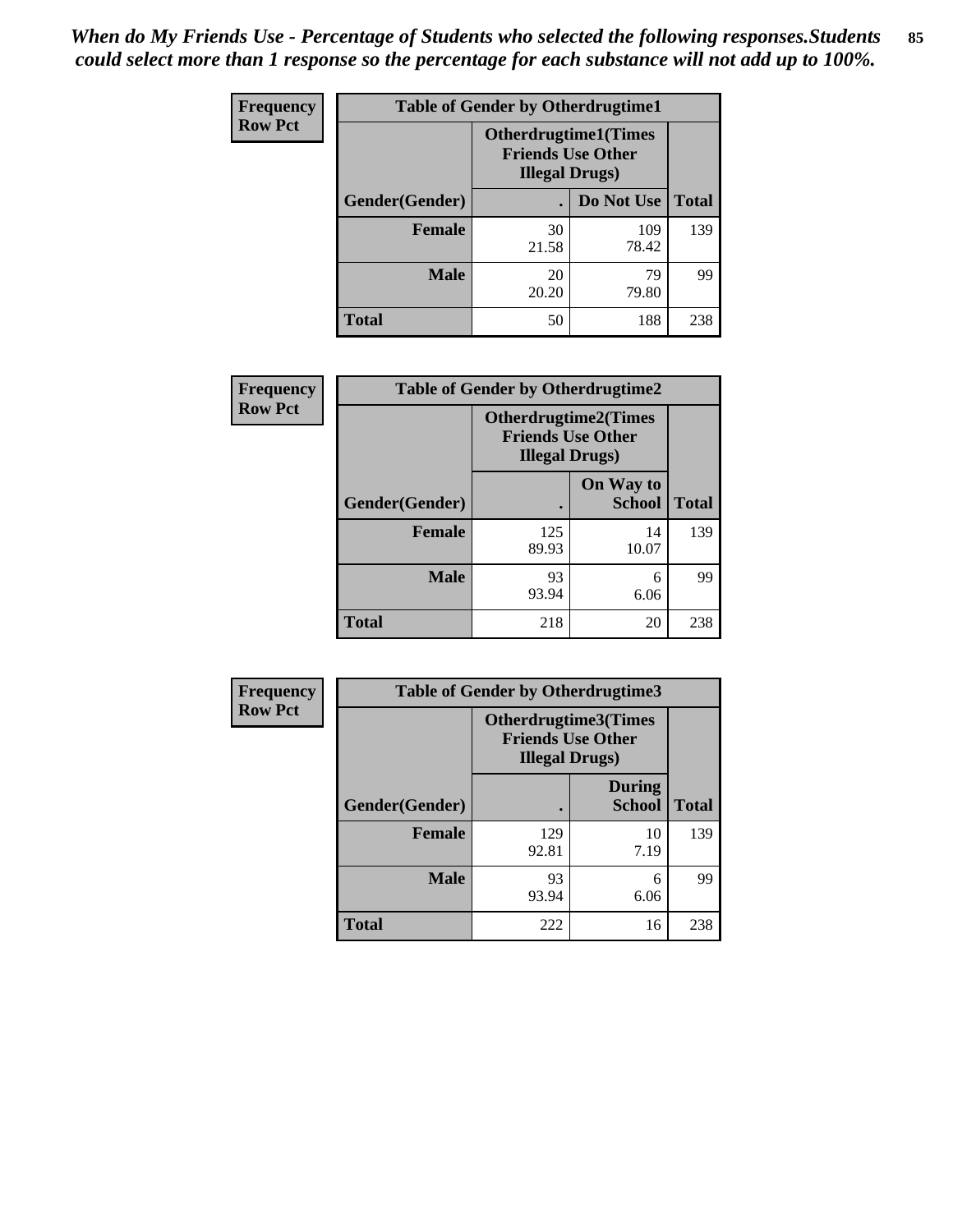*When do My Friends Use - Percentage of Students who selected the following responses.Students could select more than 1 response so the percentage for each substance will not add up to 100%.*

**Frequency**
**Row Pct**

| Table of Gender by Otherdrugtime1 | | | |
|---|---|---|---|
| | Otherdrugtime1(Times Friends Use Other Illegal Drugs) | | |
| Gender(Gender) | . | Do Not Use | Total |
| **Female** | 30<br>21.58 | 109<br>78.42 | 139 |
| **Male** | 20<br>20.20 | 79<br>79.80 | 99 |
| **Total** | 50 | 188 | 238 |

**Frequency**
**Row Pct**

| Table of Gender by Otherdrugtime2 | | | |
|---|---|---|---|
| | Otherdrugtime2(Times Friends Use Other Illegal Drugs) | | |
| Gender(Gender) | . | On Way to School | Total |
| **Female** | 125<br>89.93 | 14<br>10.07 | 139 |
| **Male** | 93<br>93.94 | 6<br>6.06 | 99 |
| **Total** | 218 | 20 | 238 |

**Frequency**
**Row Pct**

| Table of Gender by Otherdrugtime3 | | | |
|---|---|---|---|
| | Otherdrugtime3(Times Friends Use Other Illegal Drugs) | | |
| Gender(Gender) | . | During School | Total |
| **Female** | 129<br>92.81 | 10<br>7.19 | 139 |
| **Male** | 93<br>93.94 | 6<br>6.06 | 99 |
| **Total** | 222 | 16 | 238 |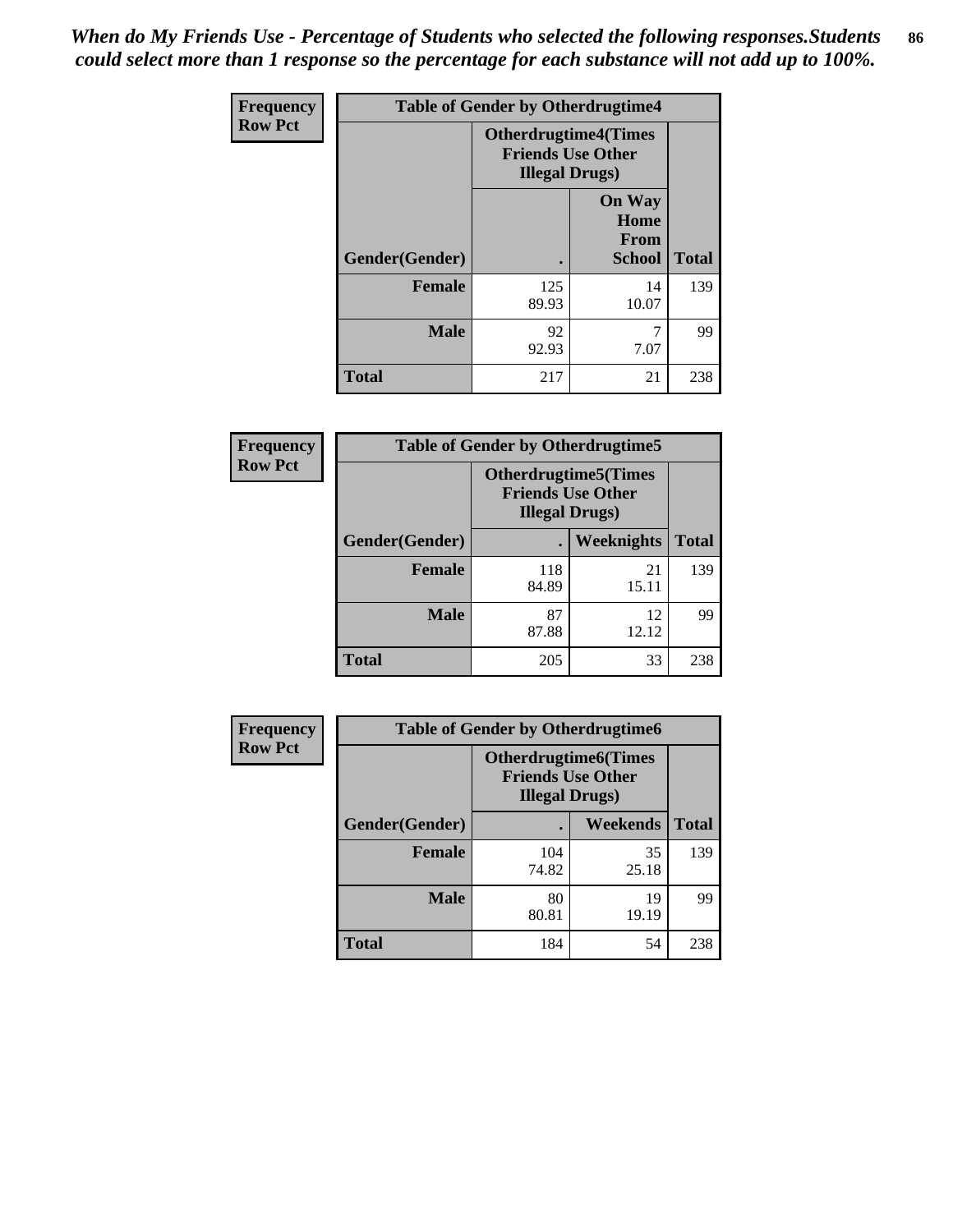*When do My Friends Use - Percentage of Students who selected the following responses.Students could select more than 1 response so the percentage for each substance will not add up to 100%.*

**Frequency**
**Row Pct**

| Table of Gender by Otherdrugtime4 | | | |
|---|---|---|---|
| | Otherdrugtime4(Times Friends Use Other Illegal Drugs) | | |
| Gender(Gender) | . | On Way Home From School | Total |
| Female | 125<br>89.93 | 14<br>10.07 | 139 |
| Male | 92<br>92.93 | 7<br>7.07 | 99 |
| Total | 217 | 21 | 238 |

**Frequency**
**Row Pct**

| Table of Gender by Otherdrugtime5 | | | |
|---|---|---|---|
| | Otherdrugtime5(Times Friends Use Other Illegal Drugs) | | |
| Gender(Gender) | . | Weeknights | Total |
| Female | 118<br>84.89 | 21<br>15.11 | 139 |
| Male | 87<br>87.88 | 12<br>12.12 | 99 |
| Total | 205 | 33 | 238 |

**Frequency**
**Row Pct**

| Table of Gender by Otherdrugtime6 | | | |
|---|---|---|---|
| | Otherdrugtime6(Times Friends Use Other Illegal Drugs) | | |
| Gender(Gender) | . | Weekends | Total |
| Female | 104<br>74.82 | 35<br>25.18 | 139 |
| Male | 80<br>80.81 | 19<br>19.19 | 99 |
| Total | 184 | 54 | 238 |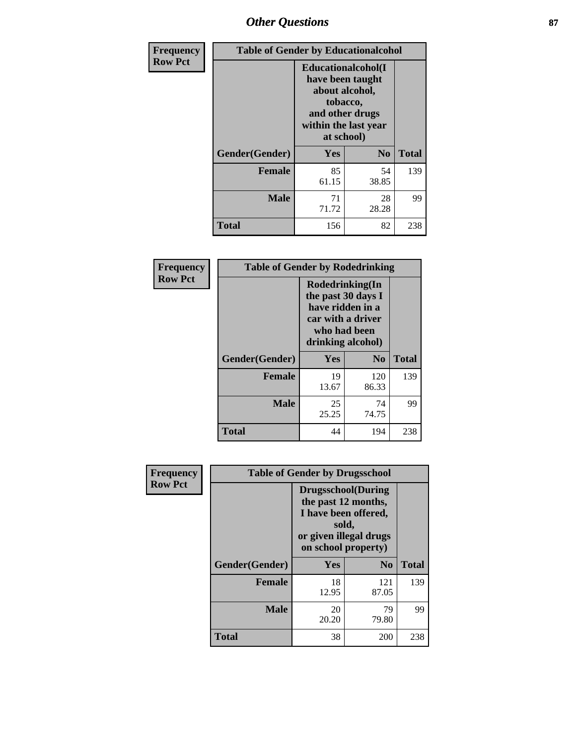## Other Questions

**Frequency Row Pct**

| Table of Gender by Educationalcohol | | | |
|---|---|---|---|
| | Educationalcohol(I have been taught about alcohol, tobacco, and other drugs within the last year at school) | | |
| Gender(Gender) | Yes | No | Total |
| Female | 85<br>61.15 | 54<br>38.85 | 139 |
| Male | 71<br>71.72 | 28<br>28.28 | 99 |
| Total | 156 | 82 | 238 |

**Frequency Row Pct**

| Table of Gender by Rodedrinking | | | |
|---|---|---|---|
| | Rodedrinking(In the past 30 days I have ridden in a car with a driver who had been drinking alcohol) | | |
| Gender(Gender) | Yes | No | Total |
| Female | 19<br>13.67 | 120<br>86.33 | 139 |
| Male | 25<br>25.25 | 74<br>74.75 | 99 |
| Total | 44 | 194 | 238 |

**Frequency Row Pct**

| Table of Gender by Drugsschool | | | |
|---|---|---|---|
| | Drugsschool(During the past 12 months, I have been offered, sold, or given illegal drugs on school property) | | |
| Gender(Gender) | Yes | No | Total |
| Female | 18<br>12.95 | 121<br>87.05 | 139 |
| Male | 20<br>20.20 | 79<br>79.80 | 99 |
| Total | 38 | 200 | 238 |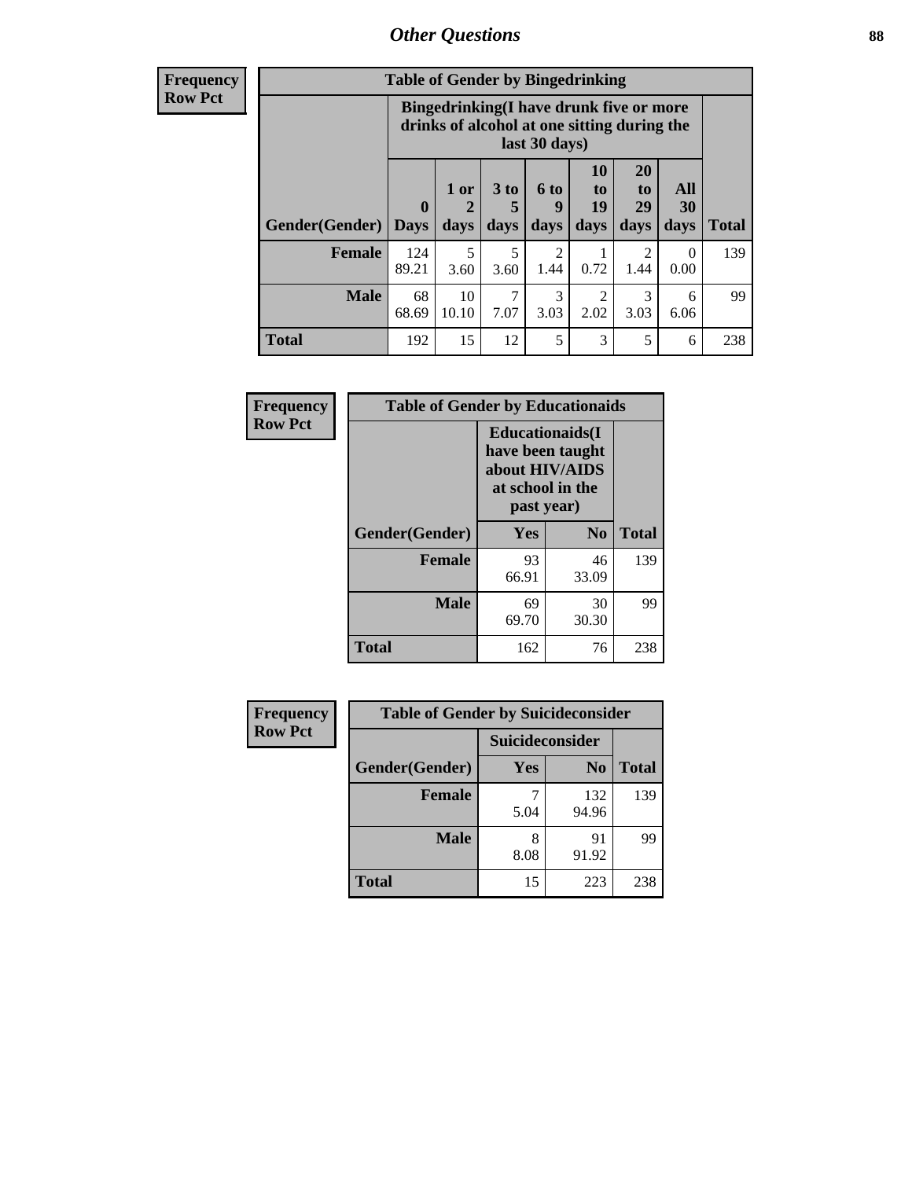# Other Questions

| Frequency Row Pct |
|---|

**Table of Gender by Bingedrinking**

| | Bingedrinking(I have drunk five or more drinks of alcohol at one sitting during the last 30 days) | | | | | | | |
|---|---|---|---|---|---|---|---|---|
| Gender(Gender) | 0 Days | 1 or 2 days | 3 to 5 days | 6 to 9 days | 10 to 19 days | 20 to 29 days | All 30 days | Total |
| **Female** | 124<br>89.21 | 5<br>3.60 | 5<br>3.60 | 2<br>1.44 | 1<br>0.72 | 2<br>1.44 | 0<br>0.00 | 139 |
| **Male** | 68<br>68.69 | 10<br>10.10 | 7<br>7.07 | 3<br>3.03 | 2<br>2.02 | 3<br>3.03 | 6<br>6.06 | 99 |
| **Total** | 192 | 15 | 12 | 5 | 3 | 5 | 6 | 238 |

| Frequency Row Pct |
|---|

**Table of Gender by Educationaids**

| | Educationaids(I have been taught about HIV/AIDS at school in the past year) | | |
|---|---|---|---|
| Gender(Gender) | Yes | No | Total |
| **Female** | 93<br>66.91 | 46<br>33.09 | 139 |
| **Male** | 69<br>69.70 | 30<br>30.30 | 99 |
| **Total** | 162 | 76 | 238 |

| Frequency Row Pct |
|---|

**Table of Gender by Suicideconsider**

| | Suicideconsider | | |
|---|---|---|---|
| Gender(Gender) | Yes | No | Total |
| **Female** | 7<br>5.04 | 132<br>94.96 | 139 |
| **Male** | 8<br>8.08 | 91<br>91.92 | 99 |
| **Total** | 15 | 223 | 238 |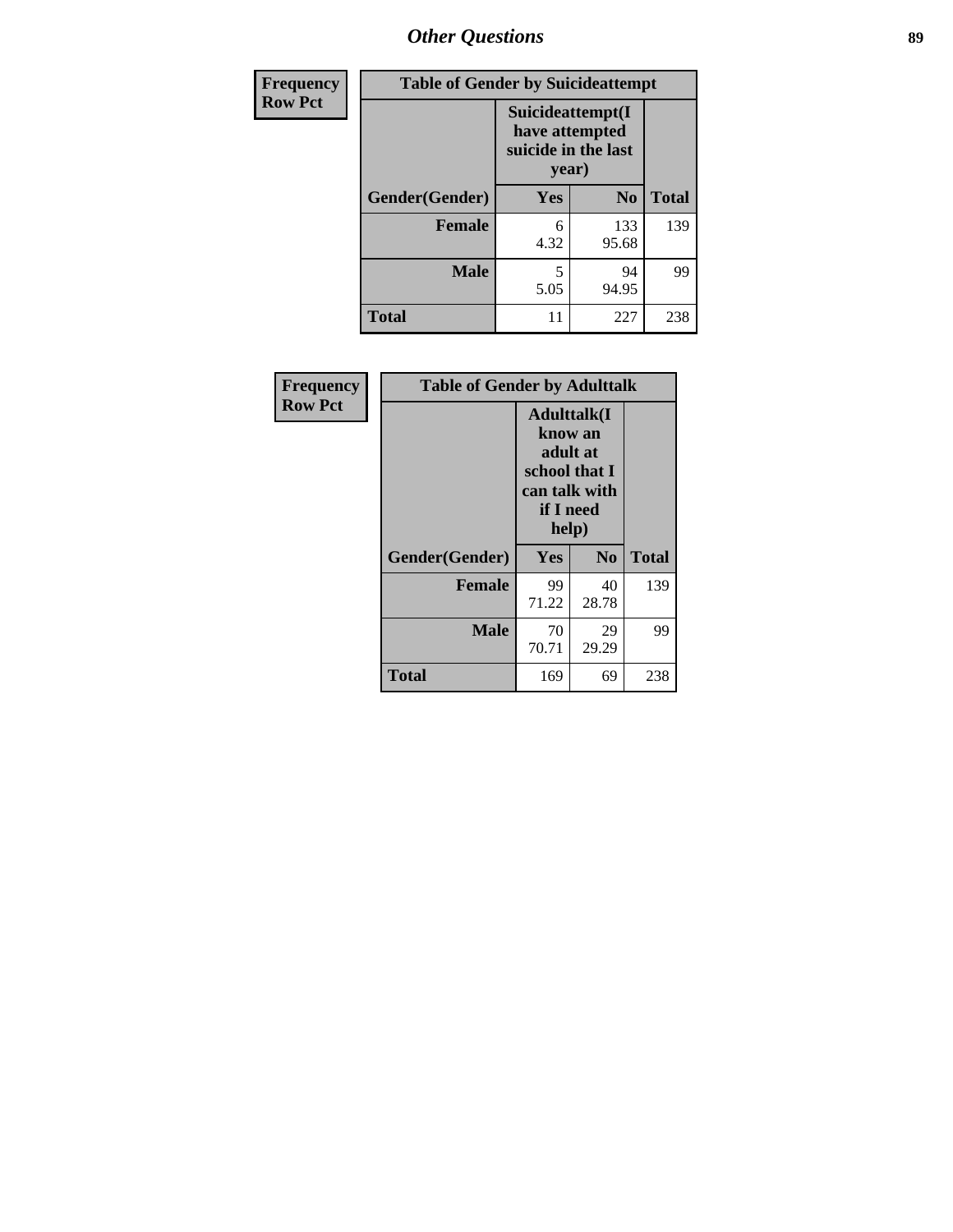# Other Questions

Frequency
Row Pct

**Table of Gender by Suicideattempt**

| Gender(Gender) | Suicideattempt(I have attempted suicide in the last year) Yes | No | Total |
|---|---|---|---|
| **Female** | 6<br>4.32 | 133<br>95.68 | 139 |
| **Male** | 5<br>5.05 | 94<br>94.95 | 99 |
| **Total** | 11 | 227 | 238 |

Frequency
Row Pct

**Table of Gender by Adulttalk**

| Gender(Gender) | Adulttalk(I know an adult at school that I can talk with if I need help) Yes | No | Total |
|---|---|---|---|
| **Female** | 99<br>71.22 | 40<br>28.78 | 139 |
| **Male** | 70<br>70.71 | 29<br>29.29 | 99 |
| **Total** | 169 | 69 | 238 |